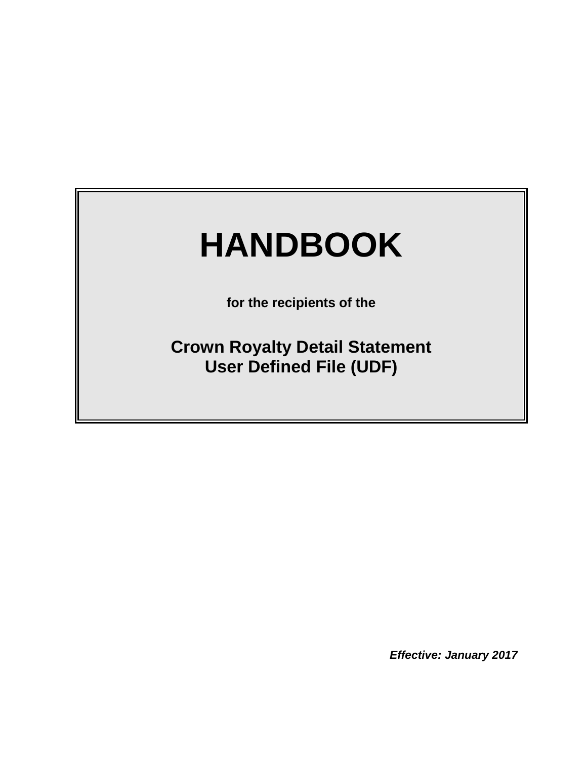# HANDBOOK

**for the recipients of the**

## Crown Royalty Detail Statement User Defined File (UDF)

***Effective: January 2017***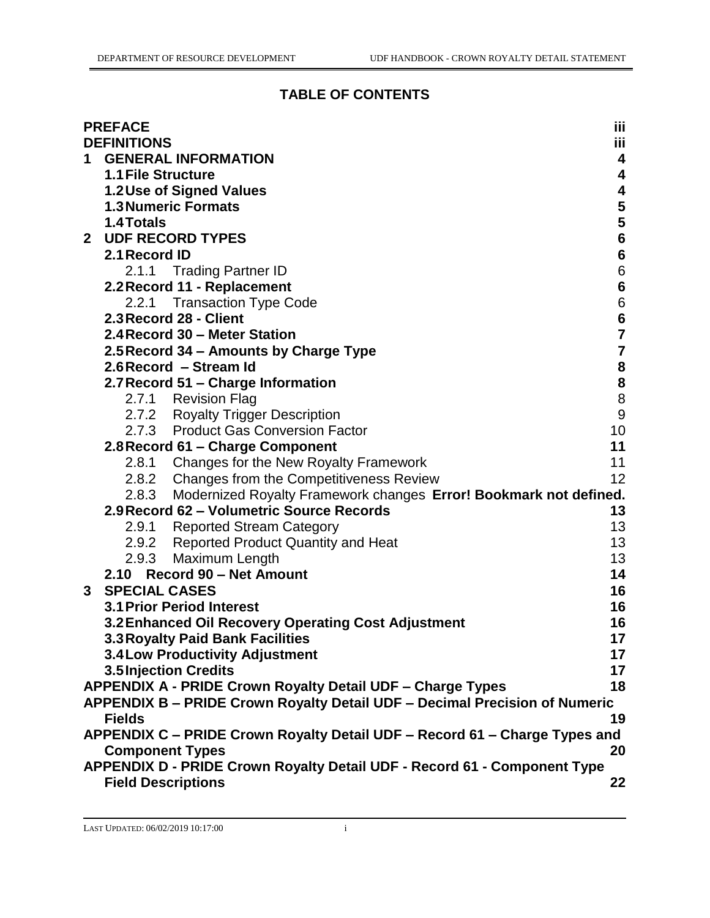## TABLE OF CONTENTS

| | |
|---|---|
| **PREFACE** | **iii** |
| **DEFINITIONS** | **iii** |
| **1 GENERAL INFORMATION** | **4** |
| **1.1 File Structure** | **4** |
| **1.2 Use of Signed Values** | **4** |
| **1.3 Numeric Formats** | **5** |
| **1.4 Totals** | **5** |
| **2 UDF RECORD TYPES** | **6** |
| **2.1 Record ID** | **6** |
| 2.1.1 Trading Partner ID | 6 |
| **2.2 Record 11 - Replacement** | **6** |
| 2.2.1 Transaction Type Code | 6 |
| **2.3 Record 28 - Client** | **6** |
| **2.4 Record 30 – Meter Station** | **7** |
| **2.5 Record 34 – Amounts by Charge Type** | **7** |
| **2.6 Record – Stream Id** | **8** |
| **2.7 Record 51 – Charge Information** | **8** |
| 2.7.1 Revision Flag | 8 |
| 2.7.2 Royalty Trigger Description | 9 |
| 2.7.3 Product Gas Conversion Factor | 10 |
| **2.8 Record 61 – Charge Component** | **11** |
| 2.8.1 Changes for the New Royalty Framework | 11 |
| 2.8.2 Changes from the Competitiveness Review | 12 |
| 2.8.3 Modernized Royalty Framework changes | **Error! Bookmark not defined.** |
| **2.9 Record 62 – Volumetric Source Records** | **13** |
| 2.9.1 Reported Stream Category | 13 |
| 2.9.2 Reported Product Quantity and Heat | 13 |
| 2.9.3 Maximum Length | 13 |
| **2.10 Record 90 – Net Amount** | **14** |
| **3 SPECIAL CASES** | **16** |
| **3.1 Prior Period Interest** | **16** |
| **3.2 Enhanced Oil Recovery Operating Cost Adjustment** | **16** |
| **3.3 Royalty Paid Bank Facilities** | **17** |
| **3.4 Low Productivity Adjustment** | **17** |
| **3.5 Injection Credits** | **17** |
| **APPENDIX A - PRIDE Crown Royalty Detail UDF – Charge Types** | **18** |
| **APPENDIX B – PRIDE Crown Royalty Detail UDF – Decimal Precision of Numeric Fields** | **19** |
| **APPENDIX C – PRIDE Crown Royalty Detail UDF – Record 61 – Charge Types and Component Types** | **20** |
| **APPENDIX D - PRIDE Crown Royalty Detail UDF - Record 61 - Component Type Field Descriptions** | **22** |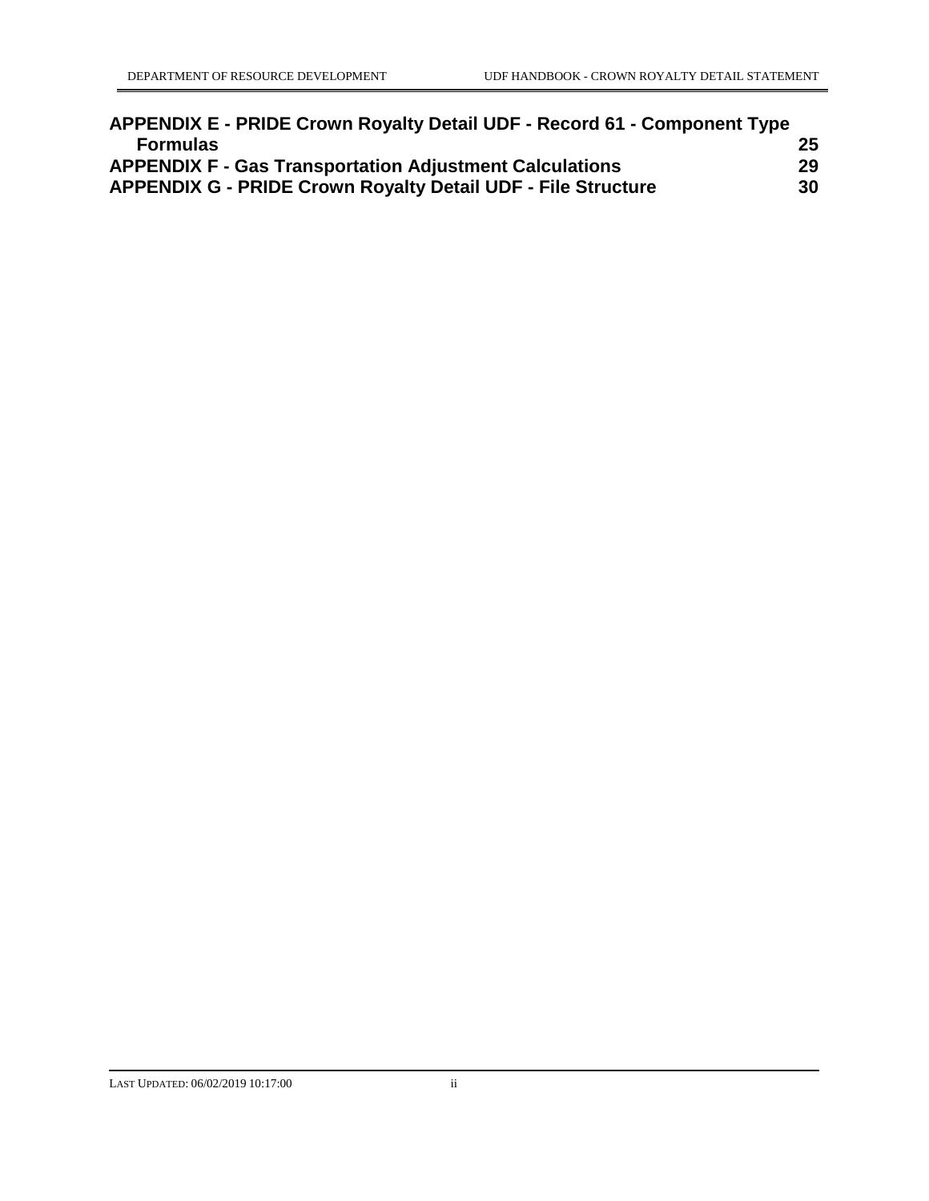**APPENDIX E - PRIDE Crown Royalty Detail UDF - Record 61 - Component Type Formulas** 25

**APPENDIX F - Gas Transportation Adjustment Calculations** 29

**APPENDIX G - PRIDE Crown Royalty Detail UDF - File Structure** 30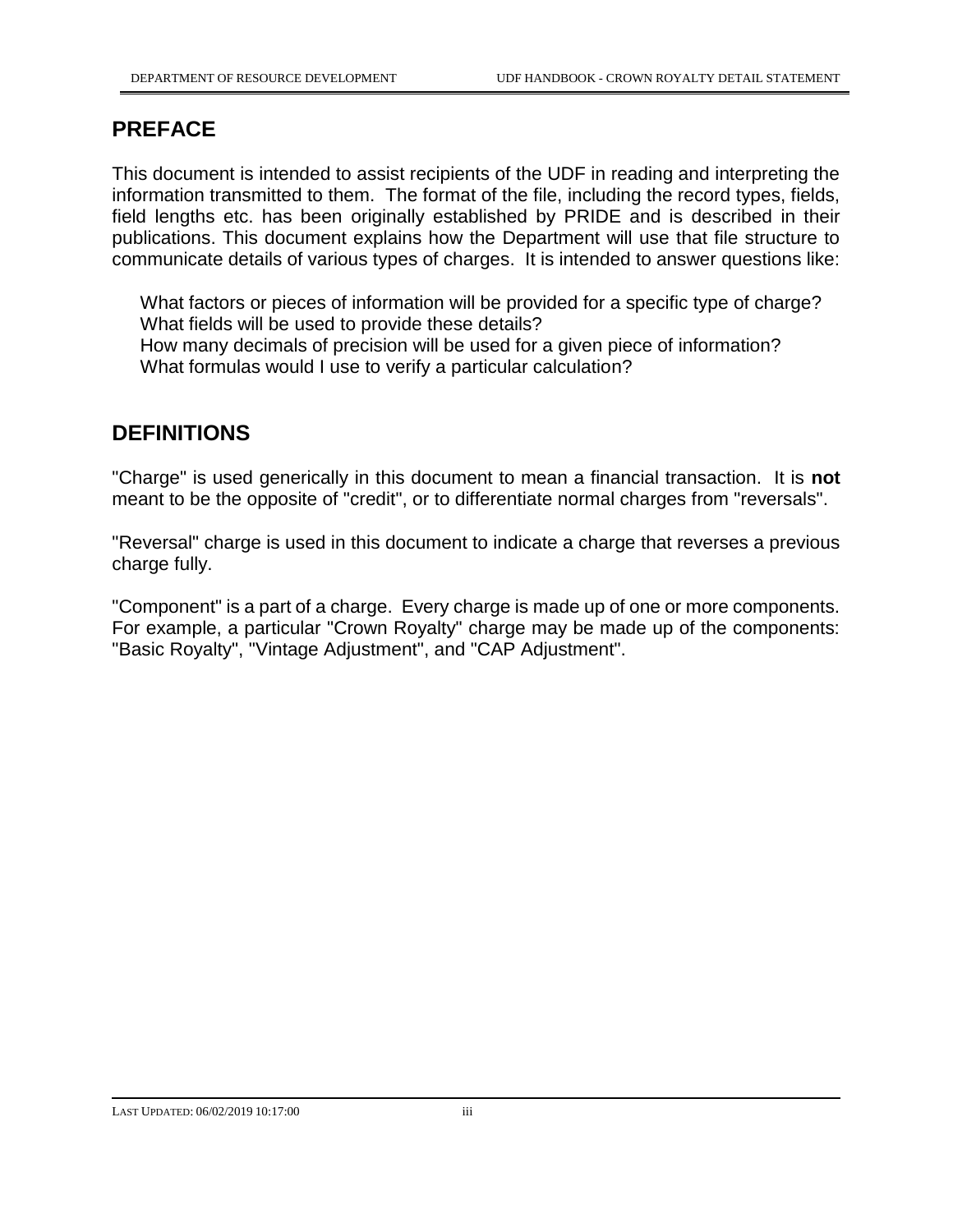## PREFACE

This document is intended to assist recipients of the UDF in reading and interpreting the information transmitted to them. The format of the file, including the record types, fields, field lengths etc. has been originally established by PRIDE and is described in their publications. This document explains how the Department will use that file structure to communicate details of various types of charges. It is intended to answer questions like:

What factors or pieces of information will be provided for a specific type of charge?
What fields will be used to provide these details?
How many decimals of precision will be used for a given piece of information?
What formulas would I use to verify a particular calculation?

## DEFINITIONS

"Charge" is used generically in this document to mean a financial transaction. It is **not** meant to be the opposite of "credit", or to differentiate normal charges from "reversals".

"Reversal" charge is used in this document to indicate a charge that reverses a previous charge fully.

"Component" is a part of a charge. Every charge is made up of one or more components. For example, a particular "Crown Royalty" charge may be made up of the components: "Basic Royalty", "Vintage Adjustment", and "CAP Adjustment".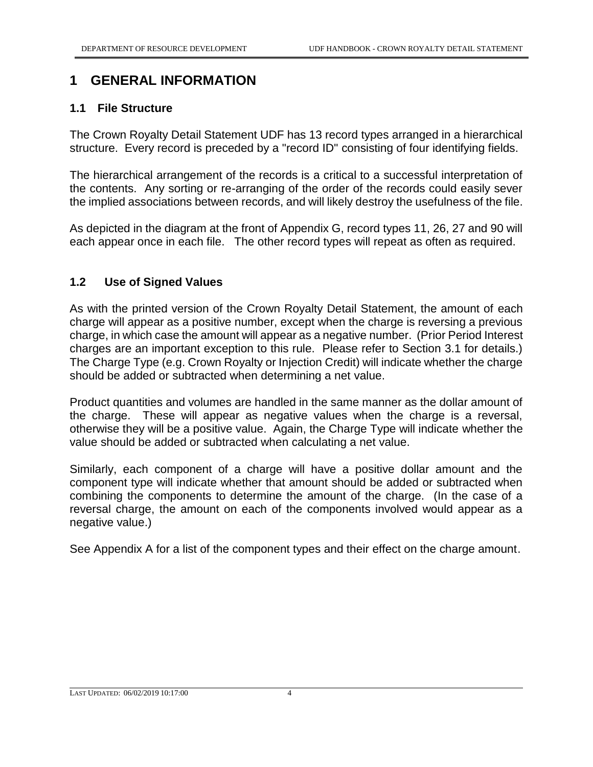# 1 GENERAL INFORMATION

## 1.1 File Structure

The Crown Royalty Detail Statement UDF has 13 record types arranged in a hierarchical structure. Every record is preceded by a "record ID" consisting of four identifying fields.

The hierarchical arrangement of the records is a critical to a successful interpretation of the contents. Any sorting or re-arranging of the order of the records could easily sever the implied associations between records, and will likely destroy the usefulness of the file.

As depicted in the diagram at the front of Appendix G, record types 11, 26, 27 and 90 will each appear once in each file. The other record types will repeat as often as required.

## 1.2 Use of Signed Values

As with the printed version of the Crown Royalty Detail Statement, the amount of each charge will appear as a positive number, except when the charge is reversing a previous charge, in which case the amount will appear as a negative number. (Prior Period Interest charges are an important exception to this rule. Please refer to Section 3.1 for details.) The Charge Type (e.g. Crown Royalty or Injection Credit) will indicate whether the charge should be added or subtracted when determining a net value.

Product quantities and volumes are handled in the same manner as the dollar amount of the charge. These will appear as negative values when the charge is a reversal, otherwise they will be a positive value. Again, the Charge Type will indicate whether the value should be added or subtracted when calculating a net value.

Similarly, each component of a charge will have a positive dollar amount and the component type will indicate whether that amount should be added or subtracted when combining the components to determine the amount of the charge. (In the case of a reversal charge, the amount on each of the components involved would appear as a negative value.)

See Appendix A for a list of the component types and their effect on the charge amount.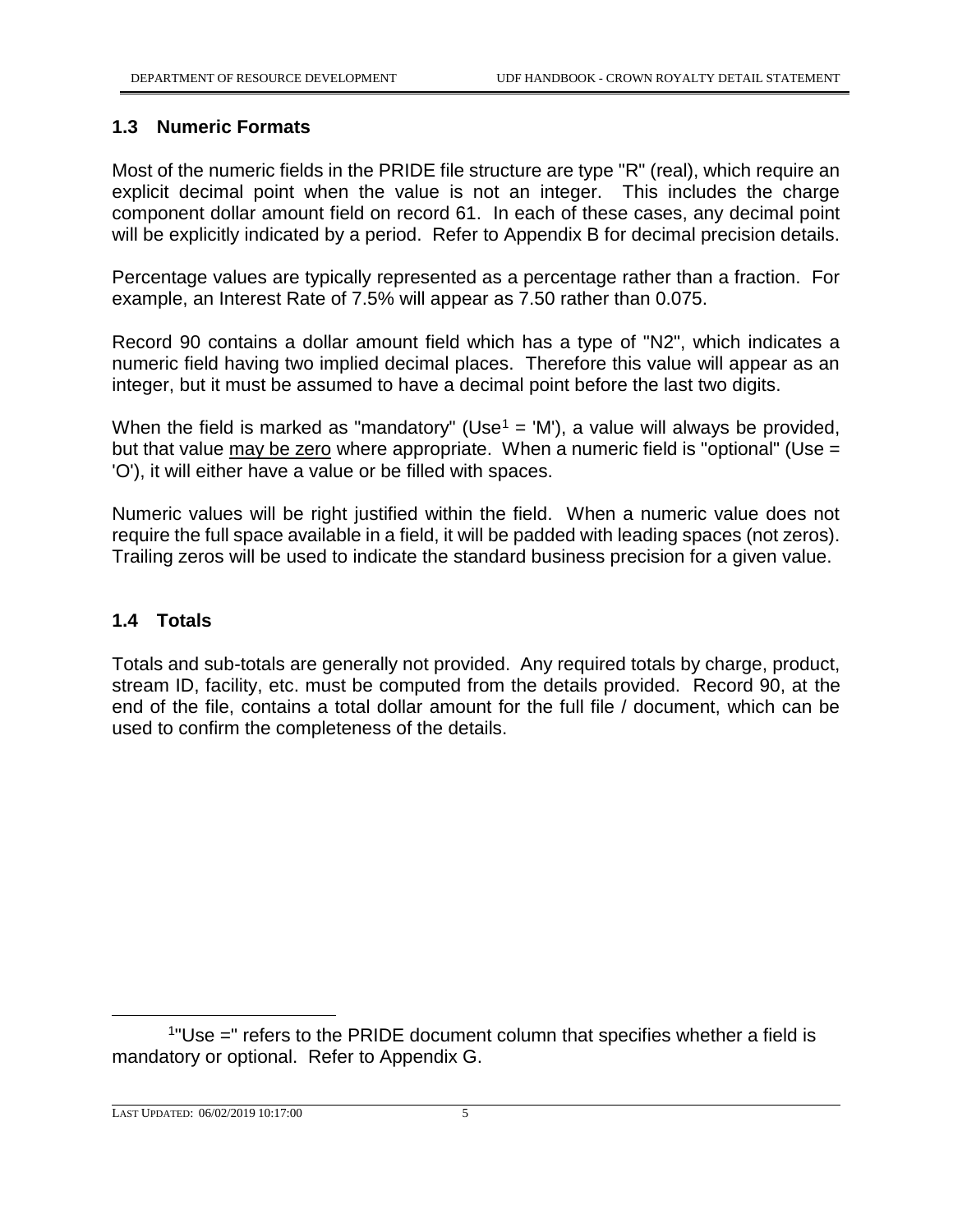## 1.3 Numeric Formats

Most of the numeric fields in the PRIDE file structure are type "R" (real), which require an explicit decimal point when the value is not an integer. This includes the charge component dollar amount field on record 61. In each of these cases, any decimal point will be explicitly indicated by a period. Refer to Appendix B for decimal precision details.

Percentage values are typically represented as a percentage rather than a fraction. For example, an Interest Rate of 7.5% will appear as 7.50 rather than 0.075.

Record 90 contains a dollar amount field which has a type of "N2", which indicates a numeric field having two implied decimal places. Therefore this value will appear as an integer, but it must be assumed to have a decimal point before the last two digits.

When the field is marked as "mandatory" (Use[1] = 'M'), a value will always be provided, but that value <u>may be zero</u> where appropriate. When a numeric field is "optional" (Use = 'O'), it will either have a value or be filled with spaces.

Numeric values will be right justified within the field. When a numeric value does not require the full space available in a field, it will be padded with leading spaces (not zeros). Trailing zeros will be used to indicate the standard business precision for a given value.

## 1.4 Totals

Totals and sub-totals are generally not provided. Any required totals by charge, product, stream ID, facility, etc. must be computed from the details provided. Record 90, at the end of the file, contains a total dollar amount for the full file / document, which can be used to confirm the completeness of the details.

---

[1] "Use =" refers to the PRIDE document column that specifies whether a field is mandatory or optional. Refer to Appendix G.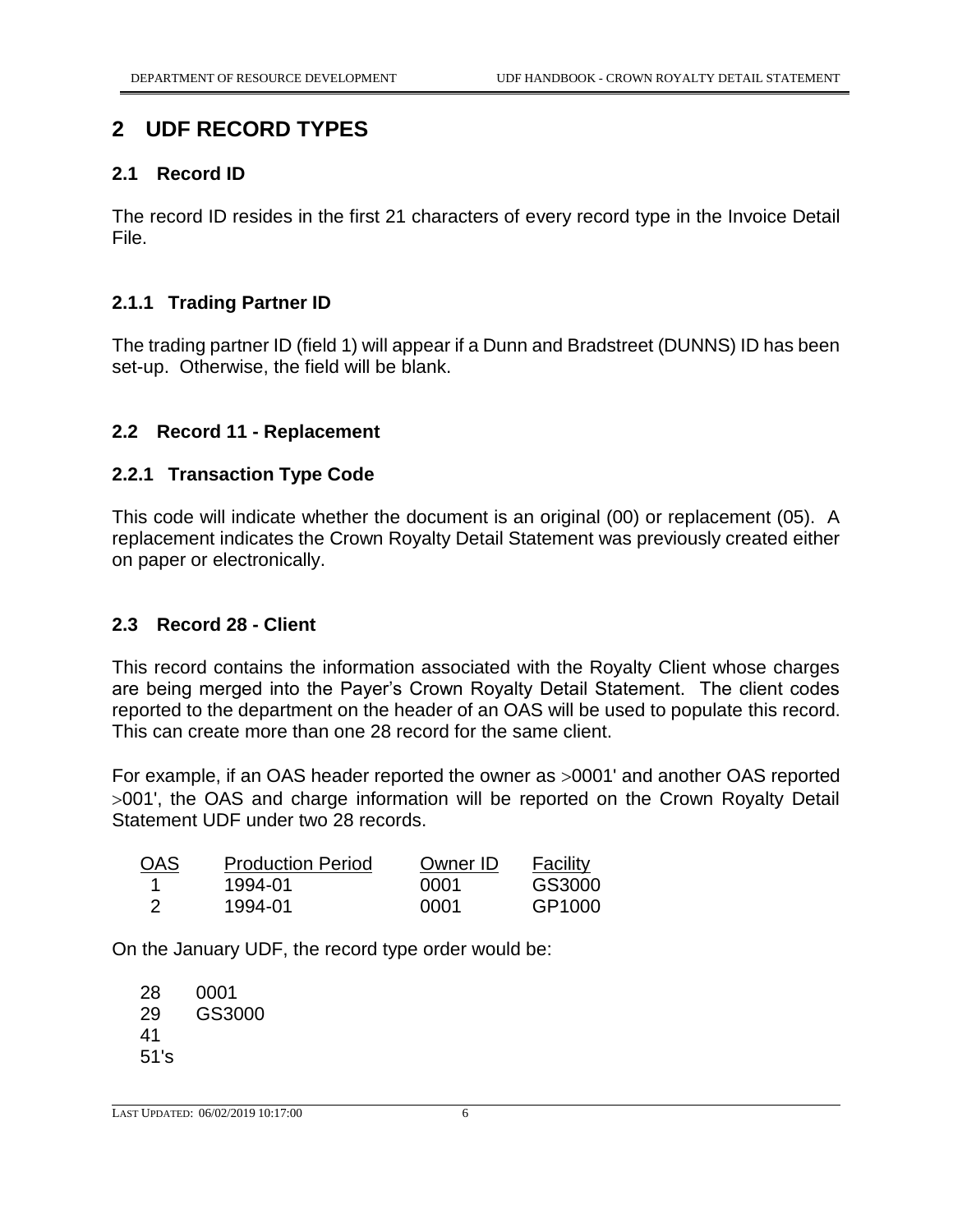# 2 UDF RECORD TYPES

## 2.1 Record ID

The record ID resides in the first 21 characters of every record type in the Invoice Detail File.

### 2.1.1 Trading Partner ID

The trading partner ID (field 1) will appear if a Dunn and Bradstreet (DUNNS) ID has been set-up. Otherwise, the field will be blank.

## 2.2 Record 11 - Replacement

### 2.2.1 Transaction Type Code

This code will indicate whether the document is an original (00) or replacement (05). A replacement indicates the Crown Royalty Detail Statement was previously created either on paper or electronically.

## 2.3 Record 28 - Client

This record contains the information associated with the Royalty Client whose charges are being merged into the Payer's Crown Royalty Detail Statement. The client codes reported to the department on the header of an OAS will be used to populate this record. This can create more than one 28 record for the same client.

For example, if an OAS header reported the owner as >0001' and another OAS reported >001', the OAS and charge information will be reported on the Crown Royalty Detail Statement UDF under two 28 records.

| OAS | Production Period | Owner ID | Facility |
|---|---|---|---|
| 1 | 1994-01 | 0001 | GS3000 |
| 2 | 1994-01 | 0001 | GP1000 |

On the January UDF, the record type order would be:

```
28    0001
29    GS3000
41
51's
```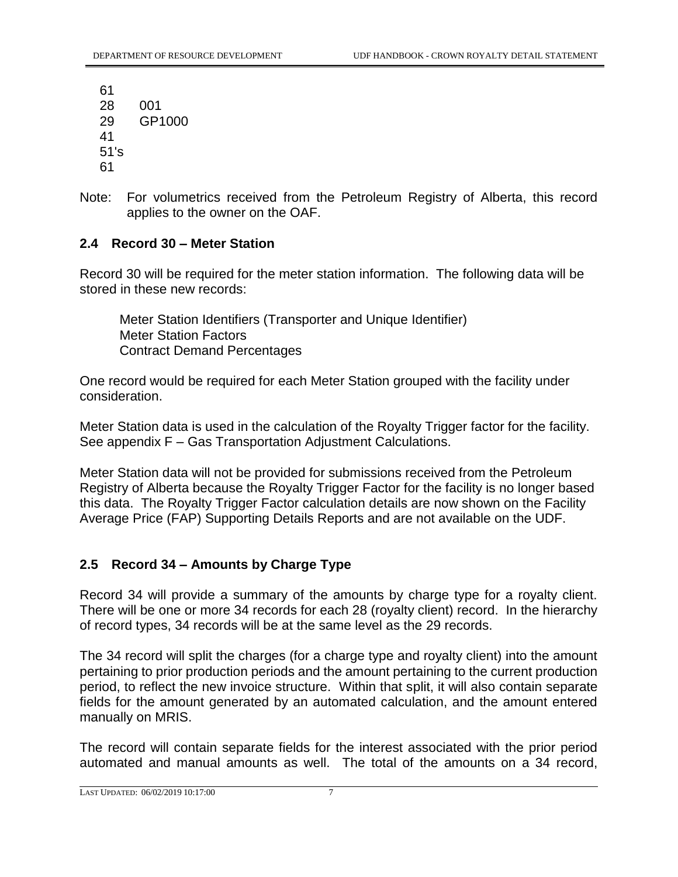```
61
28    001
29    GP1000
41
51's
61
```

Note: For volumetrics received from the Petroleum Registry of Alberta, this record applies to the owner on the OAF.

## 2.4 Record 30 – Meter Station

Record 30 will be required for the meter station information. The following data will be stored in these new records:

Meter Station Identifiers (Transporter and Unique Identifier)
Meter Station Factors
Contract Demand Percentages

One record would be required for each Meter Station grouped with the facility under consideration.

Meter Station data is used in the calculation of the Royalty Trigger factor for the facility. See appendix F – Gas Transportation Adjustment Calculations.

Meter Station data will not be provided for submissions received from the Petroleum Registry of Alberta because the Royalty Trigger Factor for the facility is no longer based this data. The Royalty Trigger Factor calculation details are now shown on the Facility Average Price (FAP) Supporting Details Reports and are not available on the UDF.

## 2.5 Record 34 – Amounts by Charge Type

Record 34 will provide a summary of the amounts by charge type for a royalty client. There will be one or more 34 records for each 28 (royalty client) record. In the hierarchy of record types, 34 records will be at the same level as the 29 records.

The 34 record will split the charges (for a charge type and royalty client) into the amount pertaining to prior production periods and the amount pertaining to the current production period, to reflect the new invoice structure. Within that split, it will also contain separate fields for the amount generated by an automated calculation, and the amount entered manually on MRIS.

The record will contain separate fields for the interest associated with the prior period automated and manual amounts as well. The total of the amounts on a 34 record,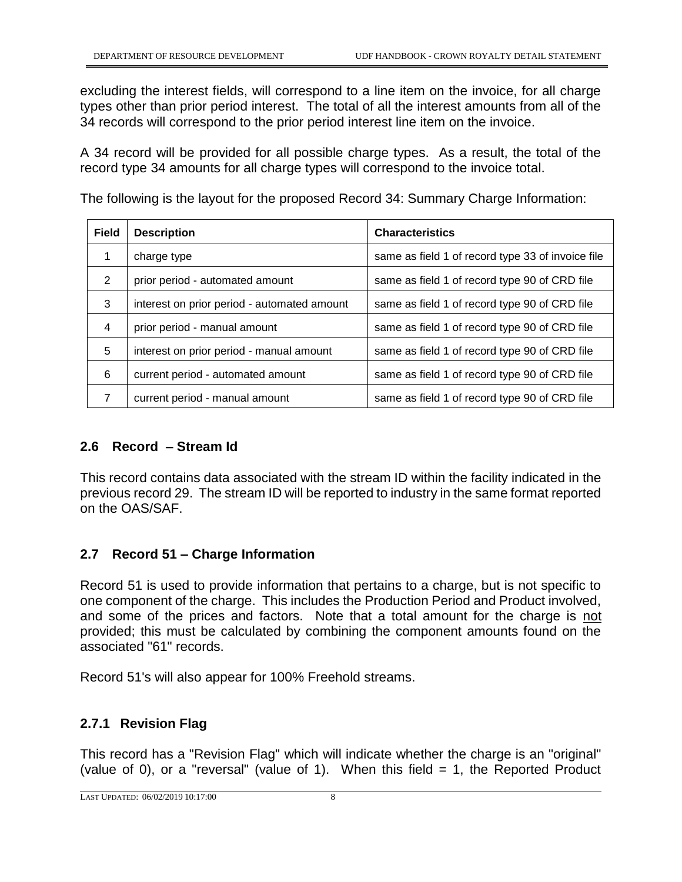excluding the interest fields, will correspond to a line item on the invoice, for all charge types other than prior period interest. The total of all the interest amounts from all of the 34 records will correspond to the prior period interest line item on the invoice.

A 34 record will be provided for all possible charge types. As a result, the total of the record type 34 amounts for all charge types will correspond to the invoice total.

The following is the layout for the proposed Record 34: Summary Charge Information:

| Field | Description | Characteristics |
|---|---|---|
| 1 | charge type | same as field 1 of record type 33 of invoice file |
| 2 | prior period - automated amount | same as field 1 of record type 90 of CRD file |
| 3 | interest on prior period - automated amount | same as field 1 of record type 90 of CRD file |
| 4 | prior period - manual amount | same as field 1 of record type 90 of CRD file |
| 5 | interest on prior period - manual amount | same as field 1 of record type 90 of CRD file |
| 6 | current period - automated amount | same as field 1 of record type 90 of CRD file |
| 7 | current period - manual amount | same as field 1 of record type 90 of CRD file |

### 2.6 Record – Stream Id

This record contains data associated with the stream ID within the facility indicated in the previous record 29. The stream ID will be reported to industry in the same format reported on the OAS/SAF.

### 2.7 Record 51 – Charge Information

Record 51 is used to provide information that pertains to a charge, but is not specific to one component of the charge. This includes the Production Period and Product involved, and some of the prices and factors. Note that a total amount for the charge is not provided; this must be calculated by combining the component amounts found on the associated "61" records.

Record 51's will also appear for 100% Freehold streams.

#### 2.7.1 Revision Flag

This record has a "Revision Flag" which will indicate whether the charge is an "original" (value of 0), or a "reversal" (value of 1). When this field = 1, the Reported Product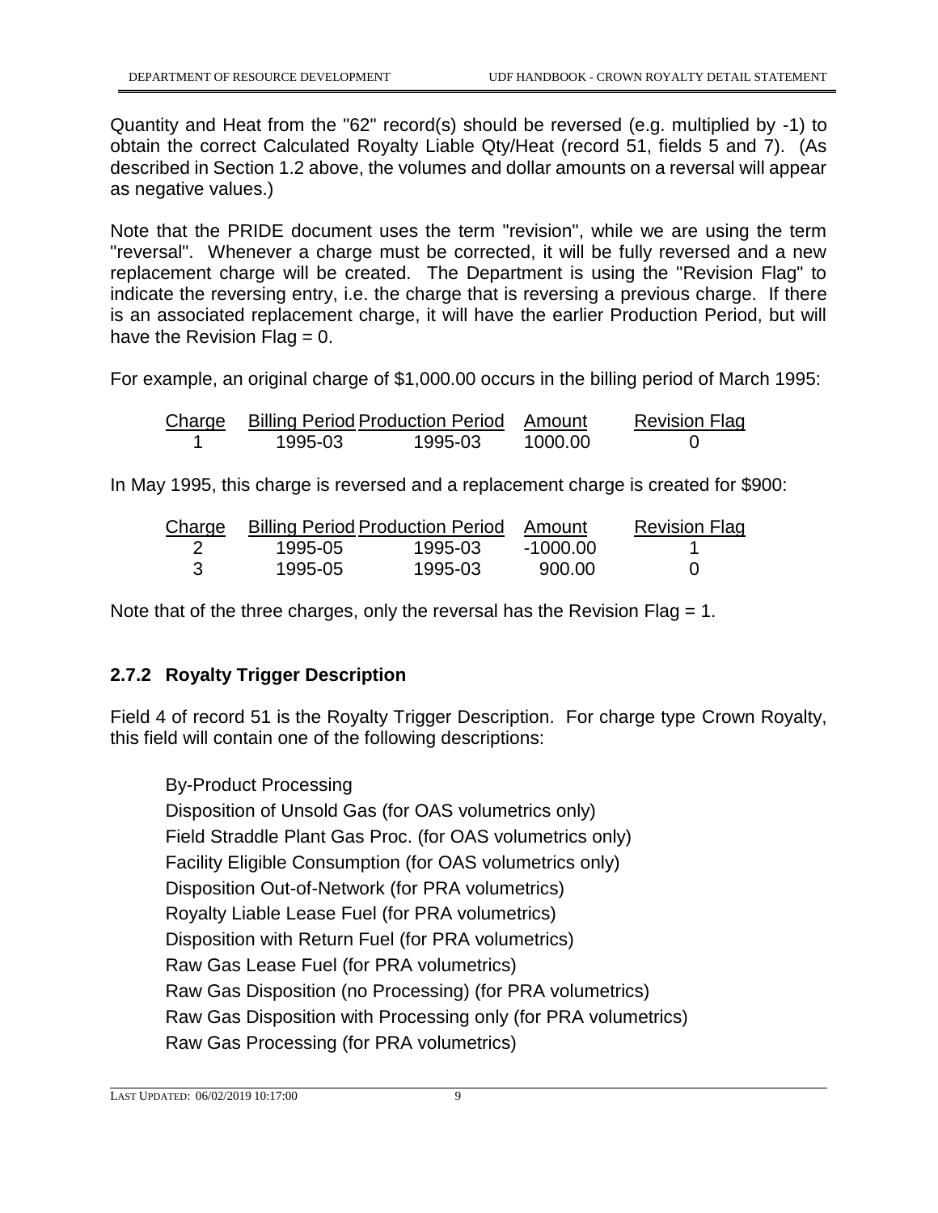Quantity and Heat from the "62" record(s) should be reversed (e.g. multiplied by -1) to obtain the correct Calculated Royalty Liable Qty/Heat (record 51, fields 5 and 7). (As described in Section 1.2 above, the volumes and dollar amounts on a reversal will appear as negative values.)

Note that the PRIDE document uses the term "revision", while we are using the term "reversal". Whenever a charge must be corrected, it will be fully reversed and a new replacement charge will be created. The Department is using the "Revision Flag" to indicate the reversing entry, i.e. the charge that is reversing a previous charge. If there is an associated replacement charge, it will have the earlier Production Period, but will have the Revision Flag = 0.

For example, an original charge of $1,000.00 occurs in the billing period of March 1995:

| Charge | Billing Period | Production Period | Amount | Revision Flag |
|---|---|---|---|---|
| 1 | 1995-03 | 1995-03 | 1000.00 | 0 |

In May 1995, this charge is reversed and a replacement charge is created for $900:

| Charge | Billing Period | Production Period | Amount | Revision Flag |
|---|---|---|---|---|
| 2 | 1995-05 | 1995-03 | -1000.00 | 1 |
| 3 | 1995-05 | 1995-03 | 900.00 | 0 |

Note that of the three charges, only the reversal has the Revision Flag = 1.

### 2.7.2 Royalty Trigger Description

Field 4 of record 51 is the Royalty Trigger Description. For charge type Crown Royalty, this field will contain one of the following descriptions:

- By-Product Processing
- Disposition of Unsold Gas (for OAS volumetrics only)
- Field Straddle Plant Gas Proc. (for OAS volumetrics only)
- Facility Eligible Consumption (for OAS volumetrics only)
- Disposition Out-of-Network (for PRA volumetrics)
- Royalty Liable Lease Fuel (for PRA volumetrics)
- Disposition with Return Fuel (for PRA volumetrics)
- Raw Gas Lease Fuel (for PRA volumetrics)
- Raw Gas Disposition (no Processing) (for PRA volumetrics)
- Raw Gas Disposition with Processing only (for PRA volumetrics)
- Raw Gas Processing (for PRA volumetrics)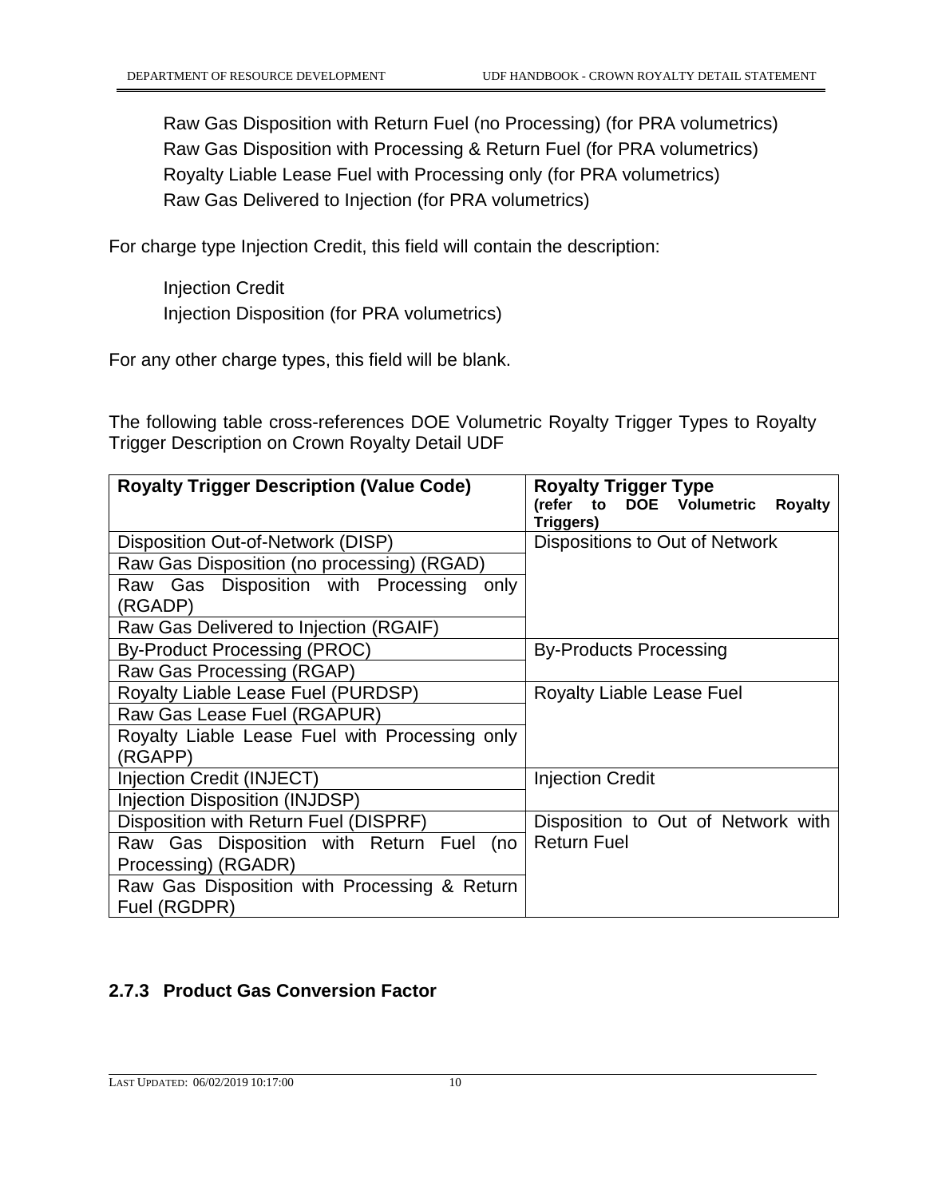Raw Gas Disposition with Return Fuel (no Processing) (for PRA volumetrics)
Raw Gas Disposition with Processing & Return Fuel (for PRA volumetrics)
Royalty Liable Lease Fuel with Processing only (for PRA volumetrics)
Raw Gas Delivered to Injection (for PRA volumetrics)

For charge type Injection Credit, this field will contain the description:

Injection Credit
Injection Disposition (for PRA volumetrics)

For any other charge types, this field will be blank.

The following table cross-references DOE Volumetric Royalty Trigger Types to Royalty Trigger Description on Crown Royalty Detail UDF

| Royalty Trigger Description (Value Code) | Royalty Trigger Type (refer to DOE Volumetric Royalty Triggers) |
|---|---|
| Disposition Out-of-Network (DISP) | Dispositions to Out of Network |
| Raw Gas Disposition (no processing) (RGAD) | |
| Raw Gas Disposition with Processing only (RGADP) | |
| Raw Gas Delivered to Injection (RGAIF) | |
| By-Product Processing (PROC) | By-Products Processing |
| Raw Gas Processing (RGAP) | |
| Royalty Liable Lease Fuel (PURDSP) | Royalty Liable Lease Fuel |
| Raw Gas Lease Fuel (RGAPUR) | |
| Royalty Liable Lease Fuel with Processing only (RGAPP) | |
| Injection Credit (INJECT) | Injection Credit |
| Injection Disposition (INJDSP) | |
| Disposition with Return Fuel (DISPRF) | Disposition to Out of Network with Return Fuel |
| Raw Gas Disposition with Return Fuel (no Processing) (RGADR) | |
| Raw Gas Disposition with Processing & Return Fuel (RGDPR) | |

### 2.7.3 Product Gas Conversion Factor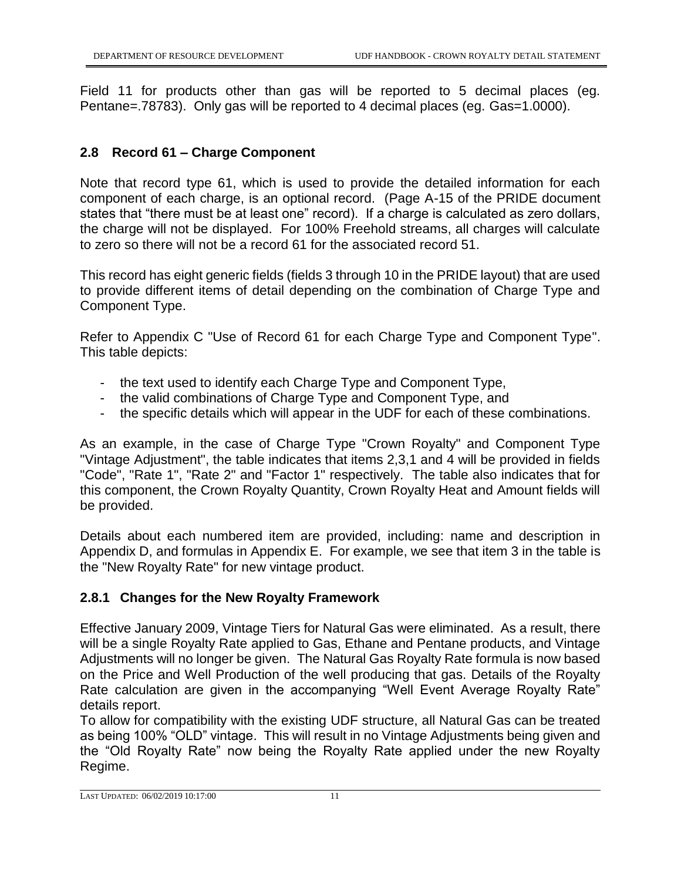Field 11 for products other than gas will be reported to 5 decimal places (eg. Pentane=.78783). Only gas will be reported to 4 decimal places (eg. Gas=1.0000).

## 2.8 Record 61 – Charge Component

Note that record type 61, which is used to provide the detailed information for each component of each charge, is an optional record. (Page A-15 of the PRIDE document states that "there must be at least one" record). If a charge is calculated as zero dollars, the charge will not be displayed. For 100% Freehold streams, all charges will calculate to zero so there will not be a record 61 for the associated record 51.

This record has eight generic fields (fields 3 through 10 in the PRIDE layout) that are used to provide different items of detail depending on the combination of Charge Type and Component Type.

Refer to Appendix C "Use of Record 61 for each Charge Type and Component Type". This table depicts:

- the text used to identify each Charge Type and Component Type,
- the valid combinations of Charge Type and Component Type, and
- the specific details which will appear in the UDF for each of these combinations.

As an example, in the case of Charge Type "Crown Royalty" and Component Type "Vintage Adjustment", the table indicates that items 2,3,1 and 4 will be provided in fields "Code", "Rate 1", "Rate 2" and "Factor 1" respectively. The table also indicates that for this component, the Crown Royalty Quantity, Crown Royalty Heat and Amount fields will be provided.

Details about each numbered item are provided, including: name and description in Appendix D, and formulas in Appendix E. For example, we see that item 3 in the table is the "New Royalty Rate" for new vintage product.

### 2.8.1 Changes for the New Royalty Framework

Effective January 2009, Vintage Tiers for Natural Gas were eliminated. As a result, there will be a single Royalty Rate applied to Gas, Ethane and Pentane products, and Vintage Adjustments will no longer be given. The Natural Gas Royalty Rate formula is now based on the Price and Well Production of the well producing that gas. Details of the Royalty Rate calculation are given in the accompanying "Well Event Average Royalty Rate" details report.

To allow for compatibility with the existing UDF structure, all Natural Gas can be treated as being 100% "OLD" vintage. This will result in no Vintage Adjustments being given and the "Old Royalty Rate" now being the Royalty Rate applied under the new Royalty Regime.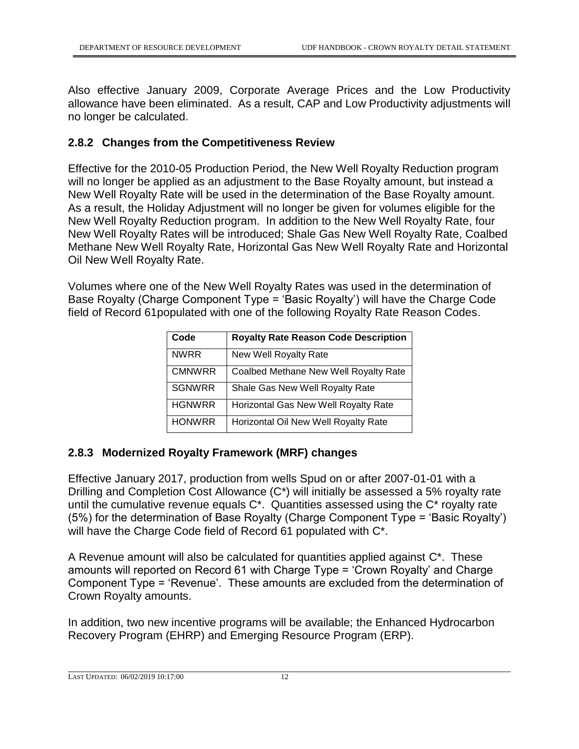Also effective January 2009, Corporate Average Prices and the Low Productivity allowance have been eliminated. As a result, CAP and Low Productivity adjustments will no longer be calculated.

### 2.8.2 Changes from the Competitiveness Review

Effective for the 2010-05 Production Period, the New Well Royalty Reduction program will no longer be applied as an adjustment to the Base Royalty amount, but instead a New Well Royalty Rate will be used in the determination of the Base Royalty amount. As a result, the Holiday Adjustment will no longer be given for volumes eligible for the New Well Royalty Reduction program. In addition to the New Well Royalty Rate, four New Well Royalty Rates will be introduced; Shale Gas New Well Royalty Rate, Coalbed Methane New Well Royalty Rate, Horizontal Gas New Well Royalty Rate and Horizontal Oil New Well Royalty Rate.

Volumes where one of the New Well Royalty Rates was used in the determination of Base Royalty (Charge Component Type = 'Basic Royalty') will have the Charge Code field of Record 61populated with one of the following Royalty Rate Reason Codes.

| Code | Royalty Rate Reason Code Description |
|---|---|
| NWRR | New Well Royalty Rate |
| CMNWRR | Coalbed Methane New Well Royalty Rate |
| SGNWRR | Shale Gas New Well Royalty Rate |
| HGNWRR | Horizontal Gas New Well Royalty Rate |
| HONWRR | Horizontal Oil New Well Royalty Rate |

### 2.8.3 Modernized Royalty Framework (MRF) changes

Effective January 2017, production from wells Spud on or after 2007-01-01 with a Drilling and Completion Cost Allowance (C*) will initially be assessed a 5% royalty rate until the cumulative revenue equals C*. Quantities assessed using the C* royalty rate (5%) for the determination of Base Royalty (Charge Component Type = 'Basic Royalty') will have the Charge Code field of Record 61 populated with C*.

A Revenue amount will also be calculated for quantities applied against C*. These amounts will reported on Record 61 with Charge Type = 'Crown Royalty' and Charge Component Type = 'Revenue'. These amounts are excluded from the determination of Crown Royalty amounts.

In addition, two new incentive programs will be available; the Enhanced Hydrocarbon Recovery Program (EHRP) and Emerging Resource Program (ERP).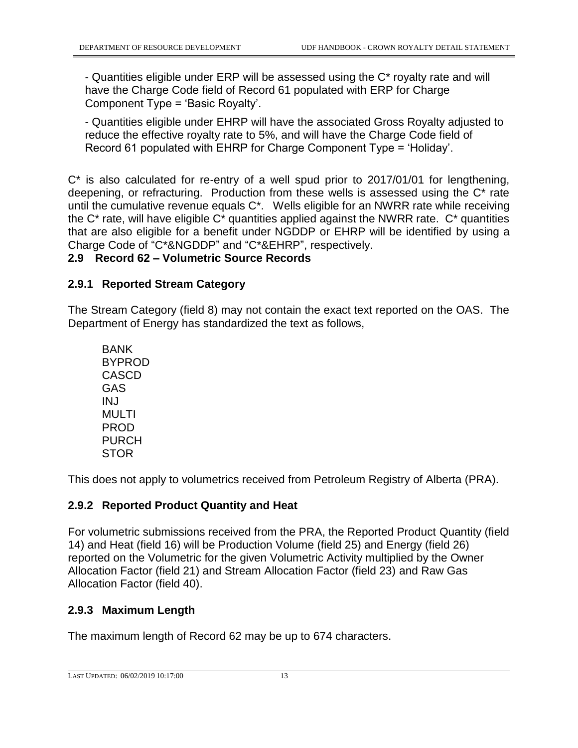- Quantities eligible under ERP will be assessed using the C* royalty rate and will have the Charge Code field of Record 61 populated with ERP for Charge Component Type = 'Basic Royalty'.

- Quantities eligible under EHRP will have the associated Gross Royalty adjusted to reduce the effective royalty rate to 5%, and will have the Charge Code field of Record 61 populated with EHRP for Charge Component Type = 'Holiday'.

C* is also calculated for re-entry of a well spud prior to 2017/01/01 for lengthening, deepening, or refracturing. Production from these wells is assessed using the C* rate until the cumulative revenue equals C*. Wells eligible for an NWRR rate while receiving the C* rate, will have eligible C* quantities applied against the NWRR rate. C* quantities that are also eligible for a benefit under NGDDP or EHRP will be identified by using a Charge Code of "C*&NGDDP" and "C*&EHRP", respectively.

## 2.9 Record 62 – Volumetric Source Records

### 2.9.1 Reported Stream Category

The Stream Category (field 8) may not contain the exact text reported on the OAS. The Department of Energy has standardized the text as follows,

BANK
BYPROD
CASCD
GAS
INJ
MULTI
PROD
PURCH
STOR

This does not apply to volumetrics received from Petroleum Registry of Alberta (PRA).

### 2.9.2 Reported Product Quantity and Heat

For volumetric submissions received from the PRA, the Reported Product Quantity (field 14) and Heat (field 16) will be Production Volume (field 25) and Energy (field 26) reported on the Volumetric for the given Volumetric Activity multiplied by the Owner Allocation Factor (field 21) and Stream Allocation Factor (field 23) and Raw Gas Allocation Factor (field 40).

### 2.9.3 Maximum Length

The maximum length of Record 62 may be up to 674 characters.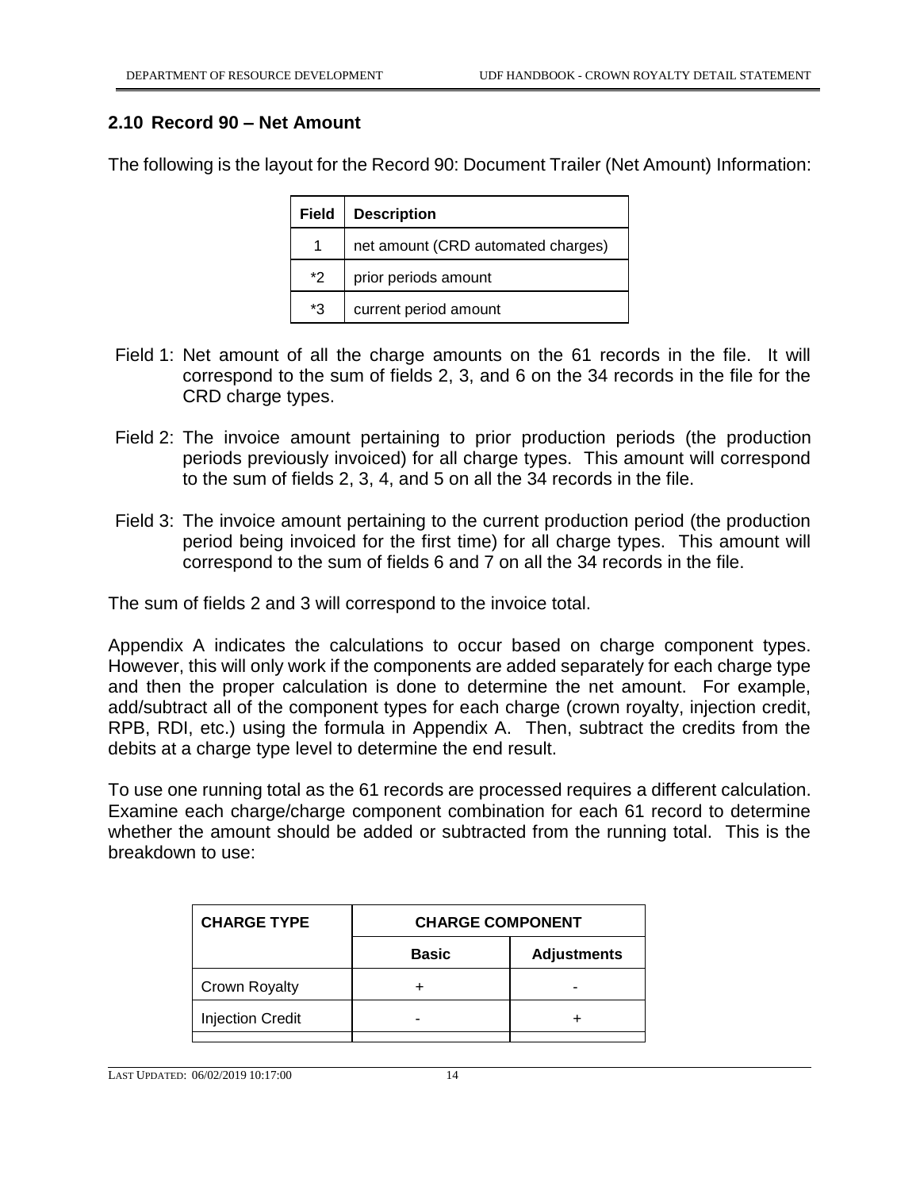## 2.10 Record 90 – Net Amount

The following is the layout for the Record 90: Document Trailer (Net Amount) Information:

| Field | Description |
|---|---|
| 1 | net amount (CRD automated charges) |
| *2 | prior periods amount |
| *3 | current period amount |

Field 1: Net amount of all the charge amounts on the 61 records in the file. It will correspond to the sum of fields 2, 3, and 6 on the 34 records in the file for the CRD charge types.

Field 2: The invoice amount pertaining to prior production periods (the production periods previously invoiced) for all charge types. This amount will correspond to the sum of fields 2, 3, 4, and 5 on all the 34 records in the file.

Field 3: The invoice amount pertaining to the current production period (the production period being invoiced for the first time) for all charge types. This amount will correspond to the sum of fields 6 and 7 on all the 34 records in the file.

The sum of fields 2 and 3 will correspond to the invoice total.

Appendix A indicates the calculations to occur based on charge component types. However, this will only work if the components are added separately for each charge type and then the proper calculation is done to determine the net amount. For example, add/subtract all of the component types for each charge (crown royalty, injection credit, RPB, RDI, etc.) using the formula in Appendix A. Then, subtract the credits from the debits at a charge type level to determine the end result.

To use one running total as the 61 records are processed requires a different calculation. Examine each charge/charge component combination for each 61 record to determine whether the amount should be added or subtracted from the running total. This is the breakdown to use:

| CHARGE TYPE | CHARGE COMPONENT | |
|---|---|---|
| | Basic | Adjustments |
| Crown Royalty | + | - |
| Injection Credit | - | + |
| | | |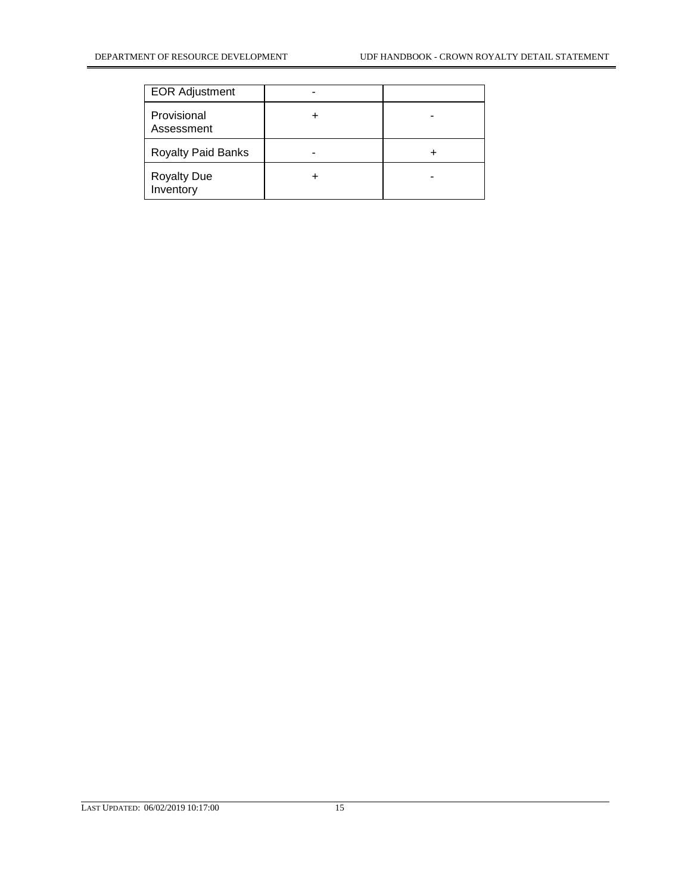| | | |
|---|---|---|
| EOR Adjustment | - | |
| Provisional Assessment | + | - |
| Royalty Paid Banks | - | + |
| Royalty Due Inventory | + | - |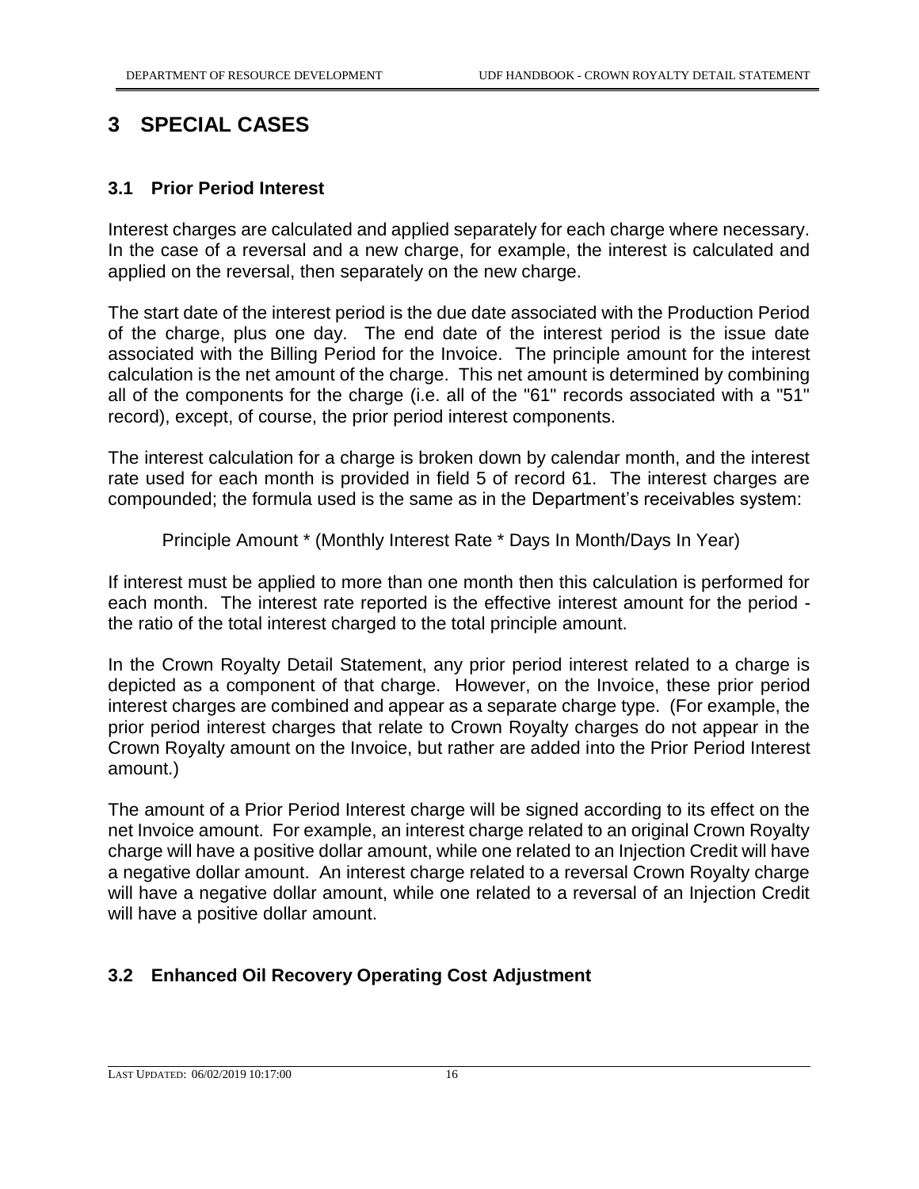# 3 SPECIAL CASES

## 3.1 Prior Period Interest

Interest charges are calculated and applied separately for each charge where necessary. In the case of a reversal and a new charge, for example, the interest is calculated and applied on the reversal, then separately on the new charge.

The start date of the interest period is the due date associated with the Production Period of the charge, plus one day. The end date of the interest period is the issue date associated with the Billing Period for the Invoice. The principle amount for the interest calculation is the net amount of the charge. This net amount is determined by combining all of the components for the charge (i.e. all of the "61" records associated with a "51" record), except, of course, the prior period interest components.

The interest calculation for a charge is broken down by calendar month, and the interest rate used for each month is provided in field 5 of record 61. The interest charges are compounded; the formula used is the same as in the Department's receivables system:

Principle Amount * (Monthly Interest Rate * Days In Month/Days In Year)

If interest must be applied to more than one month then this calculation is performed for each month. The interest rate reported is the effective interest amount for the period - the ratio of the total interest charged to the total principle amount.

In the Crown Royalty Detail Statement, any prior period interest related to a charge is depicted as a component of that charge. However, on the Invoice, these prior period interest charges are combined and appear as a separate charge type. (For example, the prior period interest charges that relate to Crown Royalty charges do not appear in the Crown Royalty amount on the Invoice, but rather are added into the Prior Period Interest amount.)

The amount of a Prior Period Interest charge will be signed according to its effect on the net Invoice amount. For example, an interest charge related to an original Crown Royalty charge will have a positive dollar amount, while one related to an Injection Credit will have a negative dollar amount. An interest charge related to a reversal Crown Royalty charge will have a negative dollar amount, while one related to a reversal of an Injection Credit will have a positive dollar amount.

## 3.2 Enhanced Oil Recovery Operating Cost Adjustment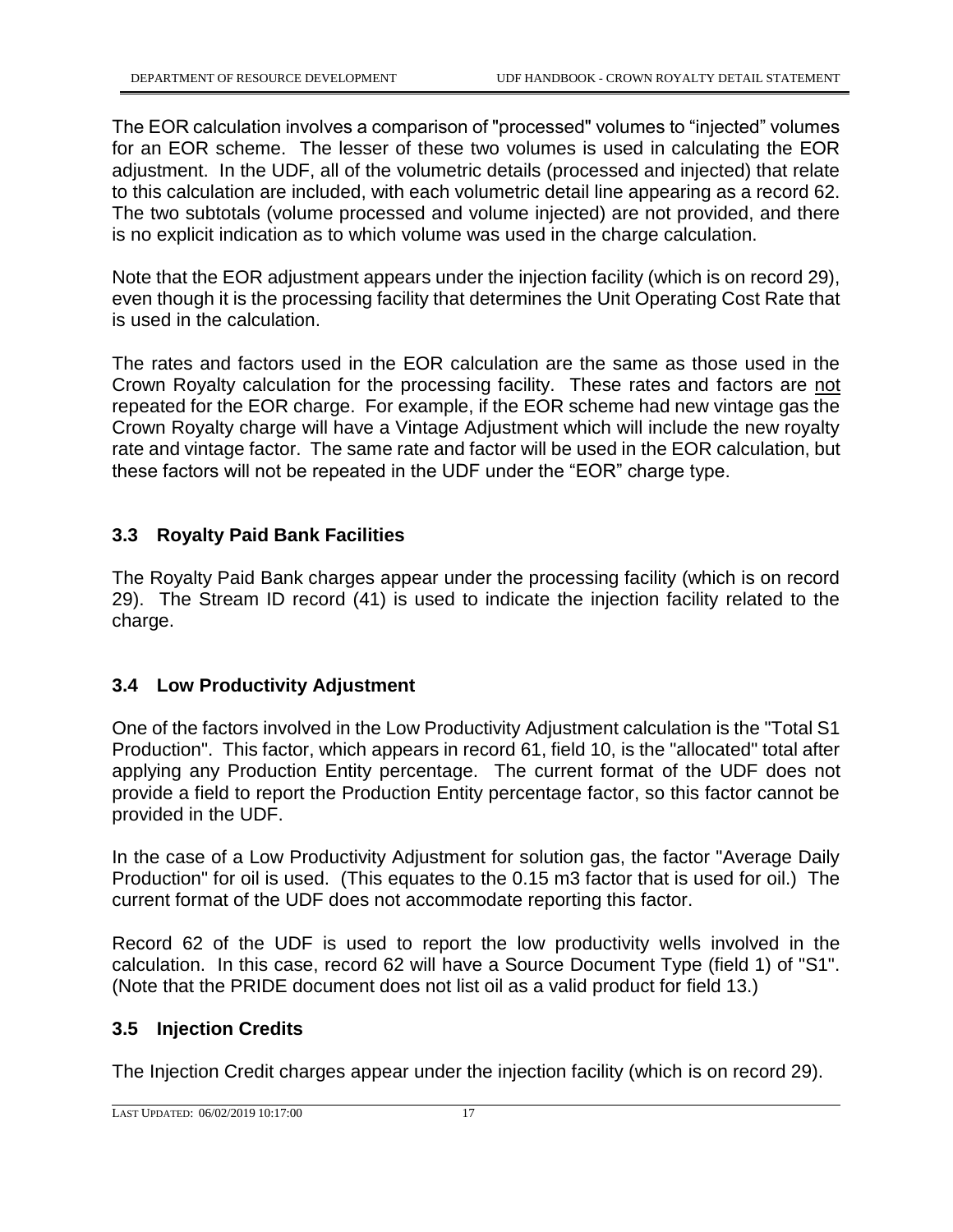The EOR calculation involves a comparison of "processed" volumes to “injected” volumes for an EOR scheme. The lesser of these two volumes is used in calculating the EOR adjustment. In the UDF, all of the volumetric details (processed and injected) that relate to this calculation are included, with each volumetric detail line appearing as a record 62. The two subtotals (volume processed and volume injected) are not provided, and there is no explicit indication as to which volume was used in the charge calculation.

Note that the EOR adjustment appears under the injection facility (which is on record 29), even though it is the processing facility that determines the Unit Operating Cost Rate that is used in the calculation.

The rates and factors used in the EOR calculation are the same as those used in the Crown Royalty calculation for the processing facility. These rates and factors are not repeated for the EOR charge. For example, if the EOR scheme had new vintage gas the Crown Royalty charge will have a Vintage Adjustment which will include the new royalty rate and vintage factor. The same rate and factor will be used in the EOR calculation, but these factors will not be repeated in the UDF under the “EOR” charge type.

### 3.3 Royalty Paid Bank Facilities

The Royalty Paid Bank charges appear under the processing facility (which is on record 29). The Stream ID record (41) is used to indicate the injection facility related to the charge.

### 3.4 Low Productivity Adjustment

One of the factors involved in the Low Productivity Adjustment calculation is the "Total S1 Production". This factor, which appears in record 61, field 10, is the "allocated" total after applying any Production Entity percentage. The current format of the UDF does not provide a field to report the Production Entity percentage factor, so this factor cannot be provided in the UDF.

In the case of a Low Productivity Adjustment for solution gas, the factor "Average Daily Production" for oil is used. (This equates to the 0.15 m3 factor that is used for oil.) The current format of the UDF does not accommodate reporting this factor.

Record 62 of the UDF is used to report the low productivity wells involved in the calculation. In this case, record 62 will have a Source Document Type (field 1) of "S1". (Note that the PRIDE document does not list oil as a valid product for field 13.)

### 3.5 Injection Credits

The Injection Credit charges appear under the injection facility (which is on record 29).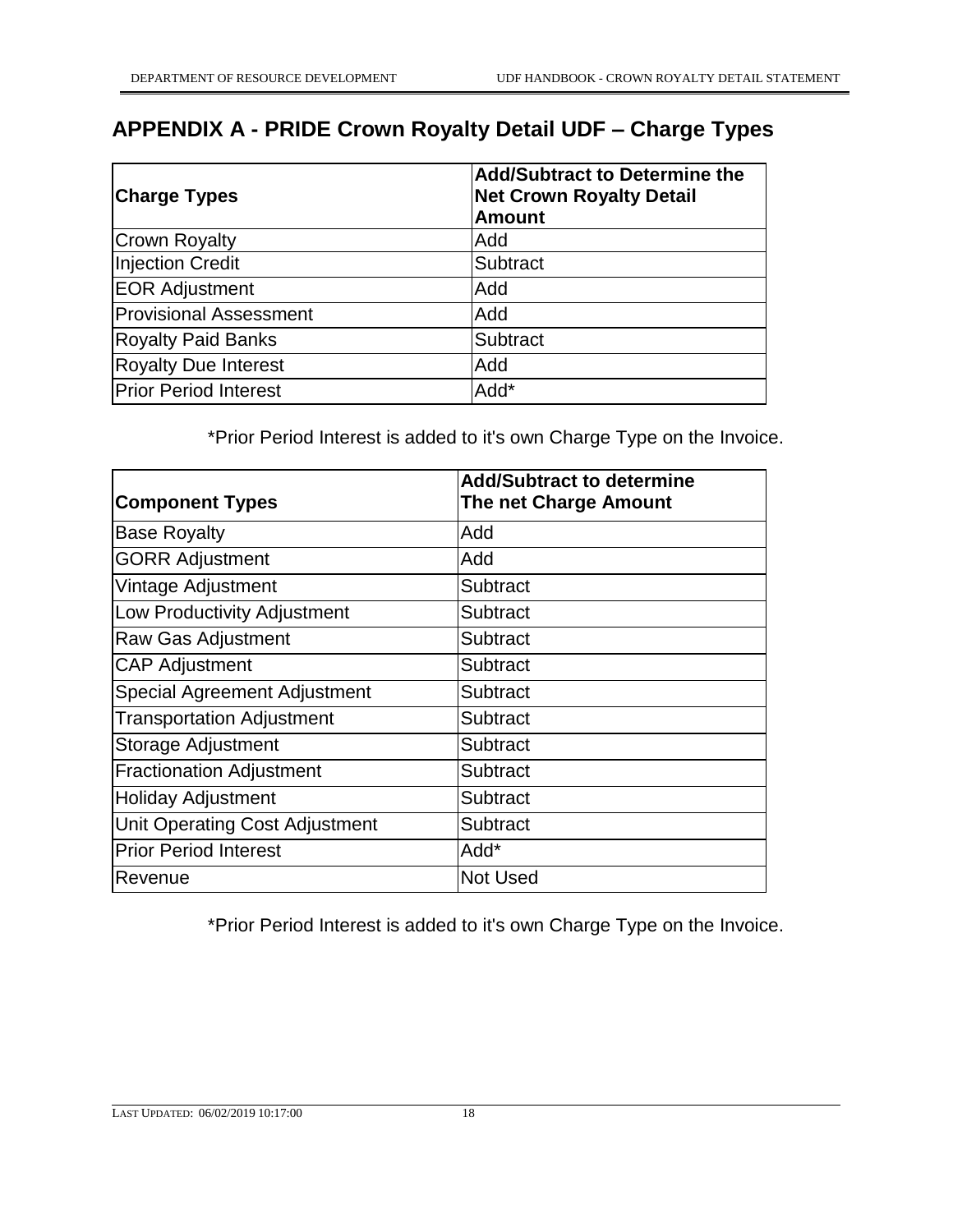# APPENDIX A - PRIDE Crown Royalty Detail UDF – Charge Types

| **Charge Types** | **Add/Subtract to Determine the Net Crown Royalty Detail Amount** |
| --- | --- |
| Crown Royalty | Add |
| Injection Credit | Subtract |
| EOR Adjustment | Add |
| Provisional Assessment | Add |
| Royalty Paid Banks | Subtract |
| Royalty Due Interest | Add |
| Prior Period Interest | Add* |

*Prior Period Interest is added to it's own Charge Type on the Invoice.

| **Component Types** | **Add/Subtract to determine The net Charge Amount** |
| --- | --- |
| Base Royalty | Add |
| GORR Adjustment | Add |
| Vintage Adjustment | Subtract |
| Low Productivity Adjustment | Subtract |
| Raw Gas Adjustment | Subtract |
| CAP Adjustment | Subtract |
| Special Agreement Adjustment | Subtract |
| Transportation Adjustment | Subtract |
| Storage Adjustment | Subtract |
| Fractionation Adjustment | Subtract |
| Holiday Adjustment | Subtract |
| Unit Operating Cost Adjustment | Subtract |
| Prior Period Interest | Add* |
| Revenue | Not Used |

*Prior Period Interest is added to it's own Charge Type on the Invoice.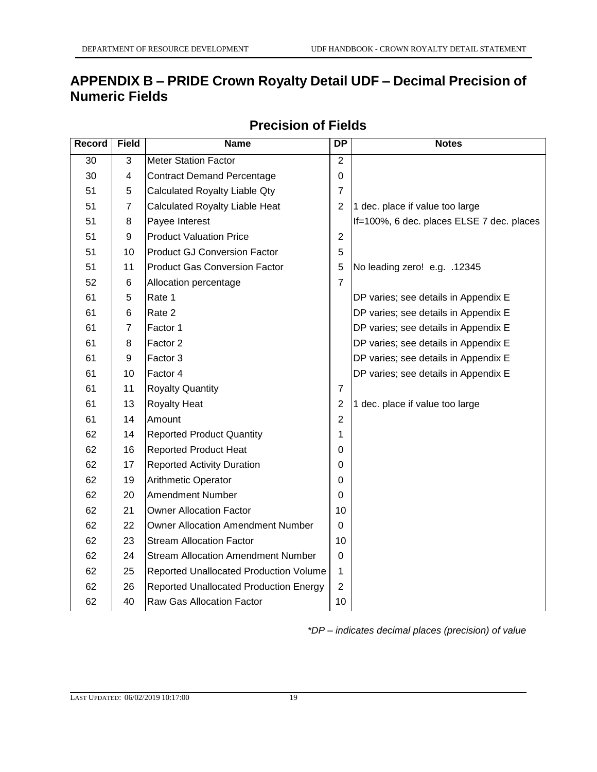# APPENDIX B – PRIDE Crown Royalty Detail UDF – Decimal Precision of Numeric Fields

## Precision of Fields

| Record | Field | Name | DP | Notes |
|---|---|---|---|---|
| 30 | 3 | Meter Station Factor | 2 | |
| 30 | 4 | Contract Demand Percentage | 0 | |
| 51 | 5 | Calculated Royalty Liable Qty | 7 | |
| 51 | 7 | Calculated Royalty Liable Heat | 2 | 1 dec. place if value too large |
| 51 | 8 | Payee Interest | | If=100%, 6 dec. places ELSE 7 dec. places |
| 51 | 9 | Product Valuation Price | 2 | |
| 51 | 10 | Product GJ Conversion Factor | 5 | |
| 51 | 11 | Product Gas Conversion Factor | 5 | No leading zero! e.g. .12345 |
| 52 | 6 | Allocation percentage | 7 | |
| 61 | 5 | Rate 1 | | DP varies; see details in Appendix E |
| 61 | 6 | Rate 2 | | DP varies; see details in Appendix E |
| 61 | 7 | Factor 1 | | DP varies; see details in Appendix E |
| 61 | 8 | Factor 2 | | DP varies; see details in Appendix E |
| 61 | 9 | Factor 3 | | DP varies; see details in Appendix E |
| 61 | 10 | Factor 4 | | DP varies; see details in Appendix E |
| 61 | 11 | Royalty Quantity | 7 | |
| 61 | 13 | Royalty Heat | 2 | 1 dec. place if value too large |
| 61 | 14 | Amount | 2 | |
| 62 | 14 | Reported Product Quantity | 1 | |
| 62 | 16 | Reported Product Heat | 0 | |
| 62 | 17 | Reported Activity Duration | 0 | |
| 62 | 19 | Arithmetic Operator | 0 | |
| 62 | 20 | Amendment Number | 0 | |
| 62 | 21 | Owner Allocation Factor | 10 | |
| 62 | 22 | Owner Allocation Amendment Number | 0 | |
| 62 | 23 | Stream Allocation Factor | 10 | |
| 62 | 24 | Stream Allocation Amendment Number | 0 | |
| 62 | 25 | Reported Unallocated Production Volume | 1 | |
| 62 | 26 | Reported Unallocated Production Energy | 2 | |
| 62 | 40 | Raw Gas Allocation Factor | 10 | |

*\*DP – indicates decimal places (precision) of value*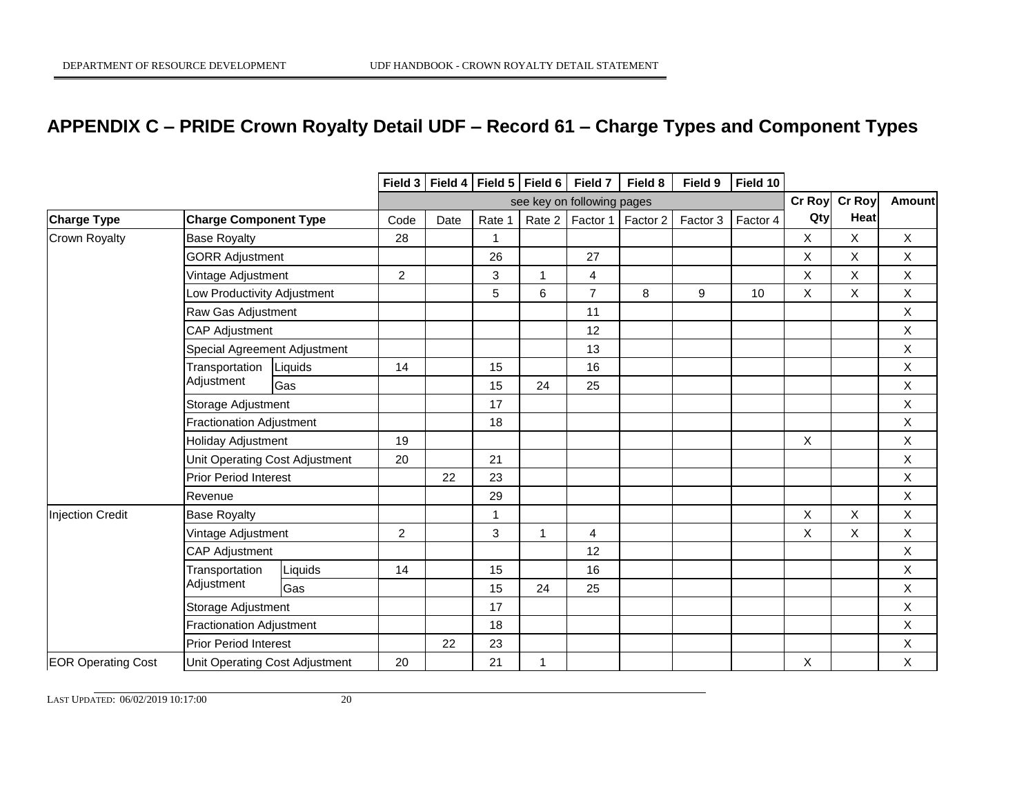# APPENDIX C – PRIDE Crown Royalty Detail UDF – Record 61 – Charge Types and Component Types

| | | | Field 3 | Field 4 | Field 5 | Field 6 | Field 7 | Field 8 | Field 9 | Field 10 | | | |
|---|---|---|---|---|---|---|---|---|---|---|---|---|---|
| | | | see key on following pages | | | | | | | | Cr Roy | Cr Roy | Amount |
| **Charge Type** | **Charge Component Type** | | Code | Date | Rate 1 | Rate 2 | Factor 1 | Factor 2 | Factor 3 | Factor 4 | Qty | Heat | |
| Crown Royalty | Base Royalty | | 28 | | 1 | | | | | | X | X | X |
| | GORR Adjustment | | | | 26 | | 27 | | | | X | X | X |
| | Vintage Adjustment | | 2 | | 3 | 1 | 4 | | | | X | X | X |
| | Low Productivity Adjustment | | | | 5 | 6 | 7 | 8 | 9 | 10 | X | X | X |
| | Raw Gas Adjustment | | | | | | 11 | | | | | | X |
| | CAP Adjustment | | | | | | 12 | | | | | | X |
| | Special Agreement Adjustment | | | | | | 13 | | | | | | X |
| | Transportation Adjustment | Liquids | 14 | | 15 | | 16 | | | | | | X |
| | | Gas | | | 15 | 24 | 25 | | | | | | X |
| | Storage Adjustment | | | | 17 | | | | | | | | X |
| | Fractionation Adjustment | | | | 18 | | | | | | | | X |
| | Holiday Adjustment | | 19 | | | | | | | | X | | X |
| | Unit Operating Cost Adjustment | | 20 | | 21 | | | | | | | | X |
| | Prior Period Interest | | | 22 | 23 | | | | | | | | X |
| | Revenue | | | | 29 | | | | | | | | X |
| Injection Credit | Base Royalty | | | | 1 | | | | | | X | X | X |
| | Vintage Adjustment | | 2 | | 3 | 1 | 4 | | | | X | X | X |
| | CAP Adjustment | | | | | | 12 | | | | | | X |
| | Transportation Adjustment | Liquids | 14 | | 15 | | 16 | | | | | | X |
| | | Gas | | | 15 | 24 | 25 | | | | | | X |
| | Storage Adjustment | | | | 17 | | | | | | | | X |
| | Fractionation Adjustment | | | | 18 | | | | | | | | X |
| | Prior Period Interest | | | 22 | 23 | | | | | | | | X |
| EOR Operating Cost | Unit Operating Cost Adjustment | | 20 | | 21 | 1 | | | | | X | | X |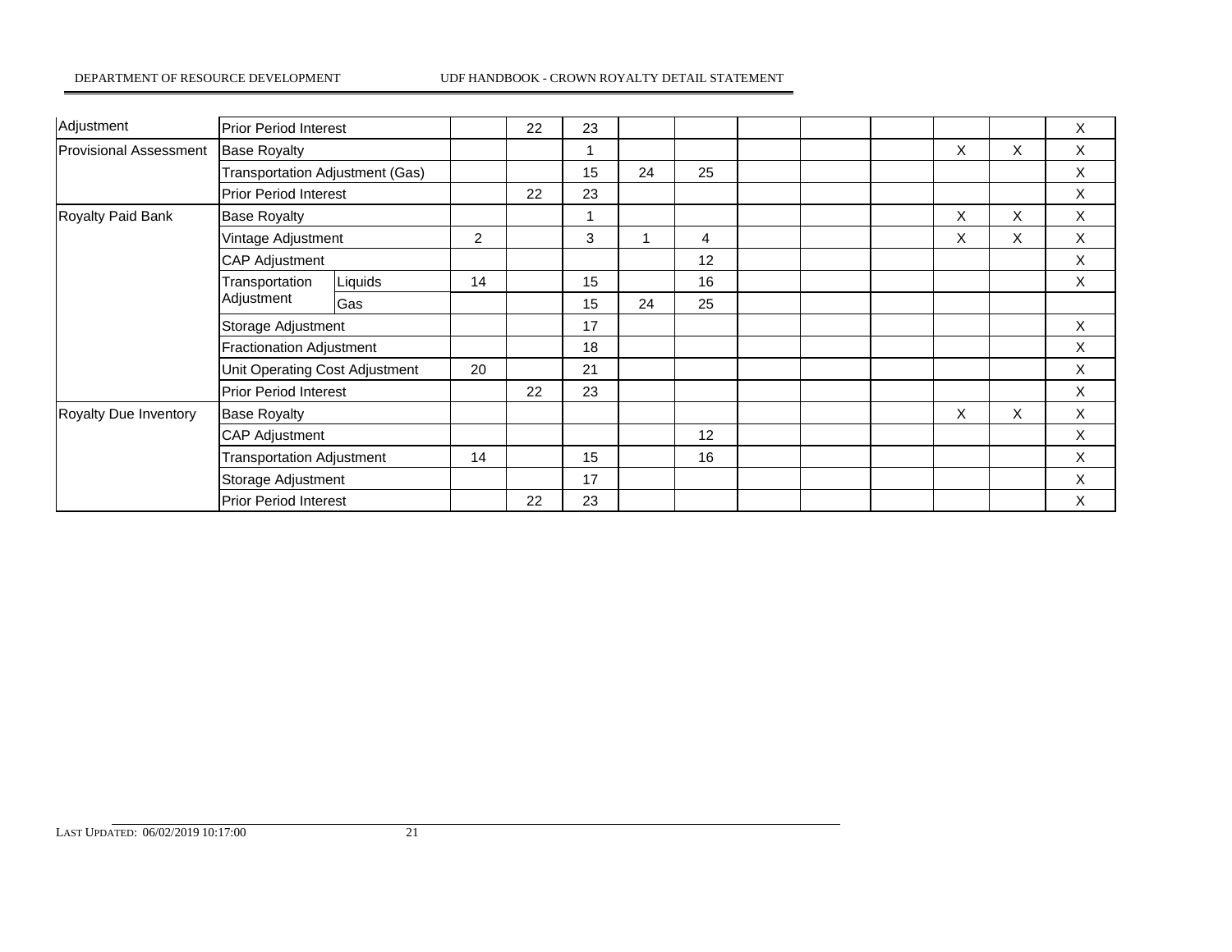| | | | | | | | | | | | | | |
|---|---|---|---|---|---|---|---|---|---|---|---|---|---|
| Adjustment | Prior Period Interest | | | 22 | 23 | | | | | | | | X |
| Provisional Assessment | Base Royalty | | | | 1 | | | | | | X | X | X |
| | Transportation Adjustment (Gas) | | | | 15 | 24 | 25 | | | | | | X |
| | Prior Period Interest | | | 22 | 23 | | | | | | | | X |
| Royalty Paid Bank | Base Royalty | | | | 1 | | | | | | X | X | X |
| | Vintage Adjustment | | 2 | | 3 | 1 | 4 | | | | X | X | X |
| | CAP Adjustment | | | | | | 12 | | | | | | X |
| | Transportation Adjustment | Liquids | 14 | | 15 | | 16 | | | | | | X |
| | | Gas | | | 15 | 24 | 25 | | | | | | |
| | Storage Adjustment | | | | 17 | | | | | | | | X |
| | Fractionation Adjustment | | | | 18 | | | | | | | | X |
| | Unit Operating Cost Adjustment | | 20 | | 21 | | | | | | | | X |
| | Prior Period Interest | | | 22 | 23 | | | | | | | | X |
| Royalty Due Inventory | Base Royalty | | | | | | | | | | X | X | X |
| | CAP Adjustment | | | | | | 12 | | | | | | X |
| | Transportation Adjustment | | 14 | | 15 | | 16 | | | | | | X |
| | Storage Adjustment | | | | 17 | | | | | | | | X |
| | Prior Period Interest | | | 22 | 23 | | | | | | | | X |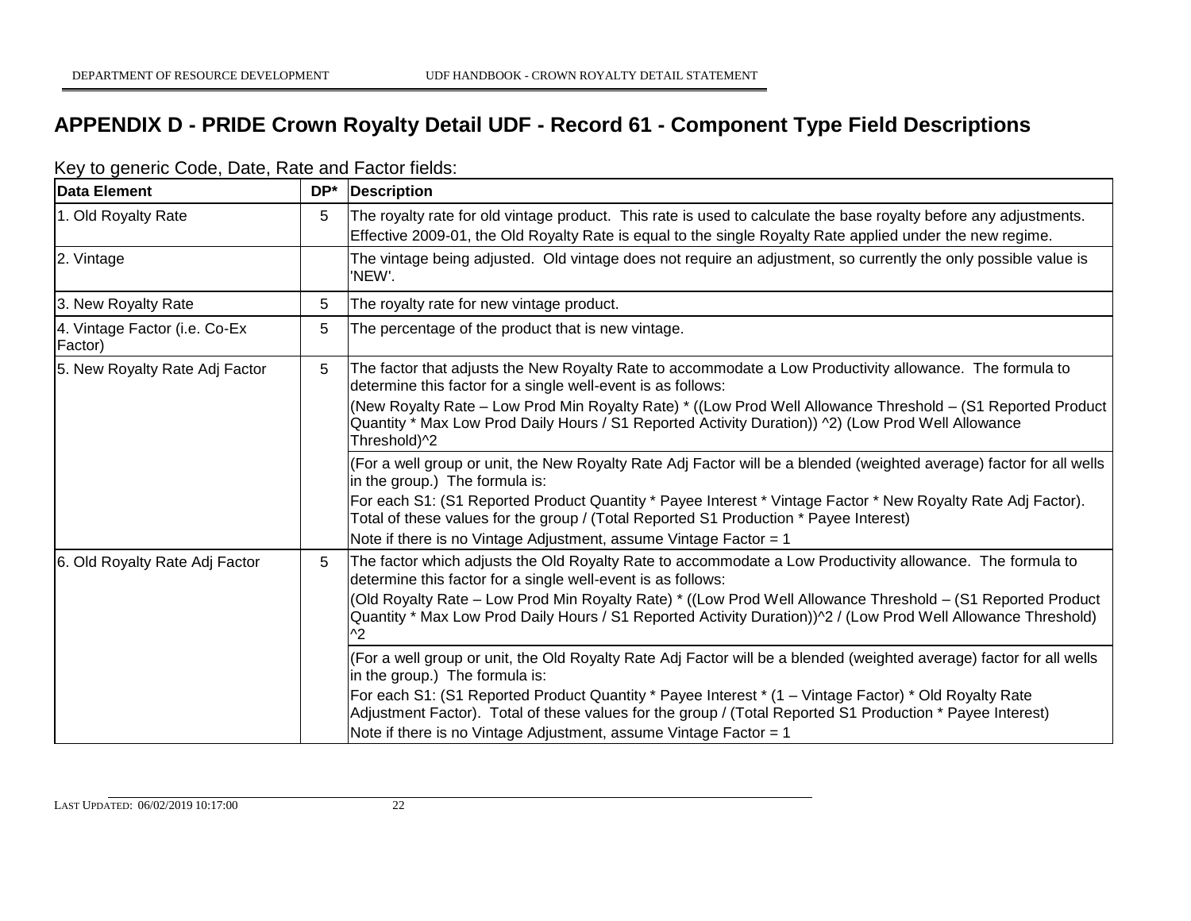# APPENDIX D - PRIDE Crown Royalty Detail UDF - Record 61 - Component Type Field Descriptions

Key to generic Code, Date, Rate and Factor fields:

| Data Element | DP* | Description |
|---|---|---|
| 1. Old Royalty Rate | 5 | The royalty rate for old vintage product. This rate is used to calculate the base royalty before any adjustments. Effective 2009-01, the Old Royalty Rate is equal to the single Royalty Rate applied under the new regime. |
| 2. Vintage | | The vintage being adjusted. Old vintage does not require an adjustment, so currently the only possible value is 'NEW'. |
| 3. New Royalty Rate | 5 | The royalty rate for new vintage product. |
| 4. Vintage Factor (i.e. Co-Ex Factor) | 5 | The percentage of the product that is new vintage. |
| 5. New Royalty Rate Adj Factor | 5 | The factor that adjusts the New Royalty Rate to accommodate a Low Productivity allowance. The formula to determine this factor for a single well-event is as follows:<br>(New Royalty Rate – Low Prod Min Royalty Rate) * ((Low Prod Well Allowance Threshold – (S1 Reported Product Quantity * Max Low Prod Daily Hours / S1 Reported Activity Duration)) ^2) (Low Prod Well Allowance Threshold)^2 |
| | | (For a well group or unit, the New Royalty Rate Adj Factor will be a blended (weighted average) factor for all wells in the group.) The formula is:<br>For each S1: (S1 Reported Product Quantity * Payee Interest * Vintage Factor * New Royalty Rate Adj Factor). Total of these values for the group / (Total Reported S1 Production * Payee Interest)<br>Note if there is no Vintage Adjustment, assume Vintage Factor = 1 |
| 6. Old Royalty Rate Adj Factor | 5 | The factor which adjusts the Old Royalty Rate to accommodate a Low Productivity allowance. The formula to determine this factor for a single well-event is as follows:<br>(Old Royalty Rate – Low Prod Min Royalty Rate) * ((Low Prod Well Allowance Threshold – (S1 Reported Product Quantity * Max Low Prod Daily Hours / S1 Reported Activity Duration))^2 / (Low Prod Well Allowance Threshold) ^2 |
| | | (For a well group or unit, the Old Royalty Rate Adj Factor will be a blended (weighted average) factor for all wells in the group.) The formula is:<br>For each S1: (S1 Reported Product Quantity * Payee Interest * (1 – Vintage Factor) * Old Royalty Rate Adjustment Factor). Total of these values for the group / (Total Reported S1 Production * Payee Interest)<br>Note if there is no Vintage Adjustment, assume Vintage Factor = 1 |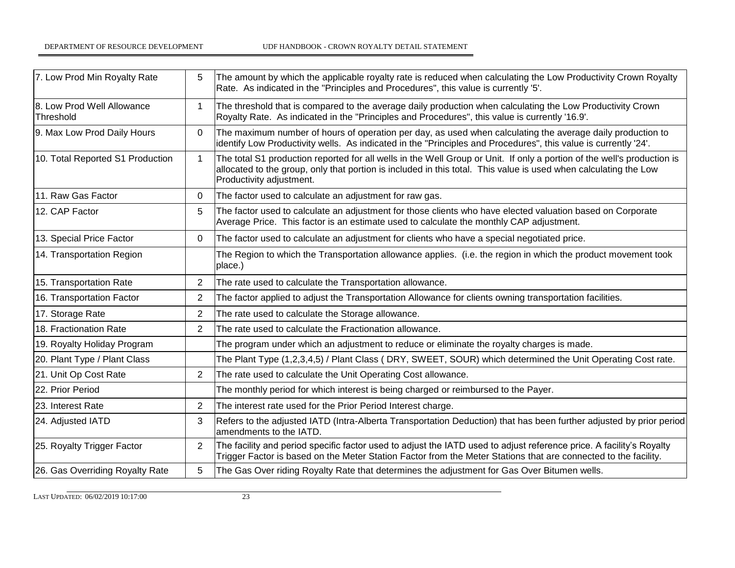| | | |
|---|---|---|
| 7. Low Prod Min Royalty Rate | 5 | The amount by which the applicable royalty rate is reduced when calculating the Low Productivity Crown Royalty Rate. As indicated in the "Principles and Procedures", this value is currently '5'. |
| 8. Low Prod Well Allowance Threshold | 1 | The threshold that is compared to the average daily production when calculating the Low Productivity Crown Royalty Rate. As indicated in the "Principles and Procedures", this value is currently '16.9'. |
| 9. Max Low Prod Daily Hours | 0 | The maximum number of hours of operation per day, as used when calculating the average daily production to identify Low Productivity wells. As indicated in the "Principles and Procedures", this value is currently '24'. |
| 10. Total Reported S1 Production | 1 | The total S1 production reported for all wells in the Well Group or Unit. If only a portion of the well's production is allocated to the group, only that portion is included in this total. This value is used when calculating the Low Productivity adjustment. |
| 11. Raw Gas Factor | 0 | The factor used to calculate an adjustment for raw gas. |
| 12. CAP Factor | 5 | The factor used to calculate an adjustment for those clients who have elected valuation based on Corporate Average Price. This factor is an estimate used to calculate the monthly CAP adjustment. |
| 13. Special Price Factor | 0 | The factor used to calculate an adjustment for clients who have a special negotiated price. |
| 14. Transportation Region | | The Region to which the Transportation allowance applies. (i.e. the region in which the product movement took place.) |
| 15. Transportation Rate | 2 | The rate used to calculate the Transportation allowance. |
| 16. Transportation Factor | 2 | The factor applied to adjust the Transportation Allowance for clients owning transportation facilities. |
| 17. Storage Rate | 2 | The rate used to calculate the Storage allowance. |
| 18. Fractionation Rate | 2 | The rate used to calculate the Fractionation allowance. |
| 19. Royalty Holiday Program | | The program under which an adjustment to reduce or eliminate the royalty charges is made. |
| 20. Plant Type / Plant Class | | The Plant Type (1,2,3,4,5) / Plant Class ( DRY, SWEET, SOUR) which determined the Unit Operating Cost rate. |
| 21. Unit Op Cost Rate | 2 | The rate used to calculate the Unit Operating Cost allowance. |
| 22. Prior Period | | The monthly period for which interest is being charged or reimbursed to the Payer. |
| 23. Interest Rate | 2 | The interest rate used for the Prior Period Interest charge. |
| 24. Adjusted IATD | 3 | Refers to the adjusted IATD (Intra-Alberta Transportation Deduction) that has been further adjusted by prior period amendments to the IATD. |
| 25. Royalty Trigger Factor | 2 | The facility and period specific factor used to adjust the IATD used to adjust reference price. A facility's Royalty Trigger Factor is based on the Meter Station Factor from the Meter Stations that are connected to the facility. |
| 26. Gas Overriding Royalty Rate | 5 | The Gas Over riding Royalty Rate that determines the adjustment for Gas Over Bitumen wells. |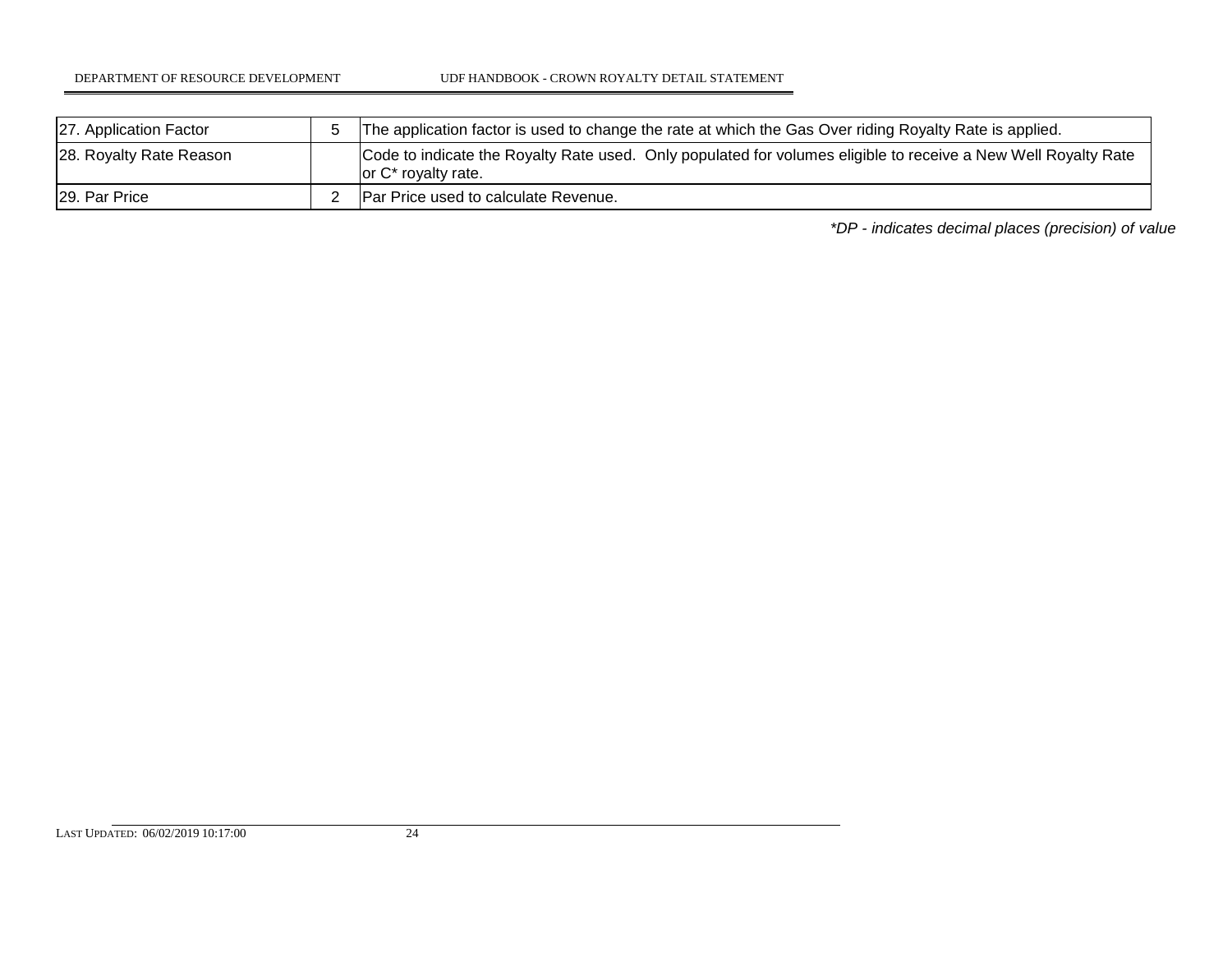| | | |
|---|---|---|
| 27. Application Factor | 5 | The application factor is used to change the rate at which the Gas Over riding Royalty Rate is applied. |
| 28. Royalty Rate Reason | | Code to indicate the Royalty Rate used. Only populated for volumes eligible to receive a New Well Royalty Rate or C* royalty rate. |
| 29. Par Price | 2 | Par Price used to calculate Revenue. |

*\*DP - indicates decimal places (precision) of value*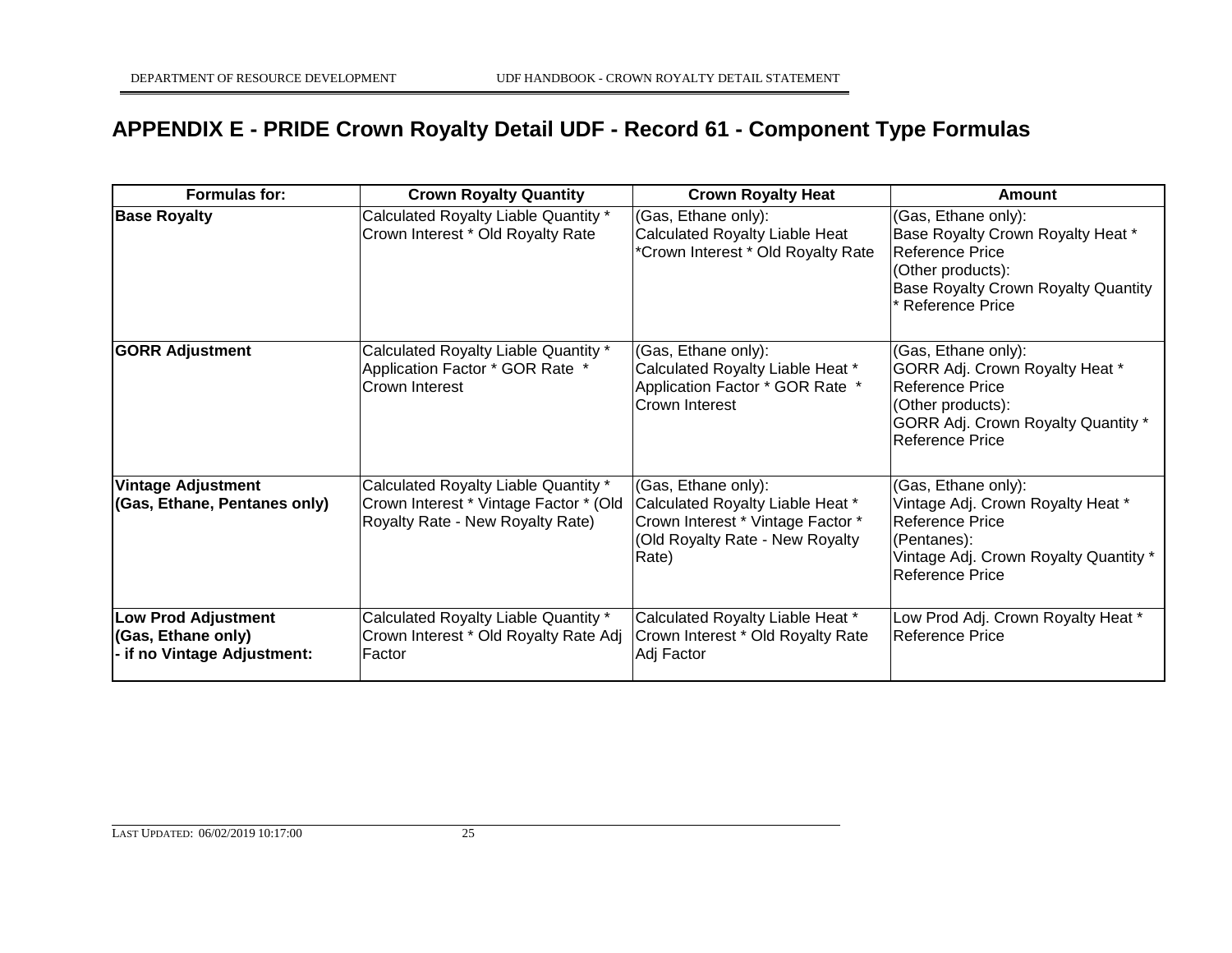# APPENDIX E - PRIDE Crown Royalty Detail UDF - Record 61 - Component Type Formulas

| Formulas for: | Crown Royalty Quantity | Crown Royalty Heat | Amount |
|---|---|---|---|
| **Base Royalty** | Calculated Royalty Liable Quantity * Crown Interest * Old Royalty Rate | (Gas, Ethane only): Calculated Royalty Liable Heat *Crown Interest * Old Royalty Rate | (Gas, Ethane only): Base Royalty Crown Royalty Heat * Reference Price (Other products): Base Royalty Crown Royalty Quantity * Reference Price |
| **GORR Adjustment** | Calculated Royalty Liable Quantity * Application Factor * GOR Rate * Crown Interest | (Gas, Ethane only): Calculated Royalty Liable Heat * Application Factor * GOR Rate * Crown Interest | (Gas, Ethane only): GORR Adj. Crown Royalty Heat * Reference Price (Other products): GORR Adj. Crown Royalty Quantity * Reference Price |
| **Vintage Adjustment (Gas, Ethane, Pentanes only)** | Calculated Royalty Liable Quantity * Crown Interest * Vintage Factor * (Old Royalty Rate - New Royalty Rate) | (Gas, Ethane only): Calculated Royalty Liable Heat * Crown Interest * Vintage Factor * (Old Royalty Rate - New Royalty Rate) | (Gas, Ethane only): Vintage Adj. Crown Royalty Heat * Reference Price (Pentanes): Vintage Adj. Crown Royalty Quantity * Reference Price |
| **Low Prod Adjustment (Gas, Ethane only) - if no Vintage Adjustment:** | Calculated Royalty Liable Quantity * Crown Interest * Old Royalty Rate Adj Factor | Calculated Royalty Liable Heat * Crown Interest * Old Royalty Rate Adj Factor | Low Prod Adj. Crown Royalty Heat * Reference Price |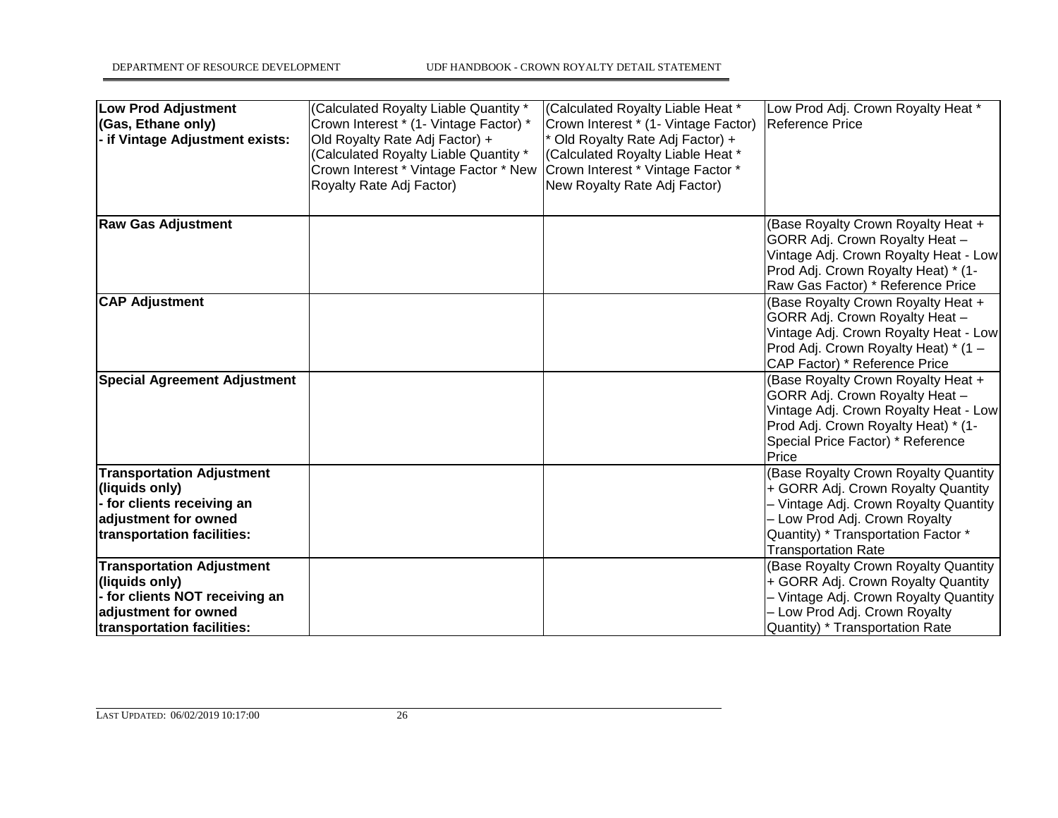| **Low Prod Adjustment (Gas, Ethane only) - if Vintage Adjustment exists:** | (Calculated Royalty Liable Quantity * Crown Interest * (1- Vintage Factor) * Old Royalty Rate Adj Factor) + (Calculated Royalty Liable Quantity * Crown Interest * Vintage Factor * New Royalty Rate Adj Factor) | (Calculated Royalty Liable Heat * Crown Interest * (1- Vintage Factor) * Old Royalty Rate Adj Factor) + (Calculated Royalty Liable Heat * Crown Interest * Vintage Factor * New Royalty Rate Adj Factor) | Low Prod Adj. Crown Royalty Heat * Reference Price |
|---|---|---|---|
| **Raw Gas Adjustment** | | | (Base Royalty Crown Royalty Heat + GORR Adj. Crown Royalty Heat – Vintage Adj. Crown Royalty Heat - Low Prod Adj. Crown Royalty Heat) * (1- Raw Gas Factor) * Reference Price |
| **CAP Adjustment** | | | (Base Royalty Crown Royalty Heat + GORR Adj. Crown Royalty Heat – Vintage Adj. Crown Royalty Heat - Low Prod Adj. Crown Royalty Heat) * (1 – CAP Factor) * Reference Price |
| **Special Agreement Adjustment** | | | (Base Royalty Crown Royalty Heat + GORR Adj. Crown Royalty Heat – Vintage Adj. Crown Royalty Heat - Low Prod Adj. Crown Royalty Heat) * (1- Special Price Factor) * Reference Price |
| **Transportation Adjustment (liquids only) - for clients receiving an adjustment for owned transportation facilities:** | | | (Base Royalty Crown Royalty Quantity + GORR Adj. Crown Royalty Quantity – Vintage Adj. Crown Royalty Quantity – Low Prod Adj. Crown Royalty Quantity) * Transportation Factor * Transportation Rate |
| **Transportation Adjustment (liquids only) - for clients NOT receiving an adjustment for owned transportation facilities:** | | | (Base Royalty Crown Royalty Quantity + GORR Adj. Crown Royalty Quantity – Vintage Adj. Crown Royalty Quantity – Low Prod Adj. Crown Royalty Quantity) * Transportation Rate |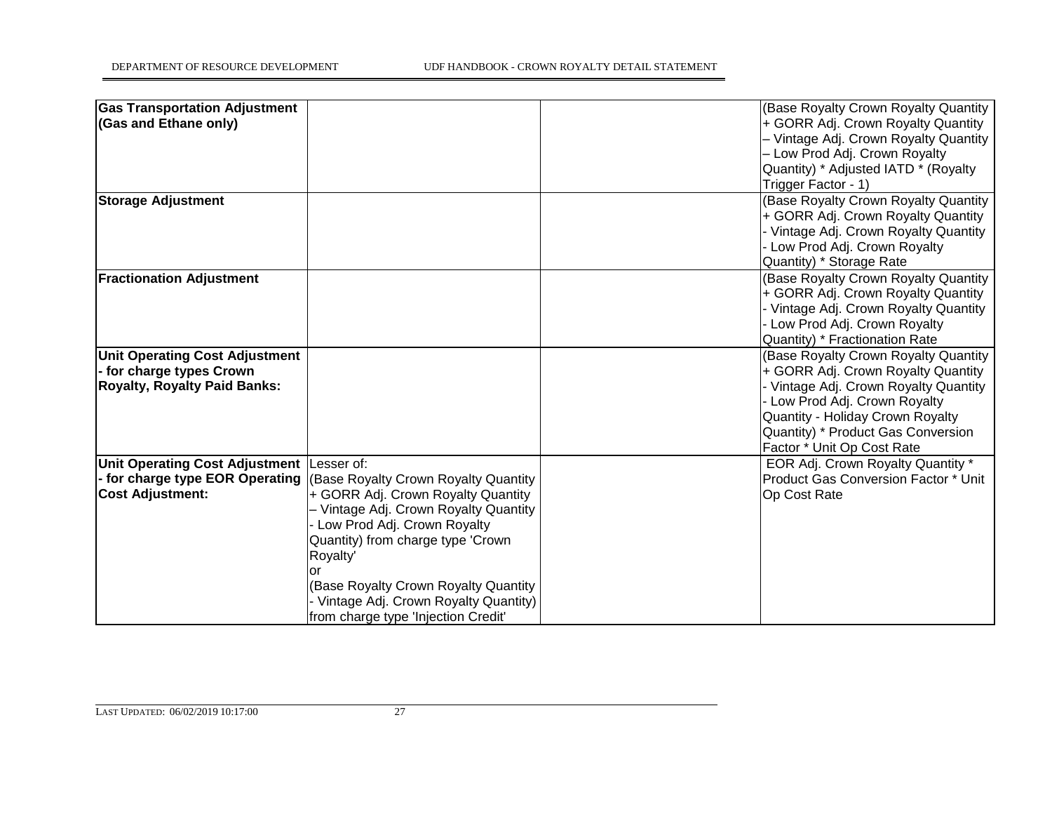| | | | |
|---|---|---|---|
| **Gas Transportation Adjustment (Gas and Ethane only)** | | | (Base Royalty Crown Royalty Quantity + GORR Adj. Crown Royalty Quantity – Vintage Adj. Crown Royalty Quantity – Low Prod Adj. Crown Royalty Quantity) * Adjusted IATD * (Royalty Trigger Factor - 1) |
| **Storage Adjustment** | | | (Base Royalty Crown Royalty Quantity + GORR Adj. Crown Royalty Quantity - Vintage Adj. Crown Royalty Quantity - Low Prod Adj. Crown Royalty Quantity) * Storage Rate |
| **Fractionation Adjustment** | | | (Base Royalty Crown Royalty Quantity + GORR Adj. Crown Royalty Quantity - Vintage Adj. Crown Royalty Quantity - Low Prod Adj. Crown Royalty Quantity) * Fractionation Rate |
| **Unit Operating Cost Adjustment - for charge types Crown Royalty, Royalty Paid Banks:** | | | (Base Royalty Crown Royalty Quantity + GORR Adj. Crown Royalty Quantity - Vintage Adj. Crown Royalty Quantity - Low Prod Adj. Crown Royalty Quantity - Holiday Crown Royalty Quantity) * Product Gas Conversion Factor * Unit Op Cost Rate |
| **Unit Operating Cost Adjustment - for charge type EOR Operating Cost Adjustment:** | Lesser of:<br>(Base Royalty Crown Royalty Quantity + GORR Adj. Crown Royalty Quantity – Vintage Adj. Crown Royalty Quantity - Low Prod Adj. Crown Royalty Quantity) from charge type 'Crown Royalty'<br>or<br>(Base Royalty Crown Royalty Quantity - Vintage Adj. Crown Royalty Quantity) from charge type 'Injection Credit' | | EOR Adj. Crown Royalty Quantity * Product Gas Conversion Factor * Unit Op Cost Rate |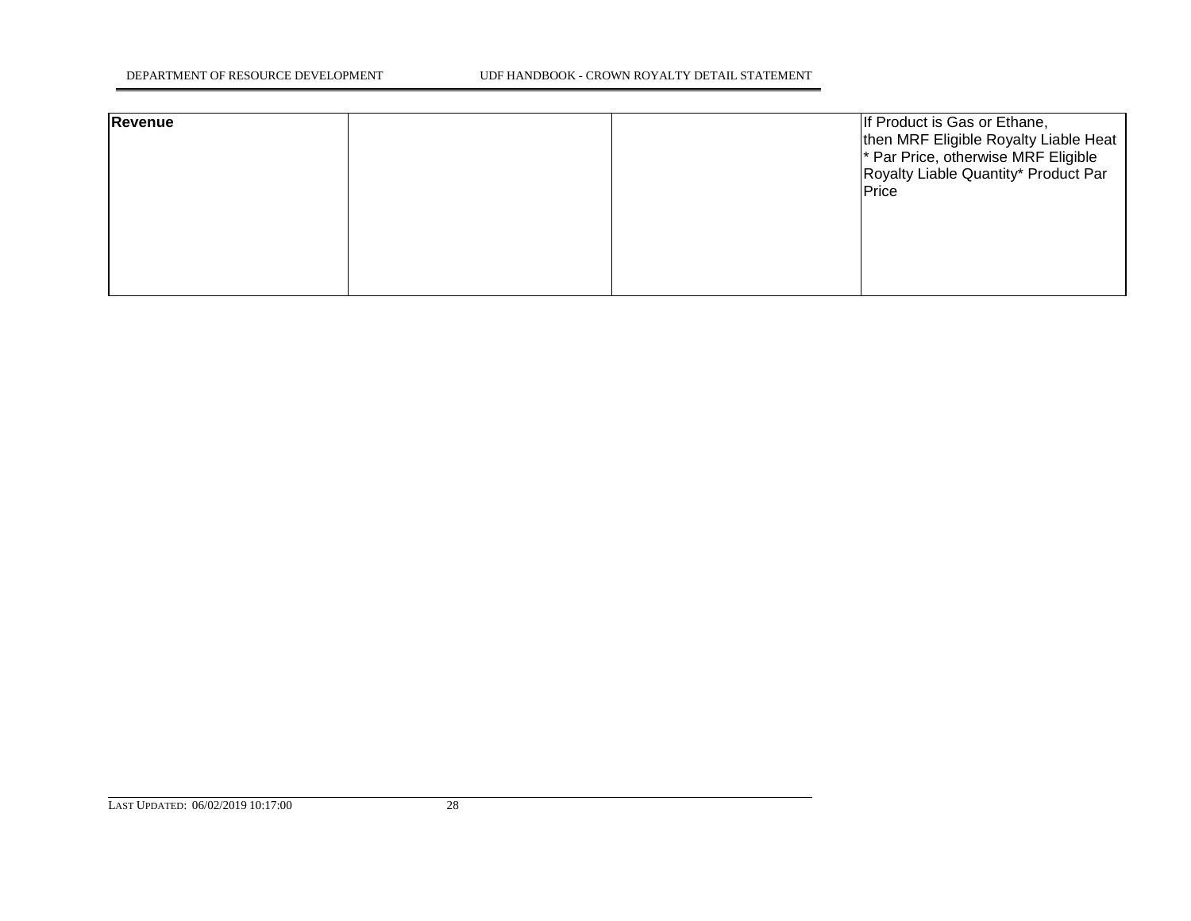| **Revenue** | | | If Product is Gas or Ethane, then MRF Eligible Royalty Liable Heat * Par Price, otherwise MRF Eligible Royalty Liable Quantity* Product Par Price |
|---|---|---|---|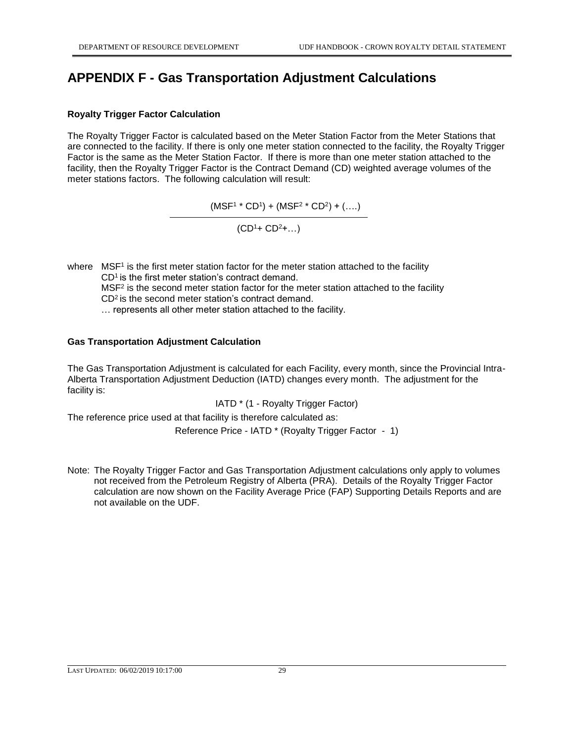# APPENDIX F - Gas Transportation Adjustment Calculations

**Royalty Trigger Factor Calculation**

The Royalty Trigger Factor is calculated based on the Meter Station Factor from the Meter Stations that are connected to the facility. If there is only one meter station connected to the facility, the Royalty Trigger Factor is the same as the Meter Station Factor. If there is more than one meter station attached to the facility, then the Royalty Trigger Factor is the Contract Demand (CD) weighted average volumes of the meter stations factors. The following calculation will result:

$$\frac{(MSF^1 * CD^1) + (MSF^2 * CD^2) + (\ldots.)}{(CD^1 + CD^2 + \ldots)}$$

where $MSF^1$ is the first meter station factor for the meter station attached to the facility
$CD^1$ is the first meter station's contract demand.
$MSF^2$ is the second meter station factor for the meter station attached to the facility
$CD^2$ is the second meter station's contract demand.
… represents all other meter station attached to the facility.

**Gas Transportation Adjustment Calculation**

The Gas Transportation Adjustment is calculated for each Facility, every month, since the Provincial Intra-Alberta Transportation Adjustment Deduction (IATD) changes every month. The adjustment for the facility is:

$$IATD * (1 - \text{Royalty Trigger Factor})$$

The reference price used at that facility is therefore calculated as:

$$\text{Reference Price} - IATD * (\text{Royalty Trigger Factor} - 1)$$

Note: The Royalty Trigger Factor and Gas Transportation Adjustment calculations only apply to volumes not received from the Petroleum Registry of Alberta (PRA). Details of the Royalty Trigger Factor calculation are now shown on the Facility Average Price (FAP) Supporting Details Reports and are not available on the UDF.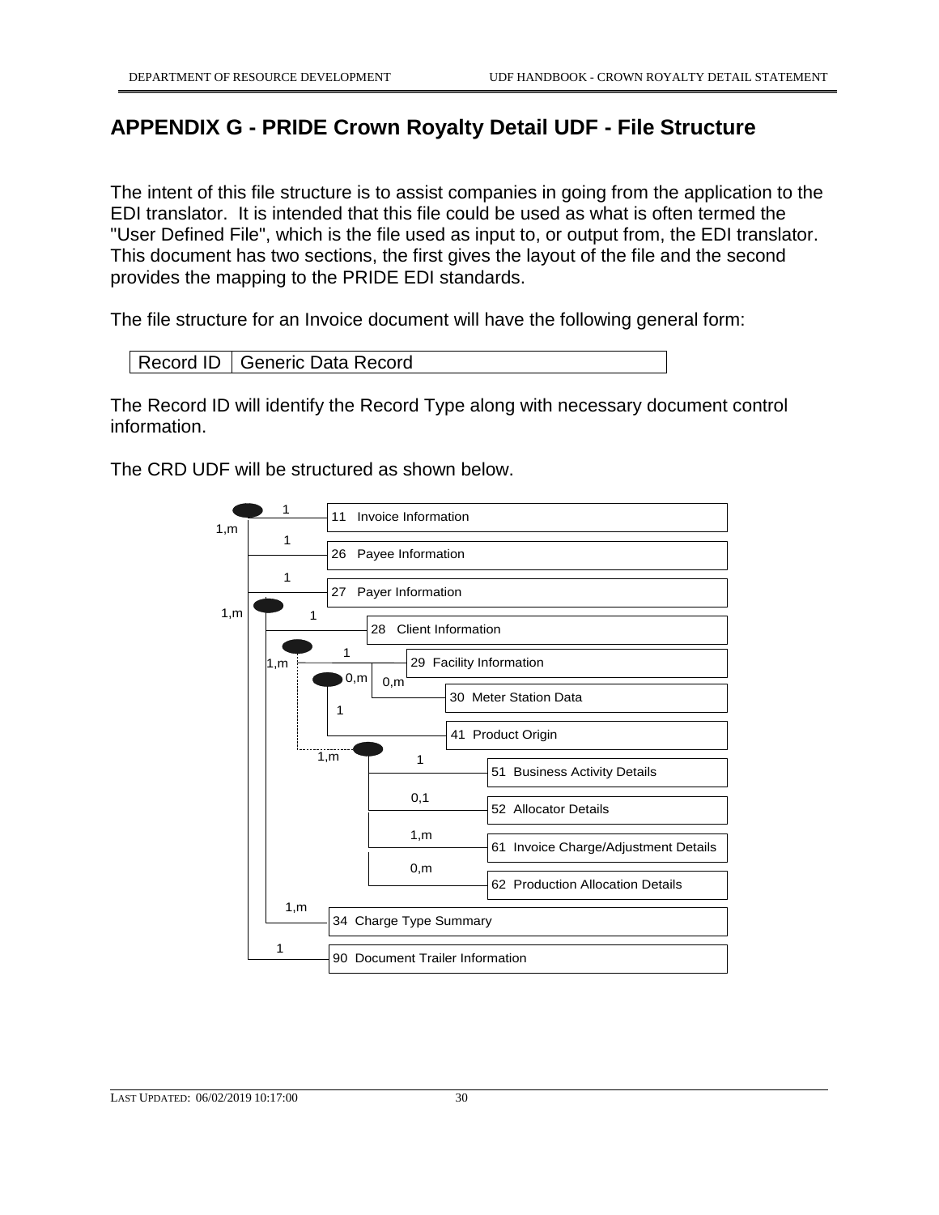# APPENDIX G - PRIDE Crown Royalty Detail UDF - File Structure

The intent of this file structure is to assist companies in going from the application to the EDI translator. It is intended that this file could be used as what is often termed the "User Defined File", which is the file used as input to, or output from, the EDI translator. This document has two sections, the first gives the layout of the file and the second provides the mapping to the PRIDE EDI standards.

The file structure for an Invoice document will have the following general form:

| Record ID | Generic Data Record |
|---|---|

The Record ID will identify the Record Type along with necessary document control information.

The CRD UDF will be structured as shown below.

```
1,m
├── 1    11  Invoice Information
├── 1    26  Payee Information
├── 1    27  Payer Information
├── 1,m
│   ├── 1    28  Client Information
│   ├── 1,m
│   │   ├── 1    29  Facility Information
│   │   │   └── 0,m  30  Meter Station Data
│   │   ├── 0,m
│   │   │   └── 1    41  Product Origin
│   │   └── 1,m
│   │       ├── 1    51  Business Activity Details
│   │       ├── 0,1  52  Allocator Details
│   │       ├── 1,m  61  Invoice Charge/Adjustment Details
│   │       └── 0,m  62  Production Allocation Details
│   └── 1,m  34  Charge Type Summary
└── 1    90  Document Trailer Information
```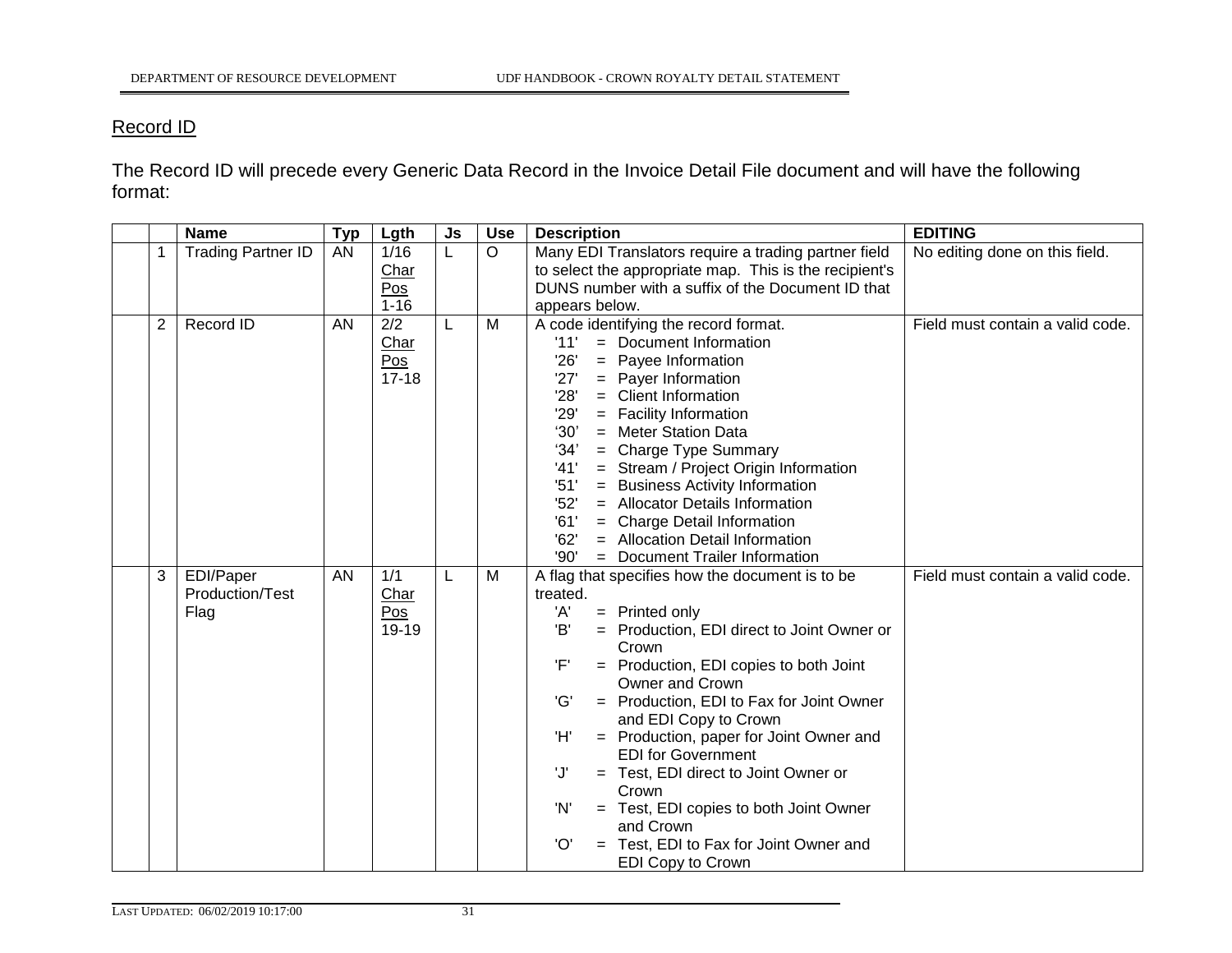## Record ID

The Record ID will precede every Generic Data Record in the Invoice Detail File document and will have the following format:

| | | Name | Typ | Lgth | Js | Use | Description | EDITING |
|---|---|---|---|---|---|---|---|---|
| | 1 | Trading Partner ID | AN | 1/16 Char Pos 1-16 | L | O | Many EDI Translators require a trading partner field to select the appropriate map. This is the recipient's DUNS number with a suffix of the Document ID that appears below. | No editing done on this field. |
| | 2 | Record ID | AN | 2/2 Char Pos 17-18 | L | M | A code identifying the record format.<br>'11' = Document Information<br>'26' = Payee Information<br>'27' = Payer Information<br>'28' = Client Information<br>'29' = Facility Information<br>'30' = Meter Station Data<br>'34' = Charge Type Summary<br>'41' = Stream / Project Origin Information<br>'51' = Business Activity Information<br>'52' = Allocator Details Information<br>'61' = Charge Detail Information<br>'62' = Allocation Detail Information<br>'90' = Document Trailer Information | Field must contain a valid code. |
| | 3 | EDI/Paper Production/Test Flag | AN | 1/1 Char Pos 19-19 | L | M | A flag that specifies how the document is to be treated.<br>'A' = Printed only<br>'B' = Production, EDI direct to Joint Owner or Crown<br>'F' = Production, EDI copies to both Joint Owner and Crown<br>'G' = Production, EDI to Fax for Joint Owner and EDI Copy to Crown<br>'H' = Production, paper for Joint Owner and EDI for Government<br>'J' = Test, EDI direct to Joint Owner or Crown<br>'N' = Test, EDI copies to both Joint Owner and Crown<br>'O' = Test, EDI to Fax for Joint Owner and EDI Copy to Crown | Field must contain a valid code. |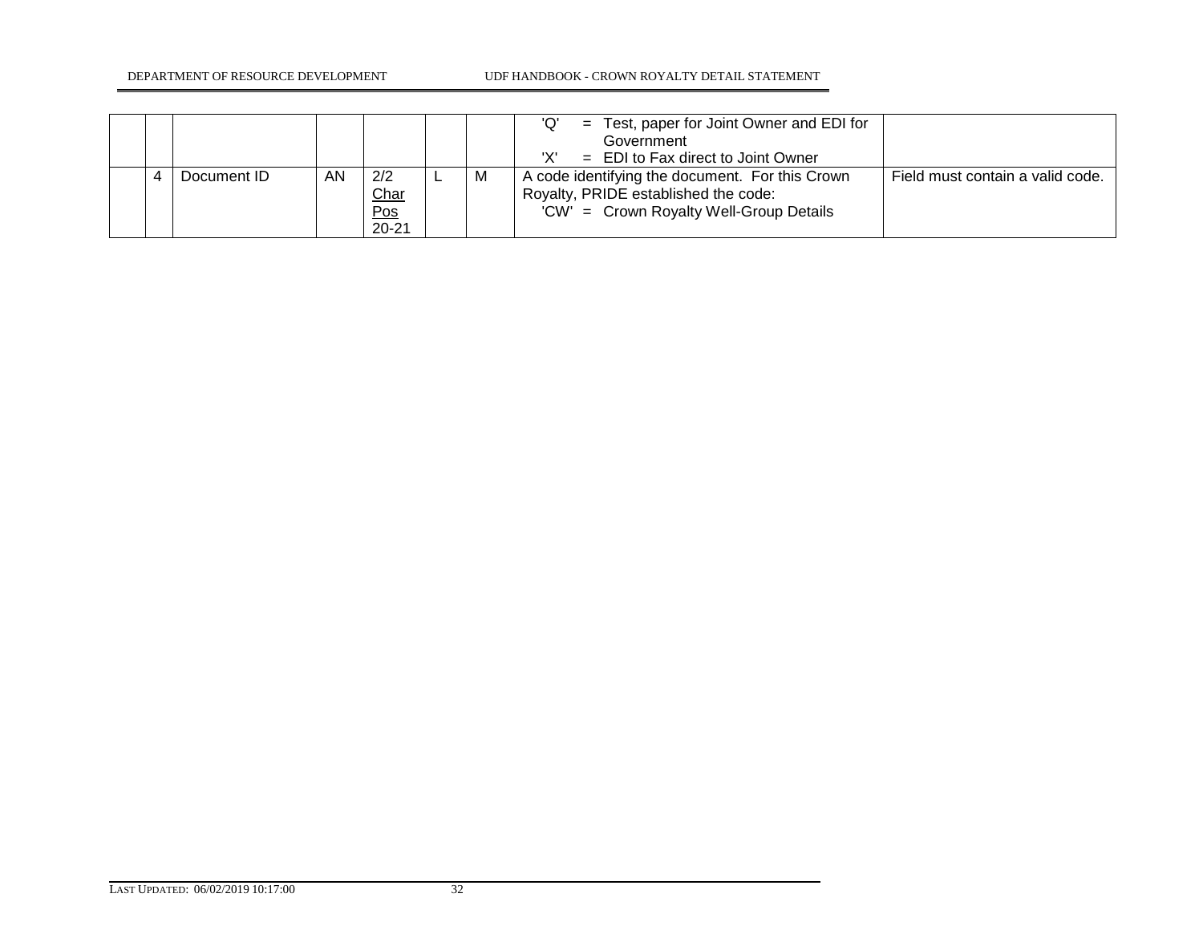|  |  |  |  |  |  |  |  |
|---|---|---|---|---|---|---|---|
|  |  |  |  |  |  |  | 'Q' = Test, paper for Joint Owner and EDI for Government<br>'X' = EDI to Fax direct to Joint Owner |  |
|  | 4 | Document ID | AN | 2/2<br>Char<br>Pos<br>20-21 | L | M | A code identifying the document. For this Crown Royalty, PRIDE established the code:<br>'CW' = Crown Royalty Well-Group Details | Field must contain a valid code. |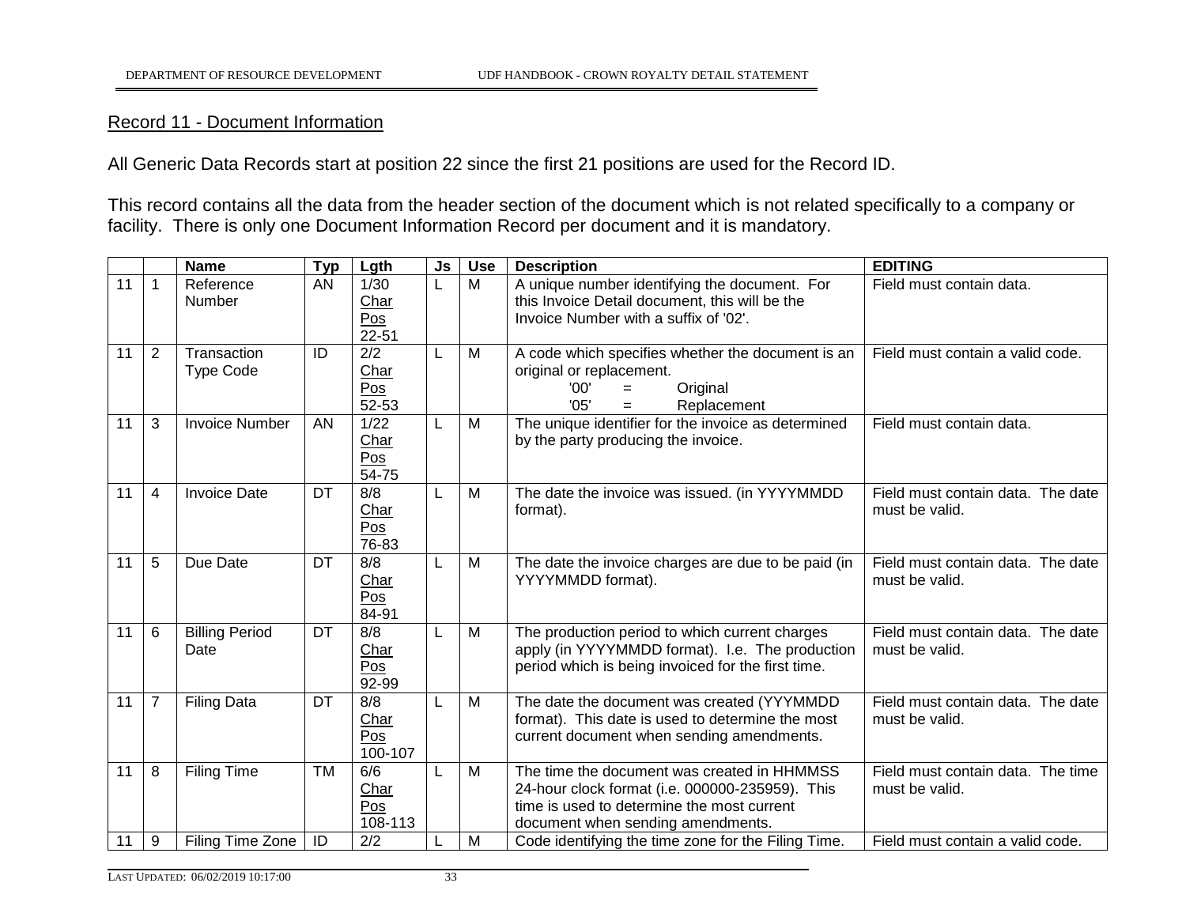## Record 11 - Document Information

All Generic Data Records start at position 22 since the first 21 positions are used for the Record ID.

This record contains all the data from the header section of the document which is not related specifically to a company or facility. There is only one Document Information Record per document and it is mandatory.

| | | Name | Typ | Lgth | Js | Use | Description | EDITING |
|---|---|---|---|---|---|---|---|---|
| 11 | 1 | Reference Number | AN | 1/30 Char Pos 22-51 | L | M | A unique number identifying the document. For this Invoice Detail document, this will be the Invoice Number with a suffix of '02'. | Field must contain data. |
| 11 | 2 | Transaction Type Code | ID | 2/2 Char Pos 52-53 | L | M | A code which specifies whether the document is an original or replacement. '00' = Original '05' = Replacement | Field must contain a valid code. |
| 11 | 3 | Invoice Number | AN | 1/22 Char Pos 54-75 | L | M | The unique identifier for the invoice as determined by the party producing the invoice. | Field must contain data. |
| 11 | 4 | Invoice Date | DT | 8/8 Char Pos 76-83 | L | M | The date the invoice was issued. (in YYYYMMDD format). | Field must contain data. The date must be valid. |
| 11 | 5 | Due Date | DT | 8/8 Char Pos 84-91 | L | M | The date the invoice charges are due to be paid (in YYYYMMDD format). | Field must contain data. The date must be valid. |
| 11 | 6 | Billing Period Date | DT | 8/8 Char Pos 92-99 | L | M | The production period to which current charges apply (in YYYYMMDD format). I.e. The production period which is being invoiced for the first time. | Field must contain data. The date must be valid. |
| 11 | 7 | Filing Data | DT | 8/8 Char Pos 100-107 | L | M | The date the document was created (YYYMMDD format). This date is used to determine the most current document when sending amendments. | Field must contain data. The date must be valid. |
| 11 | 8 | Filing Time | TM | 6/6 Char Pos 108-113 | L | M | The time the document was created in HHMMSS 24-hour clock format (i.e. 000000-235959). This time is used to determine the most current document when sending amendments. | Field must contain data. The time must be valid. |
| 11 | 9 | Filing Time Zone | ID | 2/2 | L | M | Code identifying the time zone for the Filing Time. | Field must contain a valid code. |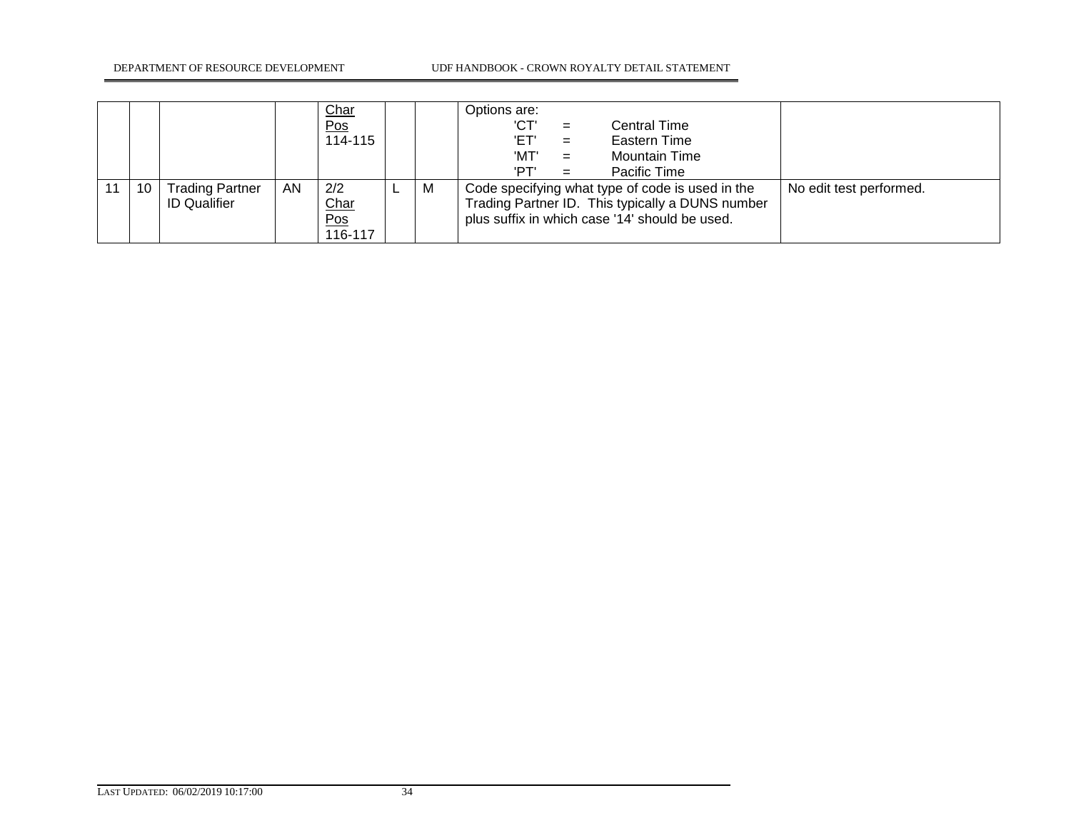|  |  |  |  |  |  |  |  |  |
|---|---|---|---|---|---|---|---|---|
|  |  |  |  | Char Pos 114-115 |  |  | Options are: 'CT' = Central Time 'ET' = Eastern Time 'MT' = Mountain Time 'PT' = Pacific Time |  |
| 11 | 10 | Trading Partner ID Qualifier | AN | 2/2 Char Pos 116-117 | L | M | Code specifying what type of code is used in the Trading Partner ID. This typically a DUNS number plus suffix in which case '14' should be used. | No edit test performed. |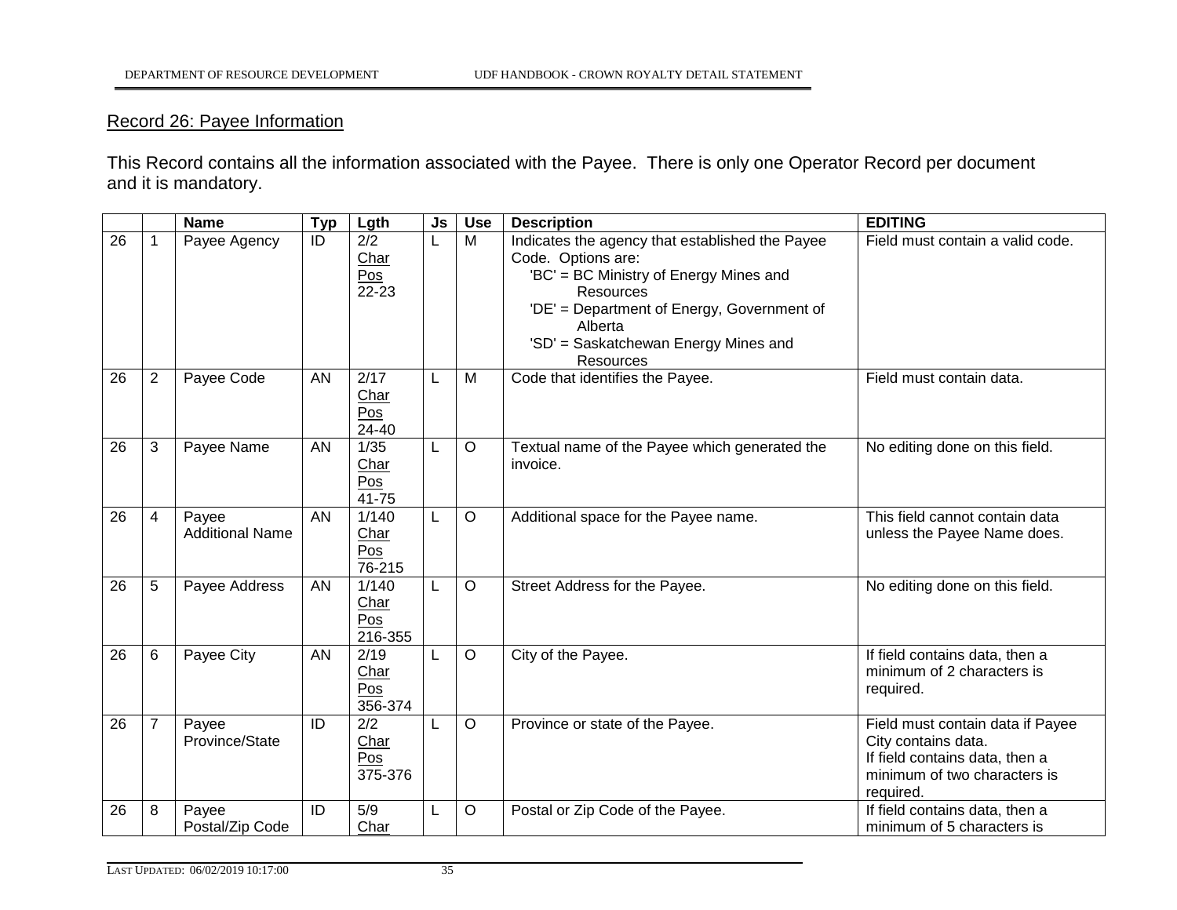## Record 26: Payee Information

This Record contains all the information associated with the Payee. There is only one Operator Record per document and it is mandatory.

| | | Name | Typ | Lgth | Js | Use | Description | EDITING |
|---|---|---|---|---|---|---|---|---|
| 26 | 1 | Payee Agency | ID | 2/2 Char Pos 22-23 | L | M | Indicates the agency that established the Payee Code. Options are: 'BC' = BC Ministry of Energy Mines and Resources 'DE' = Department of Energy, Government of Alberta 'SD' = Saskatchewan Energy Mines and Resources | Field must contain a valid code. |
| 26 | 2 | Payee Code | AN | 2/17 Char Pos 24-40 | L | M | Code that identifies the Payee. | Field must contain data. |
| 26 | 3 | Payee Name | AN | 1/35 Char Pos 41-75 | L | O | Textual name of the Payee which generated the invoice. | No editing done on this field. |
| 26 | 4 | Payee Additional Name | AN | 1/140 Char Pos 76-215 | L | O | Additional space for the Payee name. | This field cannot contain data unless the Payee Name does. |
| 26 | 5 | Payee Address | AN | 1/140 Char Pos 216-355 | L | O | Street Address for the Payee. | No editing done on this field. |
| 26 | 6 | Payee City | AN | 2/19 Char Pos 356-374 | L | O | City of the Payee. | If field contains data, then a minimum of 2 characters is required. |
| 26 | 7 | Payee Province/State | ID | 2/2 Char Pos 375-376 | L | O | Province or state of the Payee. | Field must contain data if Payee City contains data. If field contains data, then a minimum of two characters is required. |
| 26 | 8 | Payee Postal/Zip Code | ID | 5/9 Char | L | O | Postal or Zip Code of the Payee. | If field contains data, then a minimum of 5 characters is |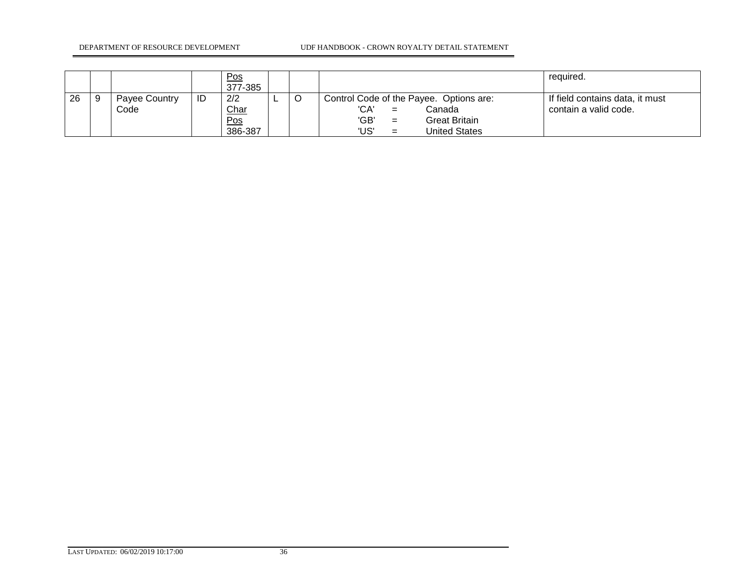| | | | | Pos 377-385 | | | | required. |
|---|---|---|---|---|---|---|---|---|
| 26 | 9 | Payee Country Code | ID | 2/2 Char Pos 386-387 | L | O | Control Code of the Payee. Options are: 'CA' = Canada 'GB' = Great Britain 'US' = United States | If field contains data, it must contain a valid code. |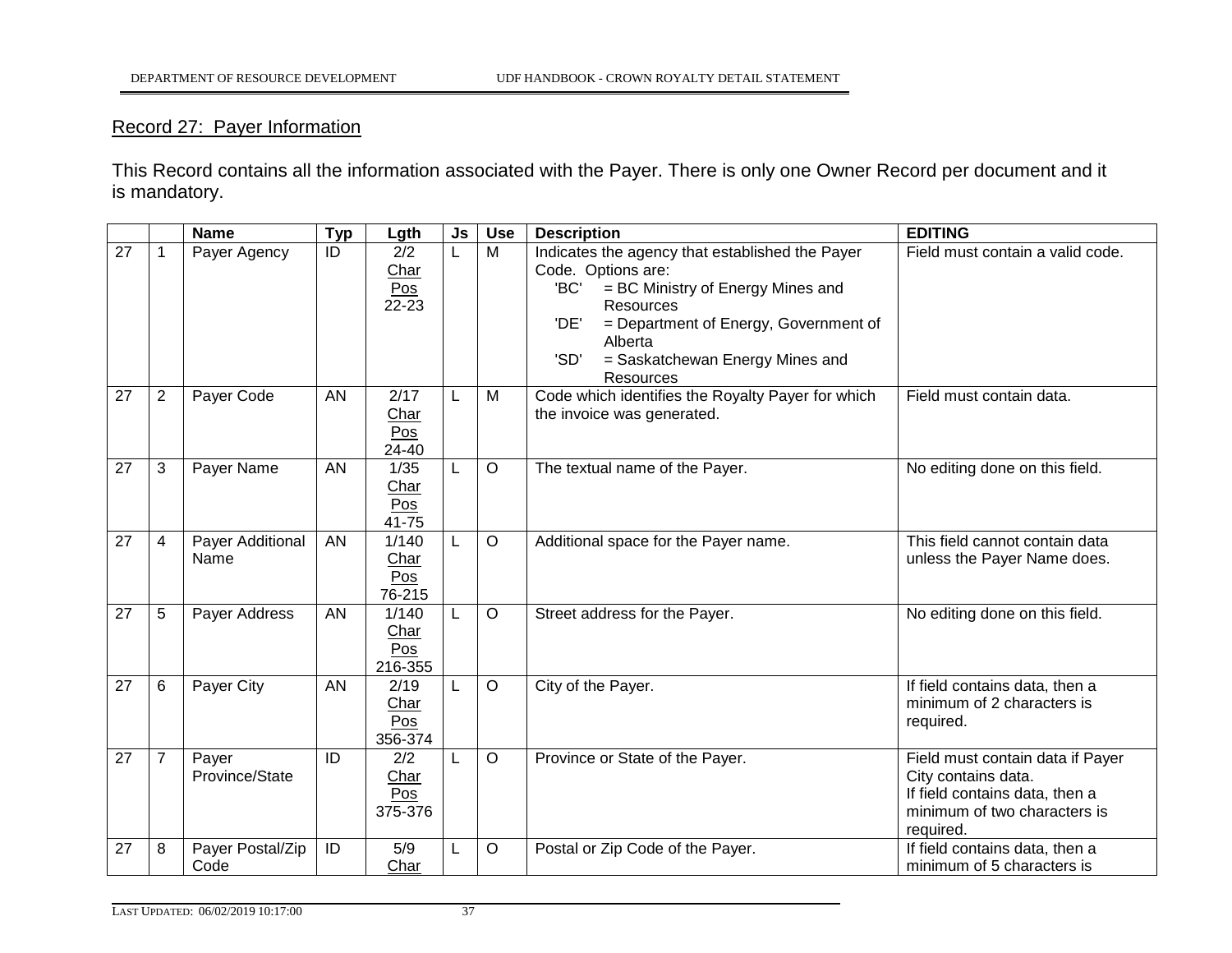## Record 27: Payer Information

This Record contains all the information associated with the Payer. There is only one Owner Record per document and it is mandatory.

| | | Name | Typ | Lgth | Js | Use | Description | EDITING |
|---|---|---|---|---|---|---|---|---|
| 27 | 1 | Payer Agency | ID | 2/2 Char Pos 22-23 | L | M | Indicates the agency that established the Payer Code. Options are: 'BC' = BC Ministry of Energy Mines and Resources 'DE' = Department of Energy, Government of Alberta 'SD' = Saskatchewan Energy Mines and Resources | Field must contain a valid code. |
| 27 | 2 | Payer Code | AN | 2/17 Char Pos 24-40 | L | M | Code which identifies the Royalty Payer for which the invoice was generated. | Field must contain data. |
| 27 | 3 | Payer Name | AN | 1/35 Char Pos 41-75 | L | O | The textual name of the Payer. | No editing done on this field. |
| 27 | 4 | Payer Additional Name | AN | 1/140 Char Pos 76-215 | L | O | Additional space for the Payer name. | This field cannot contain data unless the Payer Name does. |
| 27 | 5 | Payer Address | AN | 1/140 Char Pos 216-355 | L | O | Street address for the Payer. | No editing done on this field. |
| 27 | 6 | Payer City | AN | 2/19 Char Pos 356-374 | L | O | City of the Payer. | If field contains data, then a minimum of 2 characters is required. |
| 27 | 7 | Payer Province/State | ID | 2/2 Char Pos 375-376 | L | O | Province or State of the Payer. | Field must contain data if Payer City contains data. If field contains data, then a minimum of two characters is required. |
| 27 | 8 | Payer Postal/Zip Code | ID | 5/9 Char | L | O | Postal or Zip Code of the Payer. | If field contains data, then a minimum of 5 characters is |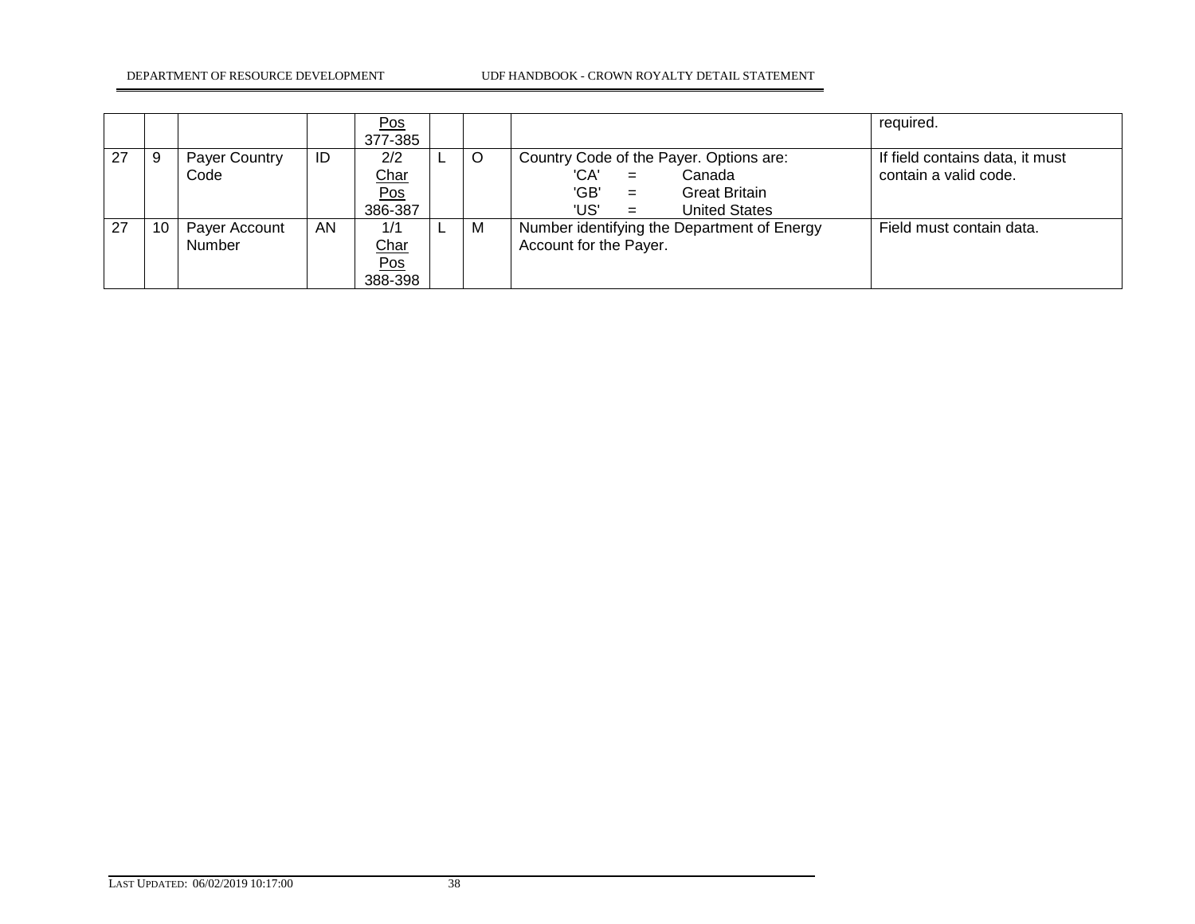| | | | | Pos 377-385 | | | | required. |
|---|---|---|---|---|---|---|---|---|
| 27 | 9 | Payer Country Code | ID | 2/2 Char Pos 386-387 | L | O | Country Code of the Payer. Options are: 'CA' = Canada 'GB' = Great Britain 'US' = United States | If field contains data, it must contain a valid code. |
| 27 | 10 | Payer Account Number | AN | 1/1 Char Pos 388-398 | L | M | Number identifying the Department of Energy Account for the Payer. | Field must contain data. |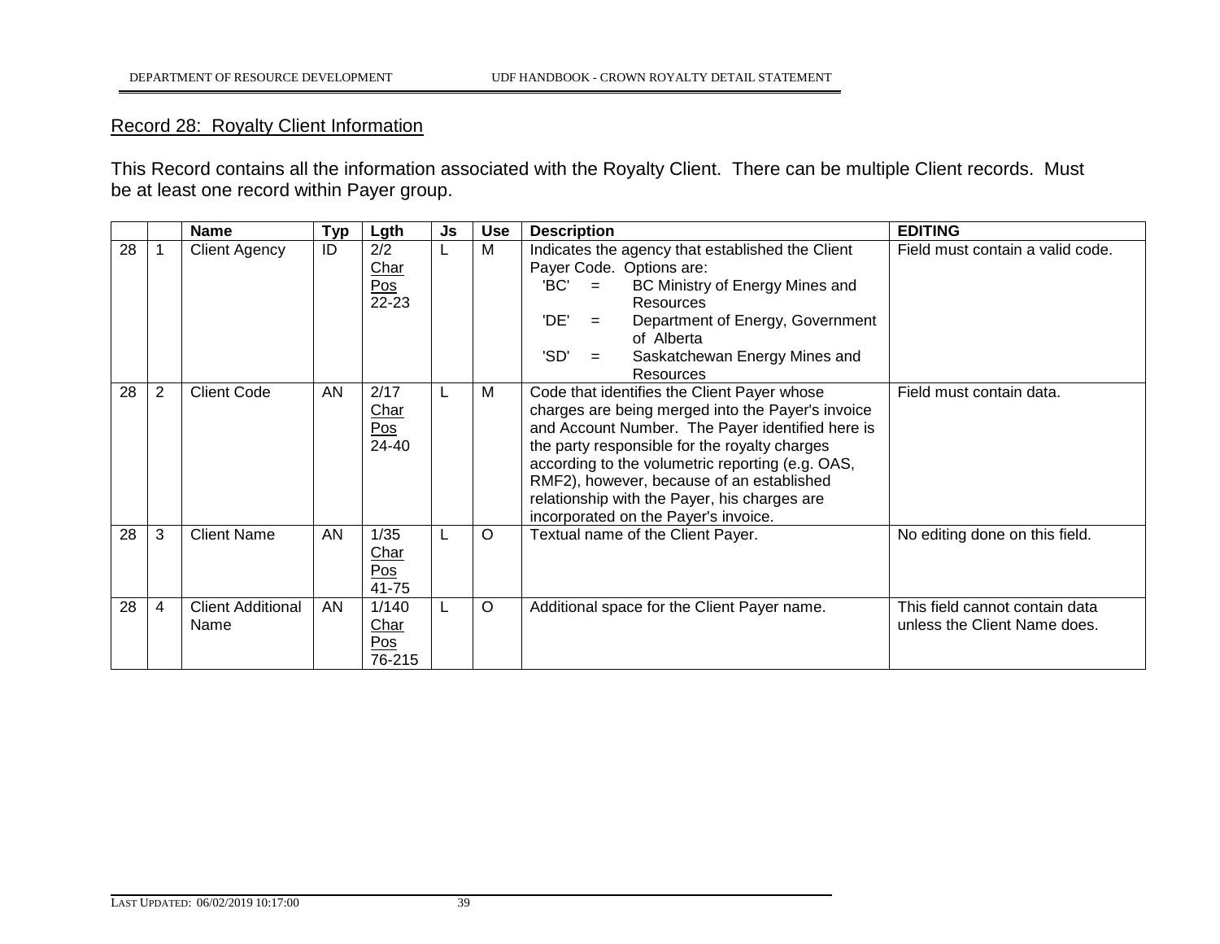## Record 28: Royalty Client Information

This Record contains all the information associated with the Royalty Client. There can be multiple Client records. Must be at least one record within Payer group.

| | | Name | Typ | Lgth | Js | Use | Description | EDITING |
|---|---|---|---|---|---|---|---|---|
| 28 | 1 | Client Agency | ID | 2/2 Char Pos 22-23 | L | M | Indicates the agency that established the Client Payer Code. Options are:<br>'BC' = BC Ministry of Energy Mines and Resources<br>'DE' = Department of Energy, Government of Alberta<br>'SD' = Saskatchewan Energy Mines and Resources | Field must contain a valid code. |
| 28 | 2 | Client Code | AN | 2/17 Char Pos 24-40 | L | M | Code that identifies the Client Payer whose charges are being merged into the Payer's invoice and Account Number. The Payer identified here is the party responsible for the royalty charges according to the volumetric reporting (e.g. OAS, RMF2), however, because of an established relationship with the Payer, his charges are incorporated on the Payer's invoice. | Field must contain data. |
| 28 | 3 | Client Name | AN | 1/35 Char Pos 41-75 | L | O | Textual name of the Client Payer. | No editing done on this field. |
| 28 | 4 | Client Additional Name | AN | 1/140 Char Pos 76-215 | L | O | Additional space for the Client Payer name. | This field cannot contain data unless the Client Name does. |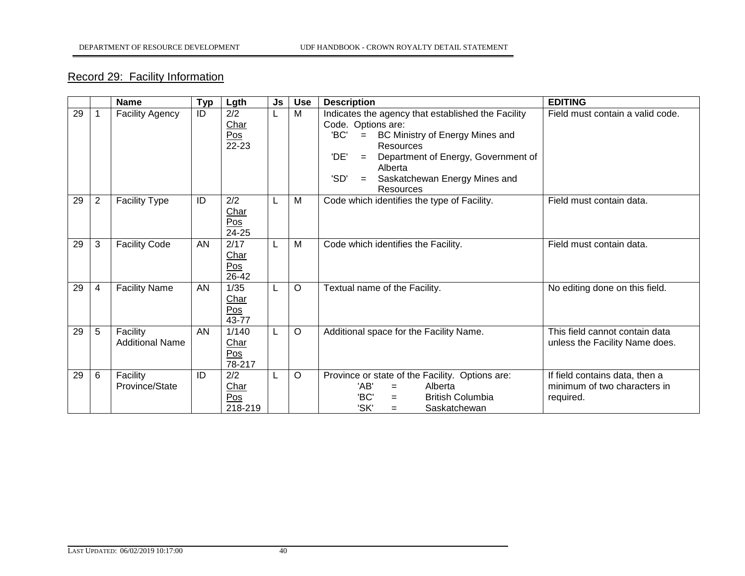## Record 29: Facility Information

| | | Name | Typ | Lgth | Js | Use | Description | EDITING |
|---|---|---|---|---|---|---|---|---|
| 29 | 1 | Facility Agency | ID | 2/2 Char Pos 22-23 | L | M | Indicates the agency that established the Facility Code. Options are: 'BC' = BC Ministry of Energy Mines and Resources 'DE' = Department of Energy, Government of Alberta 'SD' = Saskatchewan Energy Mines and Resources | Field must contain a valid code. |
| 29 | 2 | Facility Type | ID | 2/2 Char Pos 24-25 | L | M | Code which identifies the type of Facility. | Field must contain data. |
| 29 | 3 | Facility Code | AN | 2/17 Char Pos 26-42 | L | M | Code which identifies the Facility. | Field must contain data. |
| 29 | 4 | Facility Name | AN | 1/35 Char Pos 43-77 | L | O | Textual name of the Facility. | No editing done on this field. |
| 29 | 5 | Facility Additional Name | AN | 1/140 Char Pos 78-217 | L | O | Additional space for the Facility Name. | This field cannot contain data unless the Facility Name does. |
| 29 | 6 | Facility Province/State | ID | 2/2 Char Pos 218-219 | L | O | Province or state of the Facility. Options are: 'AB' = Alberta 'BC' = British Columbia 'SK' = Saskatchewan | If field contains data, then a minimum of two characters in required. |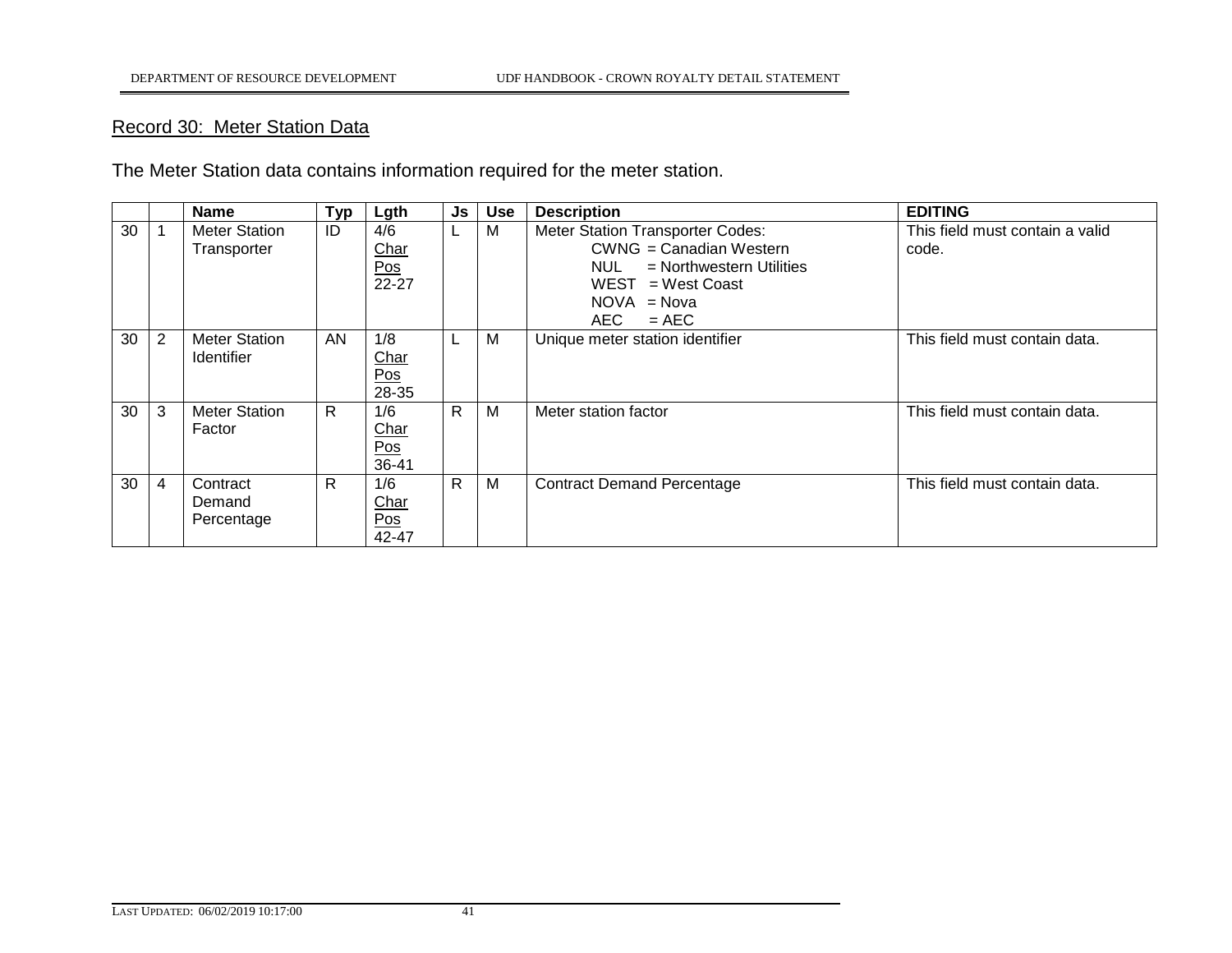## Record 30: Meter Station Data

The Meter Station data contains information required for the meter station.

| | | Name | Typ | Lgth | Js | Use | Description | EDITING |
|---|---|---|---|---|---|---|---|---|
| 30 | 1 | Meter Station Transporter | ID | 4/6 Char Pos 22-27 | L | M | Meter Station Transporter Codes: CWNG = Canadian Western; NUL = Northwestern Utilities; WEST = West Coast; NOVA = Nova; AEC = AEC | This field must contain a valid code. |
| 30 | 2 | Meter Station Identifier | AN | 1/8 Char Pos 28-35 | L | M | Unique meter station identifier | This field must contain data. |
| 30 | 3 | Meter Station Factor | R | 1/6 Char Pos 36-41 | R | M | Meter station factor | This field must contain data. |
| 30 | 4 | Contract Demand Percentage | R | 1/6 Char Pos 42-47 | R | M | Contract Demand Percentage | This field must contain data. |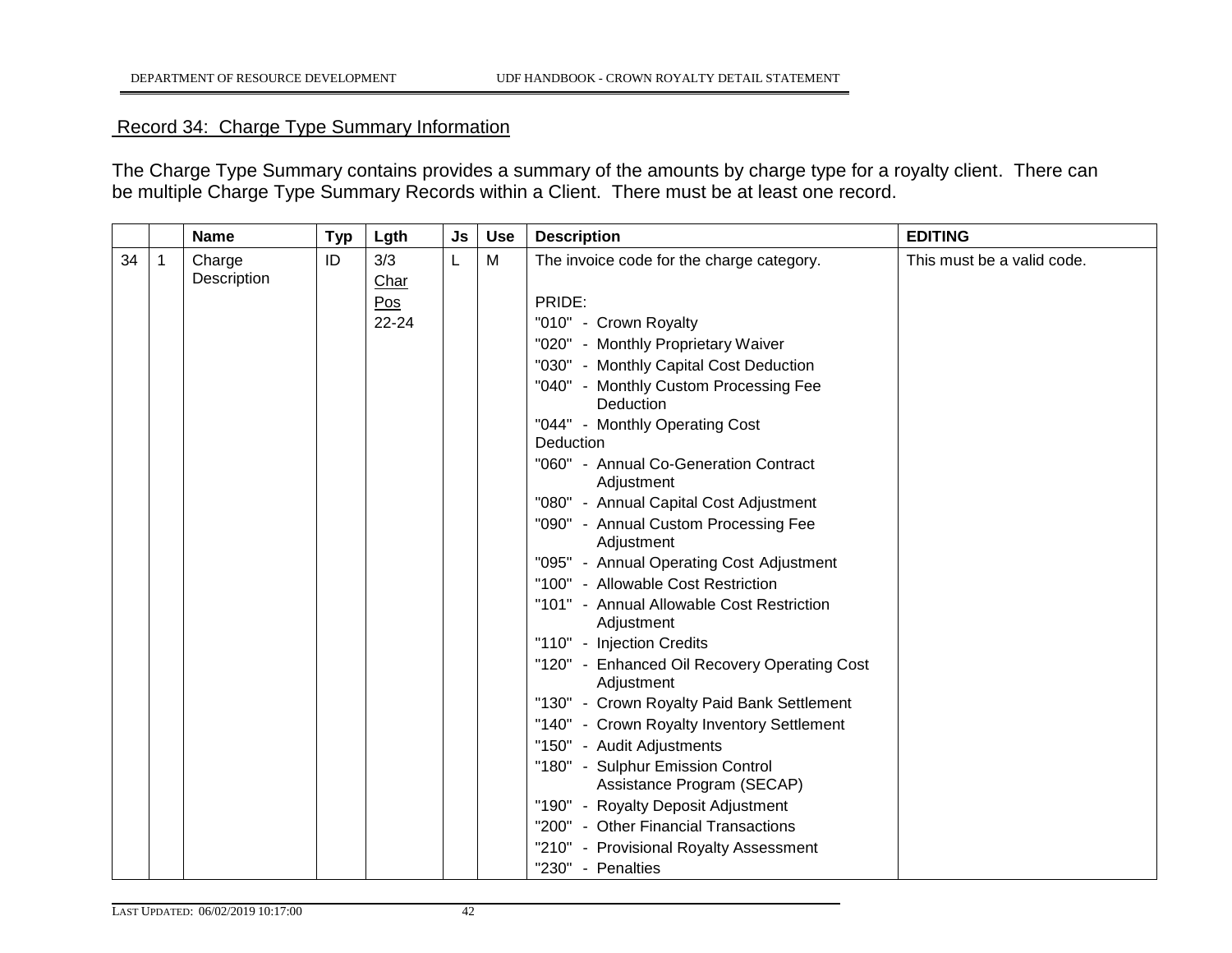## Record 34: Charge Type Summary Information

The Charge Type Summary contains provides a summary of the amounts by charge type for a royalty client. There can be multiple Charge Type Summary Records within a Client. There must be at least one record.

| | | Name | Typ | Lgth | Js | Use | Description | EDITING |
|---|---|---|---|---|---|---|---|---|
| 34 | 1 | Charge Description | ID | 3/3<br>Char<br>Pos<br>22-24 | L | M | The invoice code for the charge category.<br><br>PRIDE:<br>"010" - Crown Royalty<br>"020" - Monthly Proprietary Waiver<br>"030" - Monthly Capital Cost Deduction<br>"040" - Monthly Custom Processing Fee Deduction<br>"044" - Monthly Operating Cost Deduction<br>"060" - Annual Co-Generation Contract Adjustment<br>"080" - Annual Capital Cost Adjustment<br>"090" - Annual Custom Processing Fee Adjustment<br>"095" - Annual Operating Cost Adjustment<br>"100" - Allowable Cost Restriction<br>"101" - Annual Allowable Cost Restriction Adjustment<br>"110" - Injection Credits<br>"120" - Enhanced Oil Recovery Operating Cost Adjustment<br>"130" - Crown Royalty Paid Bank Settlement<br>"140" - Crown Royalty Inventory Settlement<br>"150" - Audit Adjustments<br>"180" - Sulphur Emission Control Assistance Program (SECAP)<br>"190" - Royalty Deposit Adjustment<br>"200" - Other Financial Transactions<br>"210" - Provisional Royalty Assessment<br>"230" - Penalties | This must be a valid code. |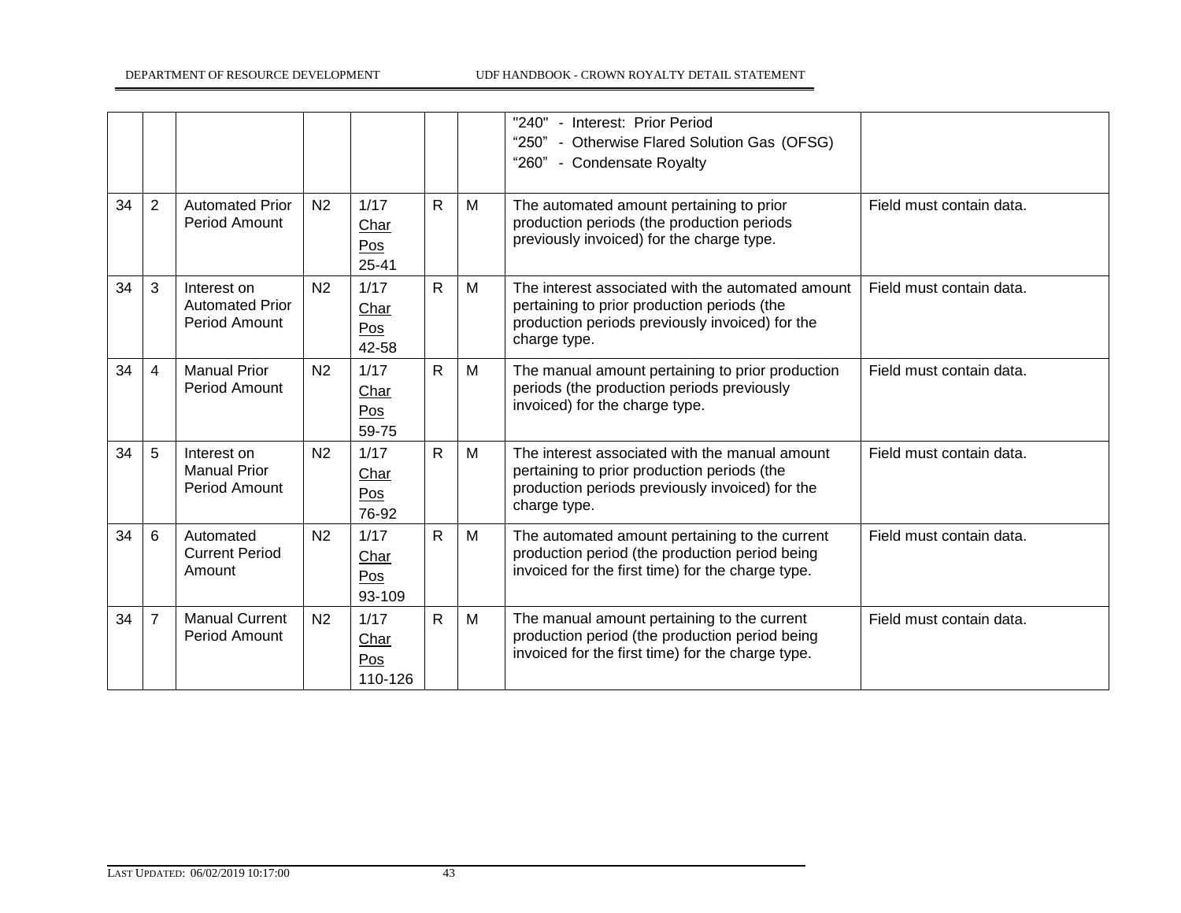| | | | | | | | | |
|---|---|---|---|---|---|---|---|---|
| | | | | | | | "240" - Interest: Prior Period<br>"250" - Otherwise Flared Solution Gas (OFSG)<br>"260" - Condensate Royalty | |
| 34 | 2 | Automated Prior Period Amount | N2 | 1/17<br>Char<br>Pos<br>25-41 | R | M | The automated amount pertaining to prior production periods (the production periods previously invoiced) for the charge type. | Field must contain data. |
| 34 | 3 | Interest on Automated Prior Period Amount | N2 | 1/17<br>Char<br>Pos<br>42-58 | R | M | The interest associated with the automated amount pertaining to prior production periods (the production periods previously invoiced) for the charge type. | Field must contain data. |
| 34 | 4 | Manual Prior Period Amount | N2 | 1/17<br>Char<br>Pos<br>59-75 | R | M | The manual amount pertaining to prior production periods (the production periods previously invoiced) for the charge type. | Field must contain data. |
| 34 | 5 | Interest on Manual Prior Period Amount | N2 | 1/17<br>Char<br>Pos<br>76-92 | R | M | The interest associated with the manual amount pertaining to prior production periods (the production periods previously invoiced) for the charge type. | Field must contain data. |
| 34 | 6 | Automated Current Period Amount | N2 | 1/17<br>Char<br>Pos<br>93-109 | R | M | The automated amount pertaining to the current production period (the production period being invoiced for the first time) for the charge type. | Field must contain data. |
| 34 | 7 | Manual Current Period Amount | N2 | 1/17<br>Char<br>Pos<br>110-126 | R | M | The manual amount pertaining to the current production period (the production period being invoiced for the first time) for the charge type. | Field must contain data. |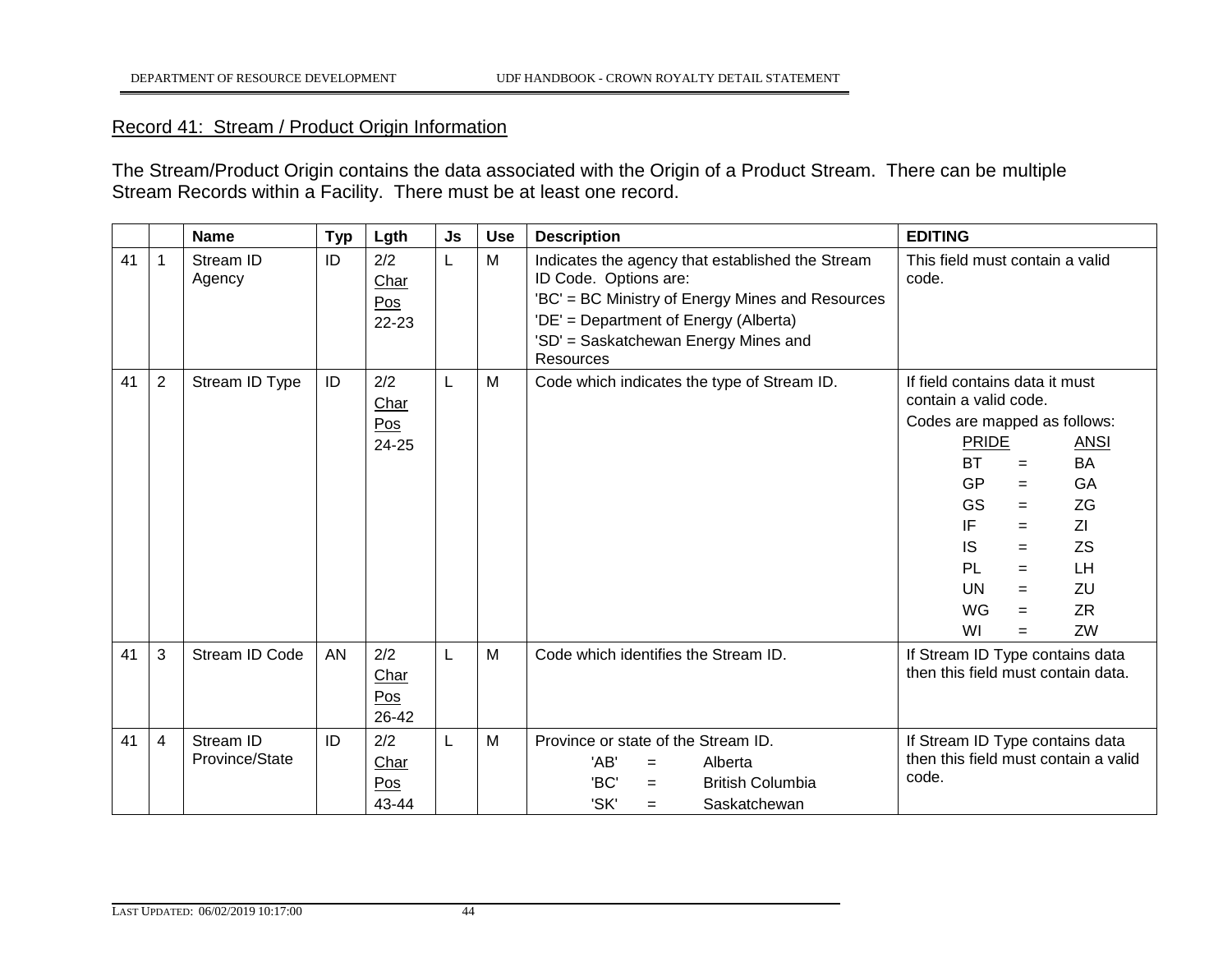## Record 41: Stream / Product Origin Information

The Stream/Product Origin contains the data associated with the Origin of a Product Stream. There can be multiple Stream Records within a Facility. There must be at least one record.

| | | Name | Typ | Lgth | Js | Use | Description | EDITING |
|---|---|---|---|---|---|---|---|---|
| 41 | 1 | Stream ID Agency | ID | 2/2 Char Pos 22-23 | L | M | Indicates the agency that established the Stream ID Code. Options are:<br>'BC' = BC Ministry of Energy Mines and Resources<br>'DE' = Department of Energy (Alberta)<br>'SD' = Saskatchewan Energy Mines and Resources | This field must contain a valid code. |
| 41 | 2 | Stream ID Type | ID | 2/2 Char Pos 24-25 | L | M | Code which indicates the type of Stream ID. | If field contains data it must contain a valid code.<br>Codes are mapped as follows:<br>PRIDE = ANSI<br>BT = BA<br>GP = GA<br>GS = ZG<br>IF = ZI<br>IS = ZS<br>PL = LH<br>UN = ZU<br>WG = ZR<br>WI = ZW |
| 41 | 3 | Stream ID Code | AN | 2/2 Char Pos 26-42 | L | M | Code which identifies the Stream ID. | If Stream ID Type contains data then this field must contain data. |
| 41 | 4 | Stream ID Province/State | ID | 2/2 Char Pos 43-44 | L | M | Province or state of the Stream ID.<br>'AB' = Alberta<br>'BC' = British Columbia<br>'SK' = Saskatchewan | If Stream ID Type contains data then this field must contain a valid code. |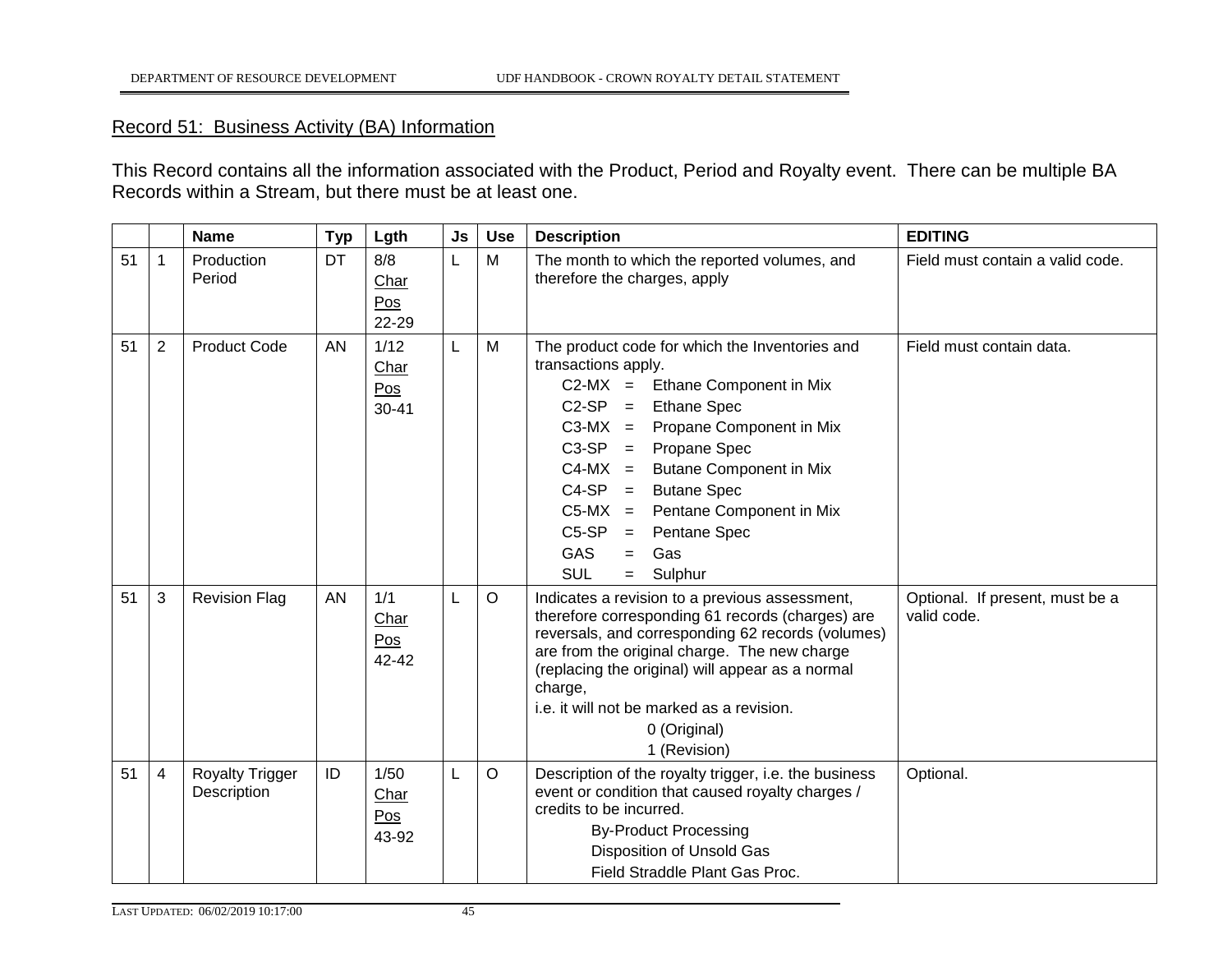## Record 51: Business Activity (BA) Information

This Record contains all the information associated with the Product, Period and Royalty event. There can be multiple BA Records within a Stream, but there must be at least one.

| | | Name | Typ | Lgth | Js | Use | Description | EDITING |
|---|---|---|---|---|---|---|---|---|
| 51 | 1 | Production Period | DT | 8/8<br>Char<br>Pos<br>22-29 | L | M | The month to which the reported volumes, and therefore the charges, apply | Field must contain a valid code. |
| 51 | 2 | Product Code | AN | 1/12<br>Char<br>Pos<br>30-41 | L | M | The product code for which the Inventories and transactions apply.<br>C2-MX = Ethane Component in Mix<br>C2-SP = Ethane Spec<br>C3-MX = Propane Component in Mix<br>C3-SP = Propane Spec<br>C4-MX = Butane Component in Mix<br>C4-SP = Butane Spec<br>C5-MX = Pentane Component in Mix<br>C5-SP = Pentane Spec<br>GAS = Gas<br>SUL = Sulphur | Field must contain data. |
| 51 | 3 | Revision Flag | AN | 1/1<br>Char<br>Pos<br>42-42 | L | O | Indicates a revision to a previous assessment, therefore corresponding 61 records (charges) are reversals, and corresponding 62 records (volumes) are from the original charge. The new charge (replacing the original) will appear as a normal charge,<br>i.e. it will not be marked as a revision.<br>0 (Original)<br>1 (Revision) | Optional. If present, must be a valid code. |
| 51 | 4 | Royalty Trigger Description | ID | 1/50<br>Char<br>Pos<br>43-92 | L | O | Description of the royalty trigger, i.e. the business event or condition that caused royalty charges / credits to be incurred.<br>By-Product Processing<br>Disposition of Unsold Gas<br>Field Straddle Plant Gas Proc. | Optional. |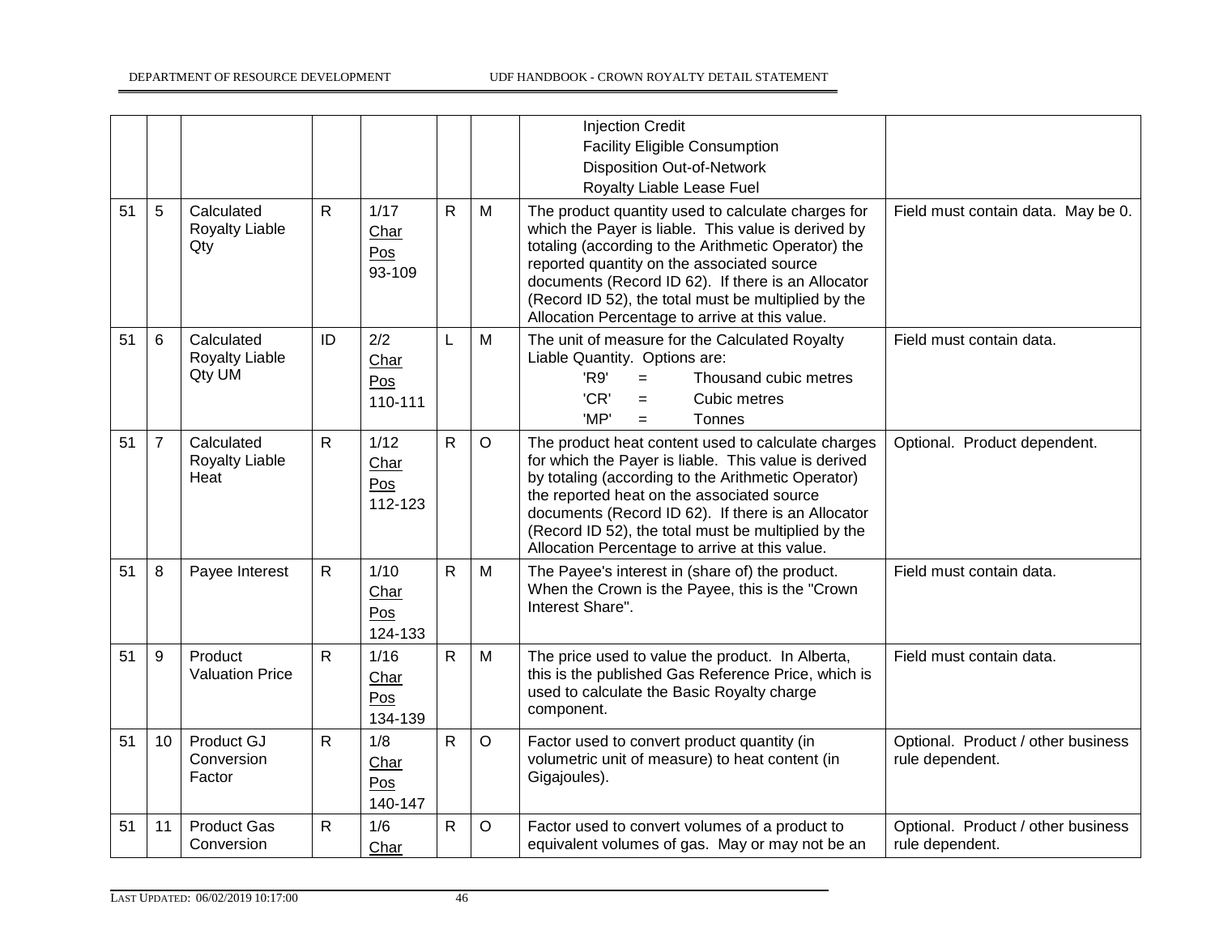| | | | | | | | | |
|---|---|---|---|---|---|---|---|---|
| | | | | | | | Injection Credit<br>Facility Eligible Consumption<br>Disposition Out-of-Network<br>Royalty Liable Lease Fuel | |
| 51 | 5 | Calculated Royalty Liable Qty | R | 1/17<br>Char<br>Pos<br>93-109 | R | M | The product quantity used to calculate charges for which the Payer is liable. This value is derived by totaling (according to the Arithmetic Operator) the reported quantity on the associated source documents (Record ID 62). If there is an Allocator (Record ID 52), the total must be multiplied by the Allocation Percentage to arrive at this value. | Field must contain data. May be 0. |
| 51 | 6 | Calculated Royalty Liable Qty UM | ID | 2/2<br>Char<br>Pos<br>110-111 | L | M | The unit of measure for the Calculated Royalty Liable Quantity. Options are:<br>'R9' = Thousand cubic metres<br>'CR' = Cubic metres<br>'MP' = Tonnes | Field must contain data. |
| 51 | 7 | Calculated Royalty Liable Heat | R | 1/12<br>Char<br>Pos<br>112-123 | R | O | The product heat content used to calculate charges for which the Payer is liable. This value is derived by totaling (according to the Arithmetic Operator) the reported heat on the associated source documents (Record ID 62). If there is an Allocator (Record ID 52), the total must be multiplied by the Allocation Percentage to arrive at this value. | Optional. Product dependent. |
| 51 | 8 | Payee Interest | R | 1/10<br>Char<br>Pos<br>124-133 | R | M | The Payee's interest in (share of) the product. When the Crown is the Payee, this is the "Crown Interest Share". | Field must contain data. |
| 51 | 9 | Product Valuation Price | R | 1/16<br>Char<br>Pos<br>134-139 | R | M | The price used to value the product. In Alberta, this is the published Gas Reference Price, which is used to calculate the Basic Royalty charge component. | Field must contain data. |
| 51 | 10 | Product GJ Conversion Factor | R | 1/8<br>Char<br>Pos<br>140-147 | R | O | Factor used to convert product quantity (in volumetric unit of measure) to heat content (in Gigajoules). | Optional. Product / other business rule dependent. |
| 51 | 11 | Product Gas Conversion | R | 1/6<br>Char | R | O | Factor used to convert volumes of a product to equivalent volumes of gas. May or may not be an | Optional. Product / other business rule dependent. |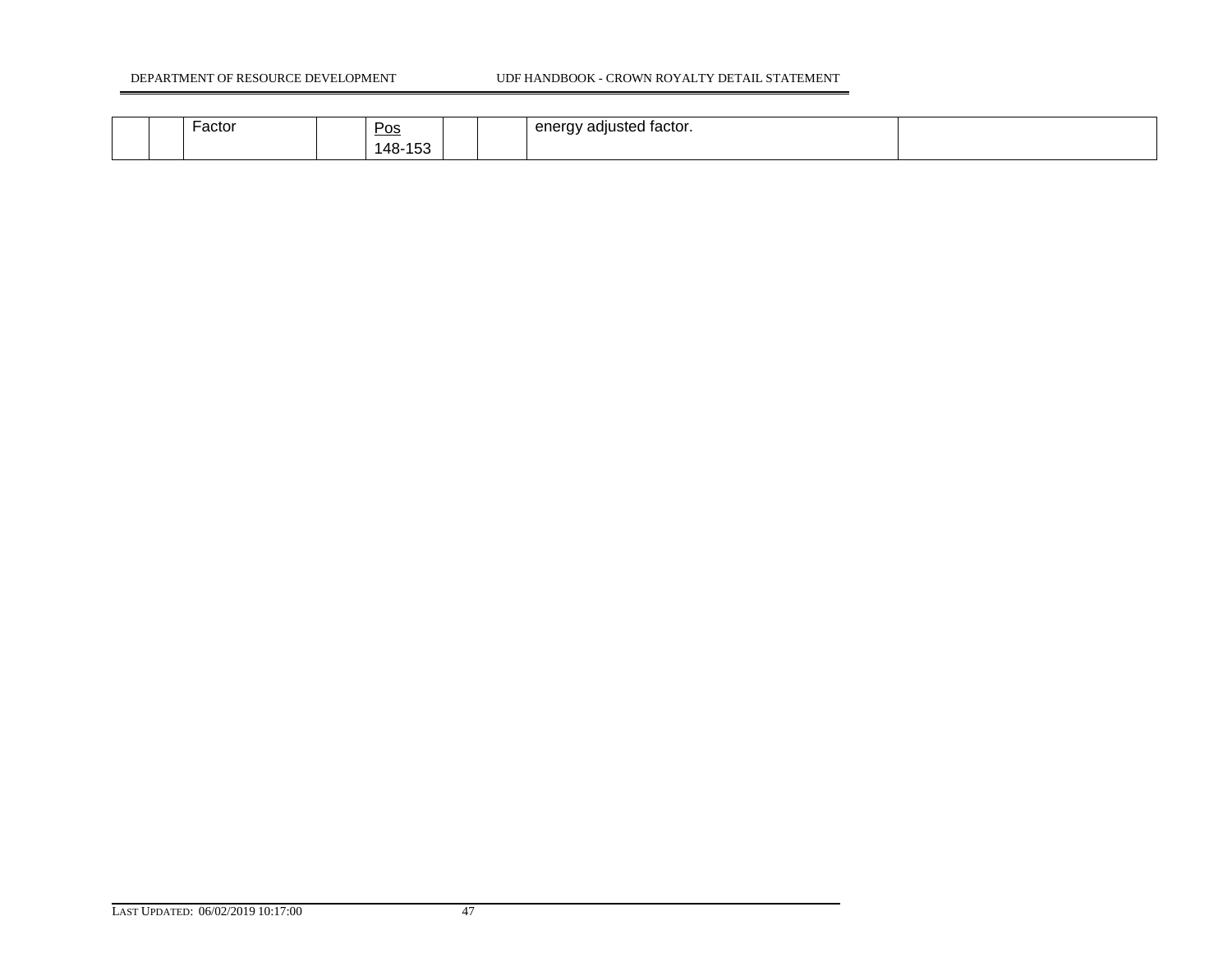|  |  | Factor |  | <u>Pos</u> 148-153 |  |  | energy adjusted factor. |  |
|---|---|---|---|---|---|---|---|---|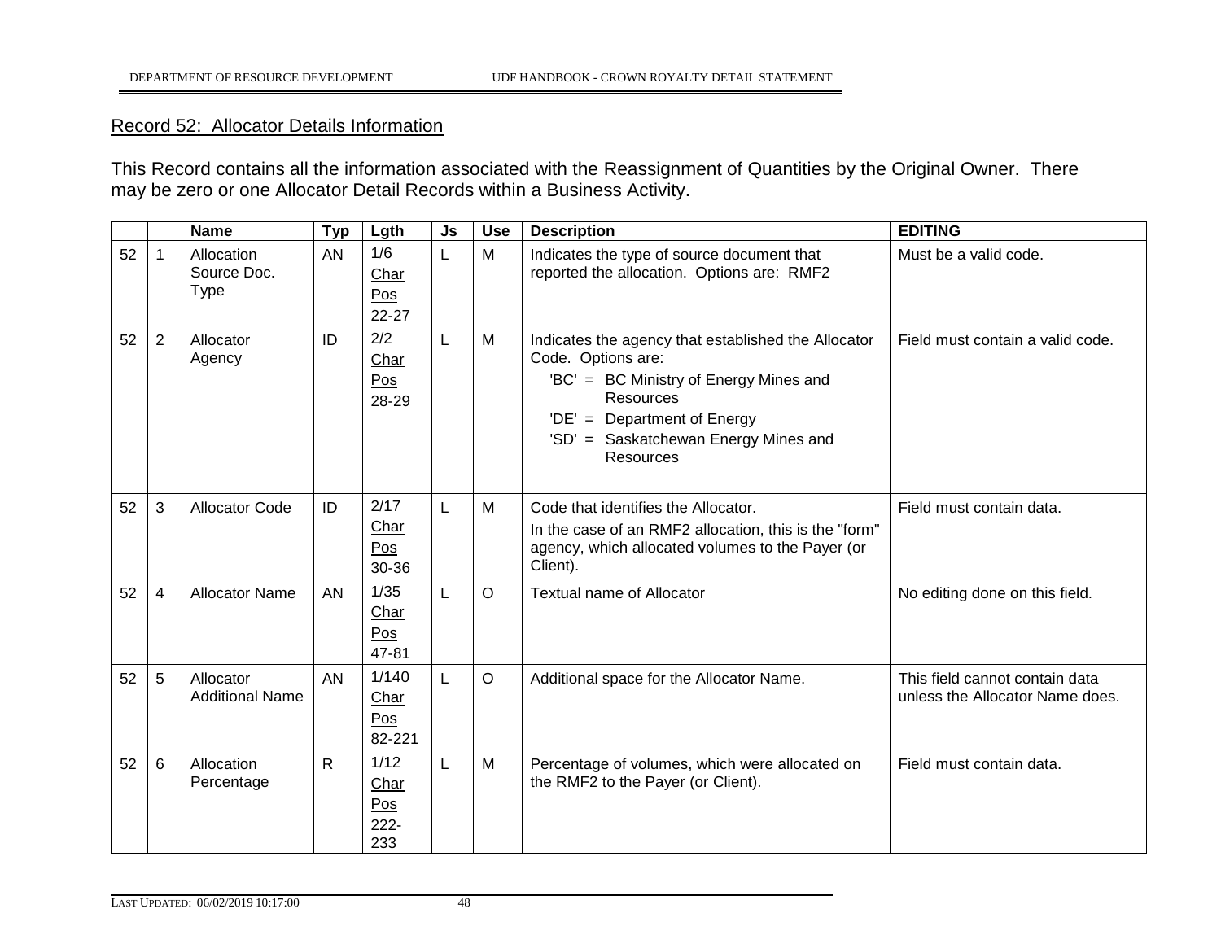## Record 52: Allocator Details Information

This Record contains all the information associated with the Reassignment of Quantities by the Original Owner. There may be zero or one Allocator Detail Records within a Business Activity.

| | | Name | Typ | Lgth | Js | Use | Description | EDITING |
|---|---|---|---|---|---|---|---|---|
| 52 | 1 | Allocation Source Doc. Type | AN | 1/6 Char Pos 22-27 | L | M | Indicates the type of source document that reported the allocation. Options are: RMF2 | Must be a valid code. |
| 52 | 2 | Allocator Agency | ID | 2/2 Char Pos 28-29 | L | M | Indicates the agency that established the Allocator Code. Options are: 'BC' = BC Ministry of Energy Mines and Resources 'DE' = Department of Energy 'SD' = Saskatchewan Energy Mines and Resources | Field must contain a valid code. |
| 52 | 3 | Allocator Code | ID | 2/17 Char Pos 30-36 | L | M | Code that identifies the Allocator. In the case of an RMF2 allocation, this is the "form" agency, which allocated volumes to the Payer (or Client). | Field must contain data. |
| 52 | 4 | Allocator Name | AN | 1/35 Char Pos 47-81 | L | O | Textual name of Allocator | No editing done on this field. |
| 52 | 5 | Allocator Additional Name | AN | 1/140 Char Pos 82-221 | L | O | Additional space for the Allocator Name. | This field cannot contain data unless the Allocator Name does. |
| 52 | 6 | Allocation Percentage | R | 1/12 Char Pos 222-233 | L | M | Percentage of volumes, which were allocated on the RMF2 to the Payer (or Client). | Field must contain data. |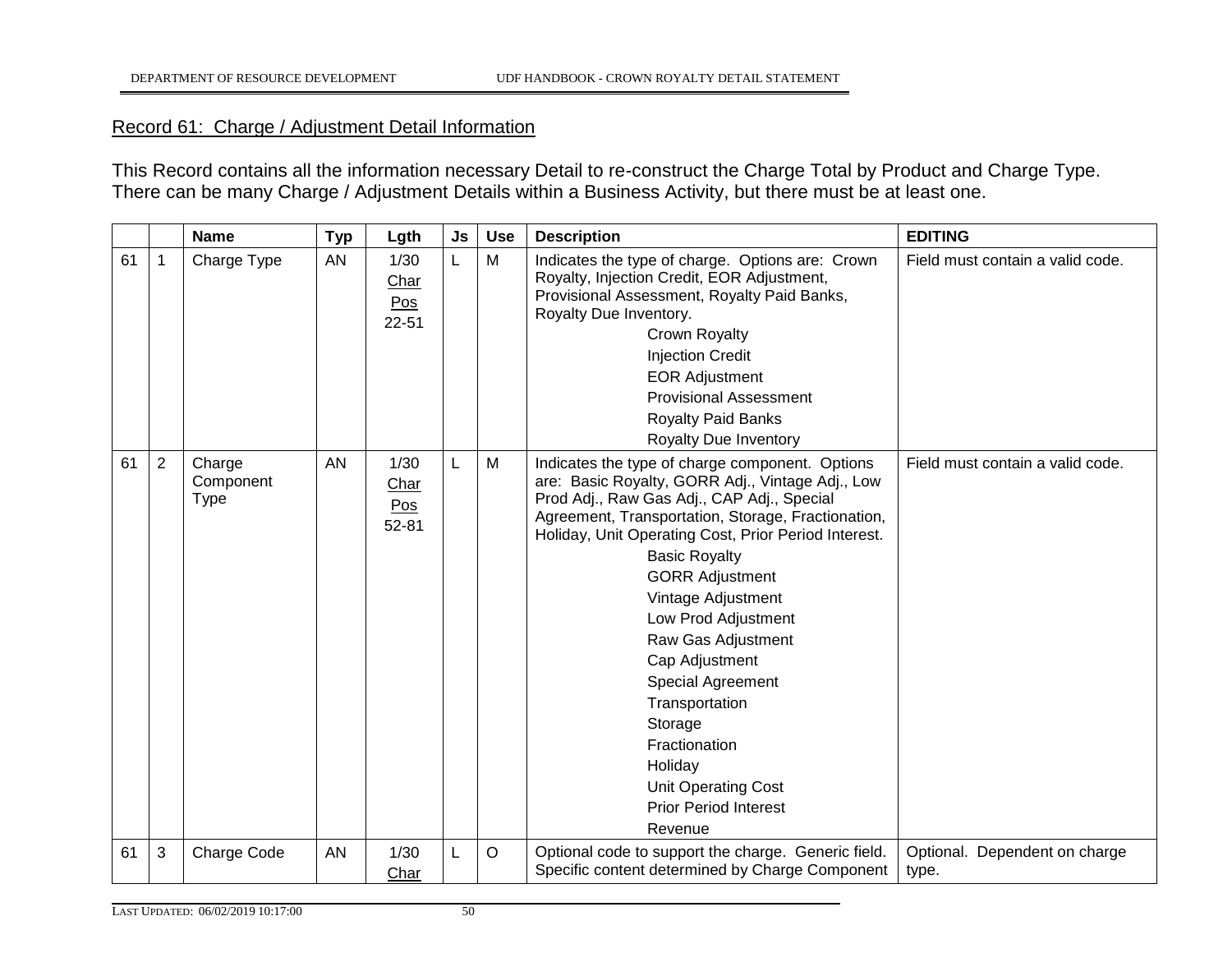## Record 61: Charge / Adjustment Detail Information

This Record contains all the information necessary Detail to re-construct the Charge Total by Product and Charge Type. There can be many Charge / Adjustment Details within a Business Activity, but there must be at least one.

| | | Name | Typ | Lgth | Js | Use | Description | EDITING |
|---|---|---|---|---|---|---|---|---|
| 61 | 1 | Charge Type | AN | 1/30 Char Pos 22-51 | L | M | Indicates the type of charge. Options are: Crown Royalty, Injection Credit, EOR Adjustment, Provisional Assessment, Royalty Paid Banks, Royalty Due Inventory.<br>Crown Royalty<br>Injection Credit<br>EOR Adjustment<br>Provisional Assessment<br>Royalty Paid Banks<br>Royalty Due Inventory | Field must contain a valid code. |
| 61 | 2 | Charge Component Type | AN | 1/30 Char Pos 52-81 | L | M | Indicates the type of charge component. Options are: Basic Royalty, GORR Adj., Vintage Adj., Low Prod Adj., Raw Gas Adj., CAP Adj., Special Agreement, Transportation, Storage, Fractionation, Holiday, Unit Operating Cost, Prior Period Interest.<br>Basic Royalty<br>GORR Adjustment<br>Vintage Adjustment<br>Low Prod Adjustment<br>Raw Gas Adjustment<br>Cap Adjustment<br>Special Agreement<br>Transportation<br>Storage<br>Fractionation<br>Holiday<br>Unit Operating Cost<br>Prior Period Interest<br>Revenue | Field must contain a valid code. |
| 61 | 3 | Charge Code | AN | 1/30 Char | L | O | Optional code to support the charge. Generic field. Specific content determined by Charge Component | Optional. Dependent on charge type. |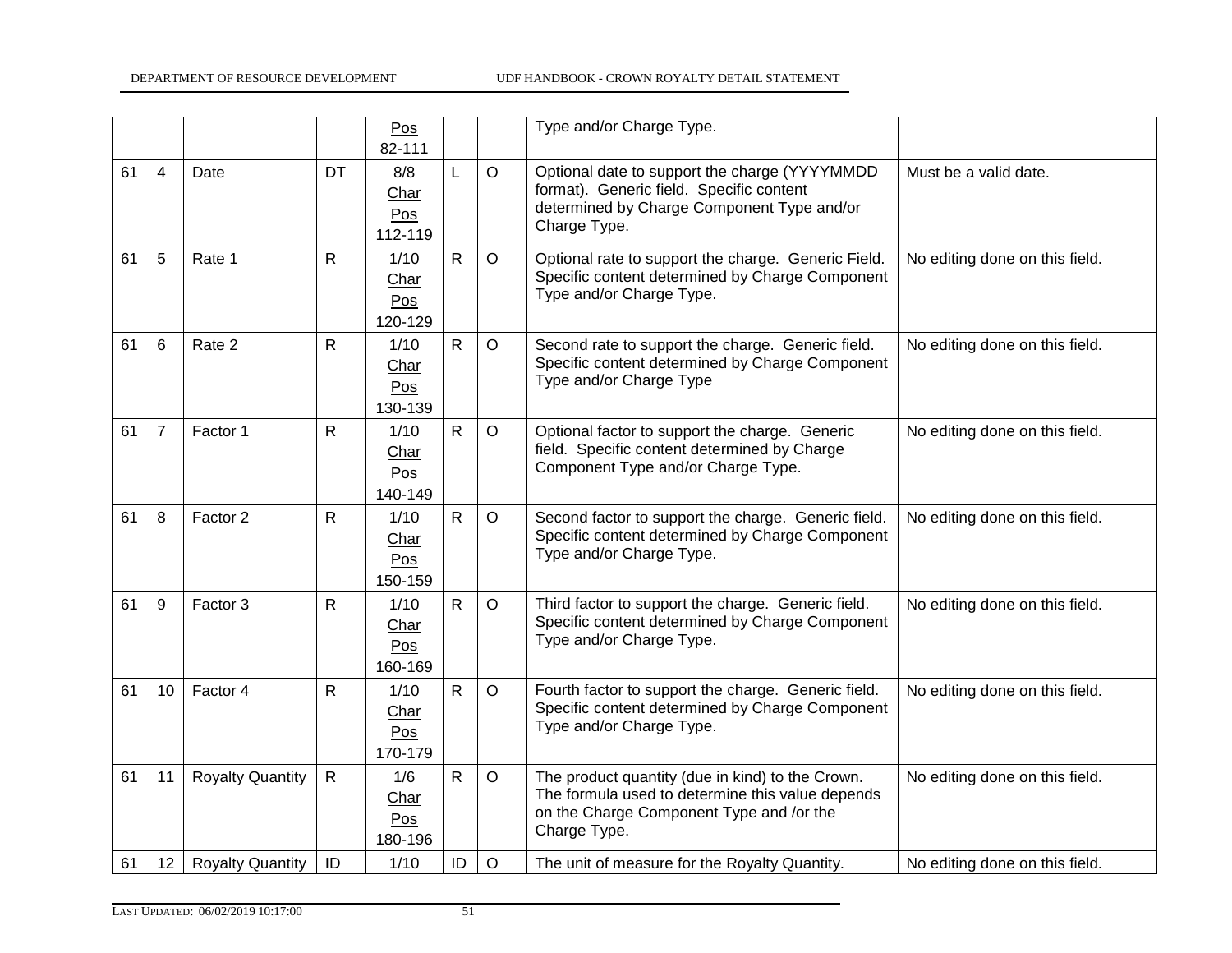|  |  |  |  | Pos 82-111 |  |  | Type and/or Charge Type. |  |
|---|---|---|---|---|---|---|---|---|
| 61 | 4 | Date | DT | 8/8 Char Pos 112-119 | L | O | Optional date to support the charge (YYYYMMDD format). Generic field. Specific content determined by Charge Component Type and/or Charge Type. | Must be a valid date. |
| 61 | 5 | Rate 1 | R | 1/10 Char Pos 120-129 | R | O | Optional rate to support the charge. Generic Field. Specific content determined by Charge Component Type and/or Charge Type. | No editing done on this field. |
| 61 | 6 | Rate 2 | R | 1/10 Char Pos 130-139 | R | O | Second rate to support the charge. Generic field. Specific content determined by Charge Component Type and/or Charge Type | No editing done on this field. |
| 61 | 7 | Factor 1 | R | 1/10 Char Pos 140-149 | R | O | Optional factor to support the charge. Generic field. Specific content determined by Charge Component Type and/or Charge Type. | No editing done on this field. |
| 61 | 8 | Factor 2 | R | 1/10 Char Pos 150-159 | R | O | Second factor to support the charge. Generic field. Specific content determined by Charge Component Type and/or Charge Type. | No editing done on this field. |
| 61 | 9 | Factor 3 | R | 1/10 Char Pos 160-169 | R | O | Third factor to support the charge. Generic field. Specific content determined by Charge Component Type and/or Charge Type. | No editing done on this field. |
| 61 | 10 | Factor 4 | R | 1/10 Char Pos 170-179 | R | O | Fourth factor to support the charge. Generic field. Specific content determined by Charge Component Type and/or Charge Type. | No editing done on this field. |
| 61 | 11 | Royalty Quantity | R | 1/6 Char Pos 180-196 | R | O | The product quantity (due in kind) to the Crown. The formula used to determine this value depends on the Charge Component Type and /or the Charge Type. | No editing done on this field. |
| 61 | 12 | Royalty Quantity | ID | 1/10 | ID | O | The unit of measure for the Royalty Quantity. | No editing done on this field. |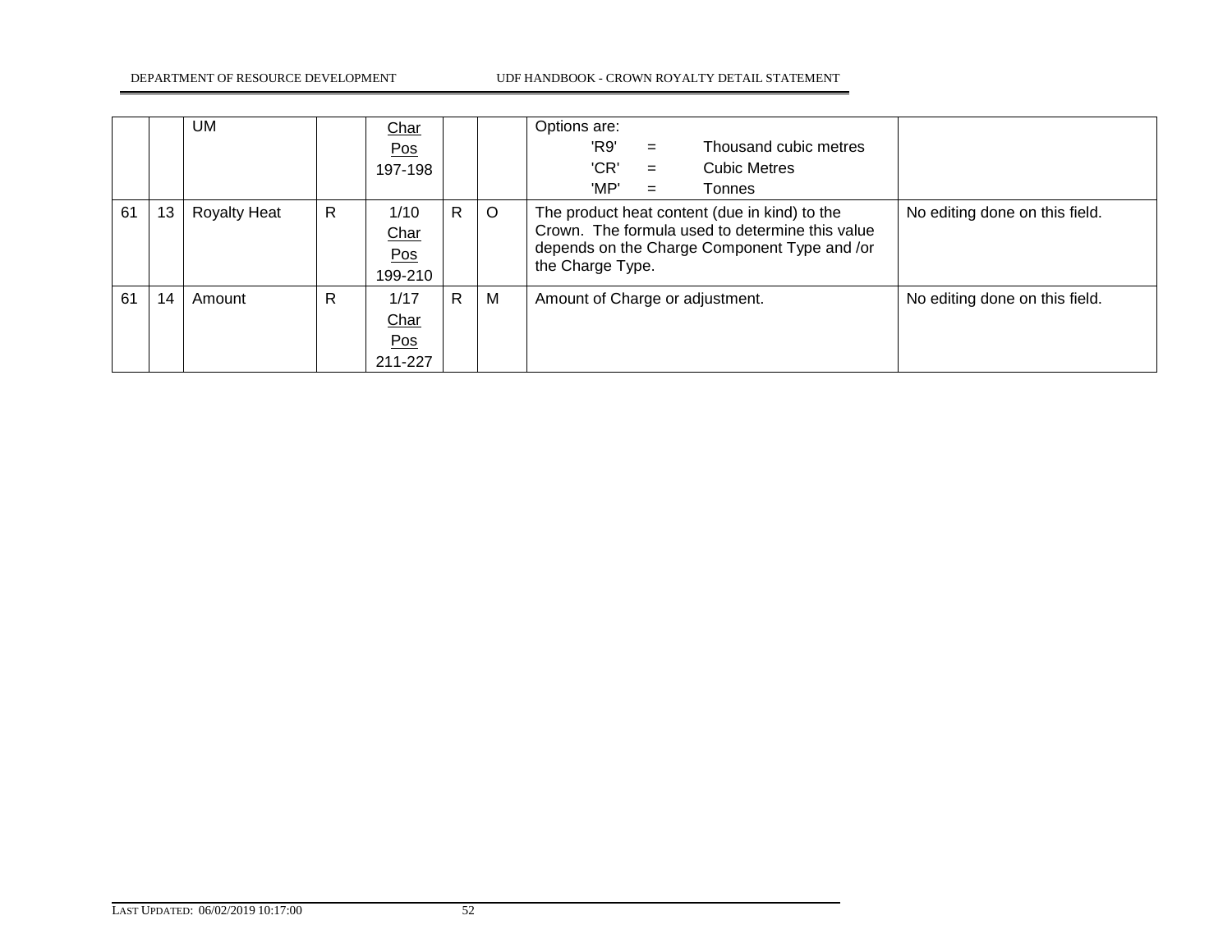|  |  |  |  |  |  |  |  |  |
|---|---|---|---|---|---|---|---|---|
|  |  | UM |  | Char Pos 197-198 |  |  | Options are:<br>'R9' = Thousand cubic metres<br>'CR' = Cubic Metres<br>'MP' = Tonnes |  |
| 61 | 13 | Royalty Heat | R | 1/10 Char Pos 199-210 | R | O | The product heat content (due in kind) to the Crown. The formula used to determine this value depends on the Charge Component Type and /or the Charge Type. | No editing done on this field. |
| 61 | 14 | Amount | R | 1/17 Char Pos 211-227 | R | M | Amount of Charge or adjustment. | No editing done on this field. |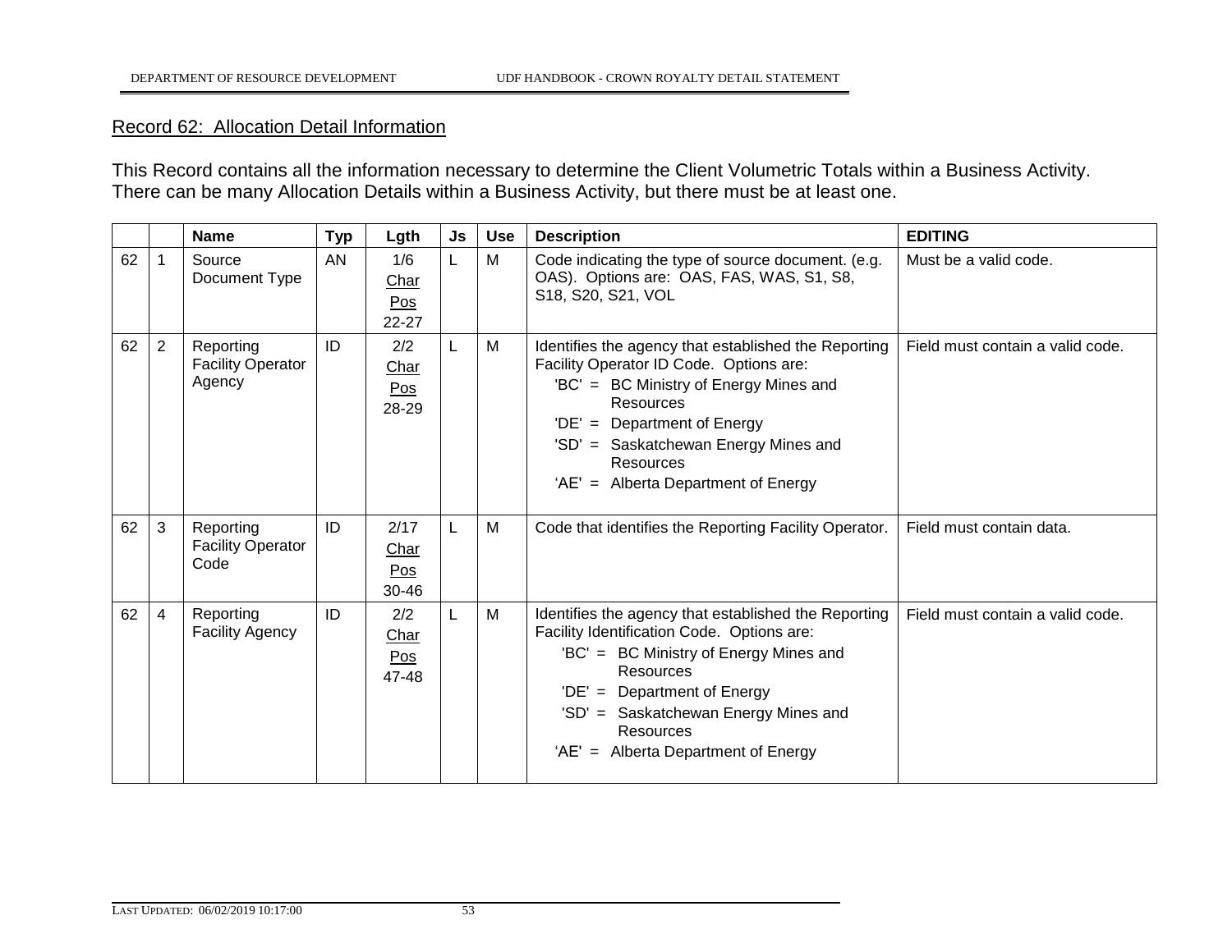## Record 62: Allocation Detail Information

This Record contains all the information necessary to determine the Client Volumetric Totals within a Business Activity. There can be many Allocation Details within a Business Activity, but there must be at least one.

| | | Name | Typ | Lgth | Js | Use | Description | EDITING |
|---|---|---|---|---|---|---|---|---|
| 62 | 1 | Source Document Type | AN | 1/6 Char Pos 22-27 | L | M | Code indicating the type of source document. (e.g. OAS). Options are: OAS, FAS, WAS, S1, S8, S18, S20, S21, VOL | Must be a valid code. |
| 62 | 2 | Reporting Facility Operator Agency | ID | 2/2 Char Pos 28-29 | L | M | Identifies the agency that established the Reporting Facility Operator ID Code. Options are: 'BC' = BC Ministry of Energy Mines and Resources; 'DE' = Department of Energy; 'SD' = Saskatchewan Energy Mines and Resources; 'AE' = Alberta Department of Energy | Field must contain a valid code. |
| 62 | 3 | Reporting Facility Operator Code | ID | 2/17 Char Pos 30-46 | L | M | Code that identifies the Reporting Facility Operator. | Field must contain data. |
| 62 | 4 | Reporting Facility Agency | ID | 2/2 Char Pos 47-48 | L | M | Identifies the agency that established the Reporting Facility Identification Code. Options are: 'BC' = BC Ministry of Energy Mines and Resources; 'DE' = Department of Energy; 'SD' = Saskatchewan Energy Mines and Resources; 'AE' = Alberta Department of Energy | Field must contain a valid code. |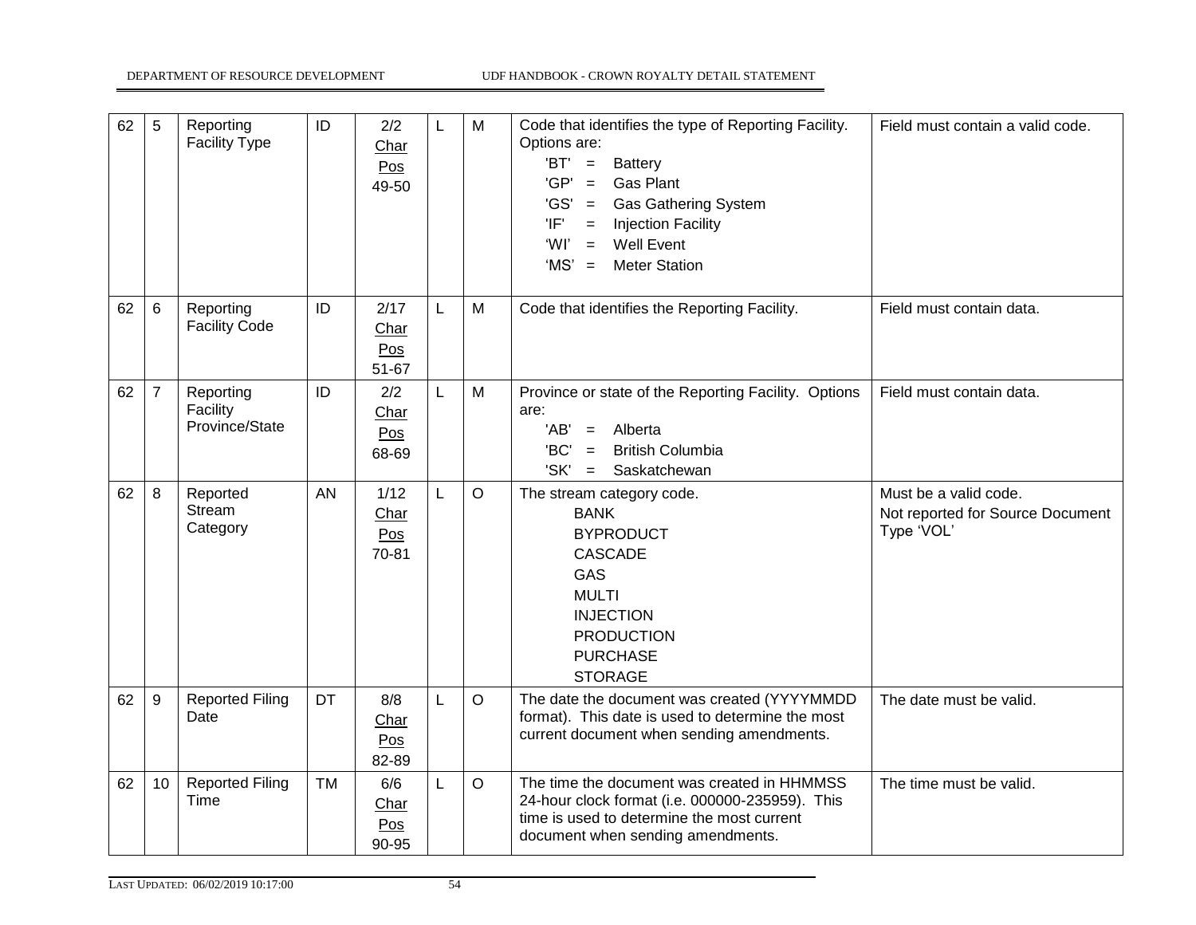| 62 | 5 | Reporting Facility Type | ID | 2/2 Char Pos 49-50 | L | M | Code that identifies the type of Reporting Facility. Options are: 'BT' = Battery 'GP' = Gas Plant 'GS' = Gas Gathering System 'IF' = Injection Facility 'WI' = Well Event 'MS' = Meter Station | Field must contain a valid code. |
|---|---|---|---|---|---|---|---|---|
| 62 | 6 | Reporting Facility Code | ID | 2/17 Char Pos 51-67 | L | M | Code that identifies the Reporting Facility. | Field must contain data. |
| 62 | 7 | Reporting Facility Province/State | ID | 2/2 Char Pos 68-69 | L | M | Province or state of the Reporting Facility. Options are: 'AB' = Alberta 'BC' = British Columbia 'SK' = Saskatchewan | Field must contain data. |
| 62 | 8 | Reported Stream Category | AN | 1/12 Char Pos 70-81 | L | O | The stream category code. BANK BYPRODUCT CASCADE GAS MULTI INJECTION PRODUCTION PURCHASE STORAGE | Must be a valid code. Not reported for Source Document Type 'VOL' |
| 62 | 9 | Reported Filing Date | DT | 8/8 Char Pos 82-89 | L | O | The date the document was created (YYYYMMDD format). This date is used to determine the most current document when sending amendments. | The date must be valid. |
| 62 | 10 | Reported Filing Time | TM | 6/6 Char Pos 90-95 | L | O | The time the document was created in HHMMSS 24-hour clock format (i.e. 000000-235959). This time is used to determine the most current document when sending amendments. | The time must be valid. |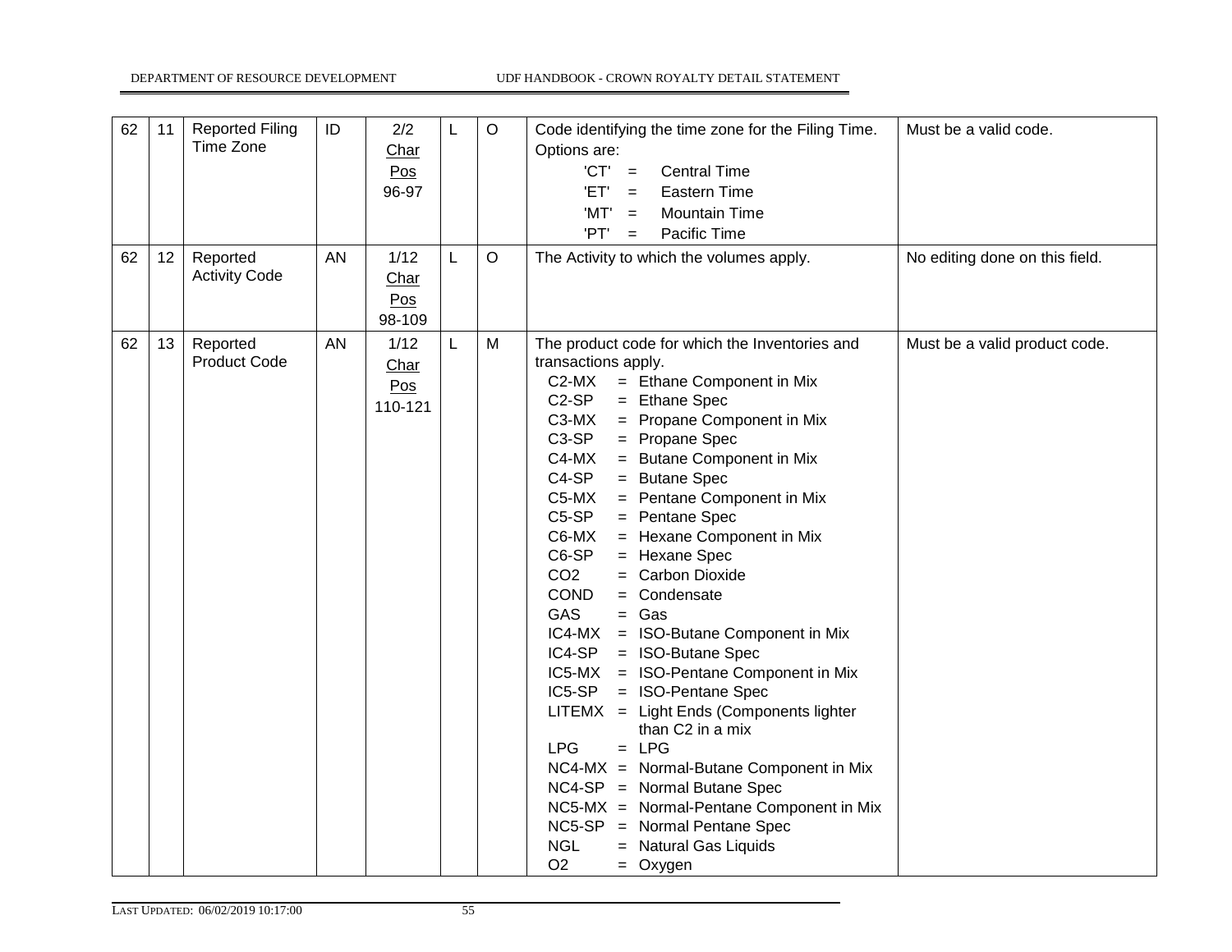| 62 | 11 | Reported Filing Time Zone | ID | 2/2 Char Pos 96-97 | L | O | Code identifying the time zone for the Filing Time. Options are:<br>'CT' = Central Time<br>'ET' = Eastern Time<br>'MT' = Mountain Time<br>'PT' = Pacific Time | Must be a valid code. |
|---|---|---|---|---|---|---|---|---|
| 62 | 12 | Reported Activity Code | AN | 1/12 Char Pos 98-109 | L | O | The Activity to which the volumes apply. | No editing done on this field. |
| 62 | 13 | Reported Product Code | AN | 1/12 Char Pos 110-121 | L | M | The product code for which the Inventories and transactions apply.<br>C2-MX = Ethane Component in Mix<br>C2-SP = Ethane Spec<br>C3-MX = Propane Component in Mix<br>C3-SP = Propane Spec<br>C4-MX = Butane Component in Mix<br>C4-SP = Butane Spec<br>C5-MX = Pentane Component in Mix<br>C5-SP = Pentane Spec<br>C6-MX = Hexane Component in Mix<br>C6-SP = Hexane Spec<br>CO2 = Carbon Dioxide<br>COND = Condensate<br>GAS = Gas<br>IC4-MX = ISO-Butane Component in Mix<br>IC4-SP = ISO-Butane Spec<br>IC5-MX = ISO-Pentane Component in Mix<br>IC5-SP = ISO-Pentane Spec<br>LITEMX = Light Ends (Components lighter than C2 in a mix<br>LPG = LPG<br>NC4-MX = Normal-Butane Component in Mix<br>NC4-SP = Normal Butane Spec<br>NC5-MX = Normal-Pentane Component in Mix<br>NC5-SP = Normal Pentane Spec<br>NGL = Natural Gas Liquids<br>O2 = Oxygen | Must be a valid product code. |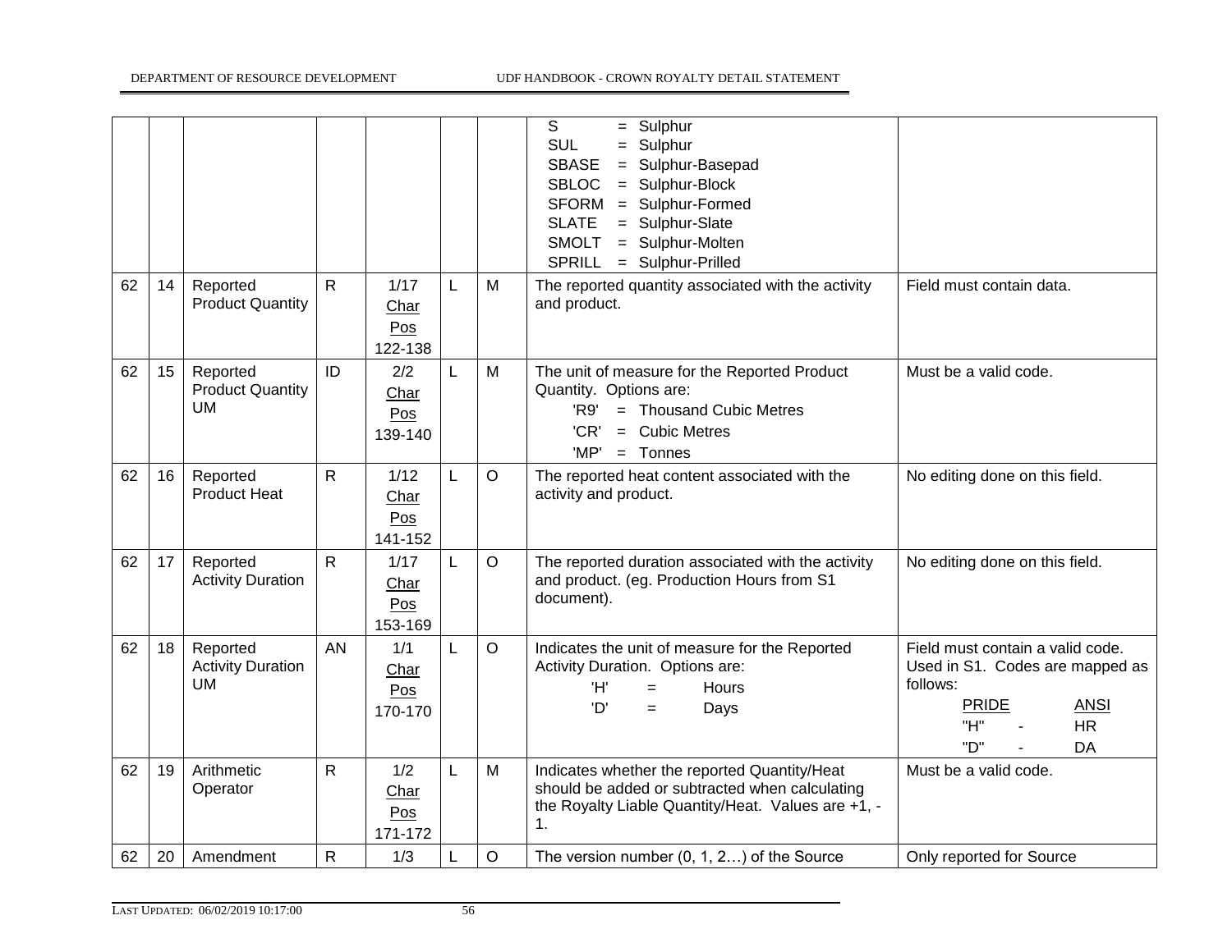| | | | | | | | | |
|---|---|---|---|---|---|---|---|---|
| | | | | | | | S = Sulphur<br>SUL = Sulphur<br>SBASE = Sulphur-Basepad<br>SBLOC = Sulphur-Block<br>SFORM = Sulphur-Formed<br>SLATE = Sulphur-Slate<br>SMOLT = Sulphur-Molten<br>SPRILL = Sulphur-Prilled | |
| 62 | 14 | Reported Product Quantity | R | 1/17 Char Pos 122-138 | L | M | The reported quantity associated with the activity and product. | Field must contain data. |
| 62 | 15 | Reported Product Quantity UM | ID | 2/2 Char Pos 139-140 | L | M | The unit of measure for the Reported Product Quantity. Options are:<br>'R9' = Thousand Cubic Metres<br>'CR' = Cubic Metres<br>'MP' = Tonnes | Must be a valid code. |
| 62 | 16 | Reported Product Heat | R | 1/12 Char Pos 141-152 | L | O | The reported heat content associated with the activity and product. | No editing done on this field. |
| 62 | 17 | Reported Activity Duration | R | 1/17 Char Pos 153-169 | L | O | The reported duration associated with the activity and product. (eg. Production Hours from S1 document). | No editing done on this field. |
| 62 | 18 | Reported Activity Duration UM | AN | 1/1 Char Pos 170-170 | L | O | Indicates the unit of measure for the Reported Activity Duration. Options are:<br>'H' = Hours<br>'D' = Days | Field must contain a valid code. Used in S1. Codes are mapped as follows:<br>PRIDE ANSI<br>"H" - HR<br>"D" - DA |
| 62 | 19 | Arithmetic Operator | R | 1/2 Char Pos 171-172 | L | M | Indicates whether the reported Quantity/Heat should be added or subtracted when calculating the Royalty Liable Quantity/Heat. Values are +1, -1. | Must be a valid code. |
| 62 | 20 | Amendment | R | 1/3 | L | O | The version number (0, 1, 2…) of the Source | Only reported for Source |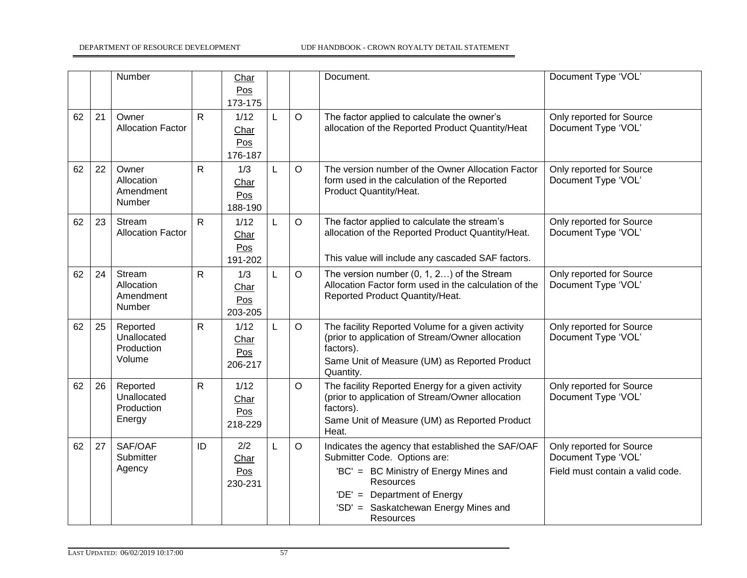| | | | | | | | | |
|---|---|---|---|---|---|---|---|---|
| | | Number | | Char Pos 173-175 | | | Document. | Document Type 'VOL' |
| 62 | 21 | Owner Allocation Factor | R | 1/12 Char Pos 176-187 | L | O | The factor applied to calculate the owner's allocation of the Reported Product Quantity/Heat | Only reported for Source Document Type 'VOL' |
| 62 | 22 | Owner Allocation Amendment Number | R | 1/3 Char Pos 188-190 | L | O | The version number of the Owner Allocation Factor form used in the calculation of the Reported Product Quantity/Heat. | Only reported for Source Document Type 'VOL' |
| 62 | 23 | Stream Allocation Factor | R | 1/12 Char Pos 191-202 | L | O | The factor applied to calculate the stream's allocation of the Reported Product Quantity/Heat.<br><br>This value will include any cascaded SAF factors. | Only reported for Source Document Type 'VOL' |
| 62 | 24 | Stream Allocation Amendment Number | R | 1/3 Char Pos 203-205 | L | O | The version number (0, 1, 2…) of the Stream Allocation Factor form used in the calculation of the Reported Product Quantity/Heat. | Only reported for Source Document Type 'VOL' |
| 62 | 25 | Reported Unallocated Production Volume | R | 1/12 Char Pos 206-217 | L | O | The facility Reported Volume for a given activity (prior to application of Stream/Owner allocation factors).<br>Same Unit of Measure (UM) as Reported Product Quantity. | Only reported for Source Document Type 'VOL' |
| 62 | 26 | Reported Unallocated Production Energy | R | 1/12 Char Pos 218-229 | | O | The facility Reported Energy for a given activity (prior to application of Stream/Owner allocation factors).<br>Same Unit of Measure (UM) as Reported Product Heat. | Only reported for Source Document Type 'VOL' |
| 62 | 27 | SAF/OAF Submitter Agency | ID | 2/2 Char Pos 230-231 | L | O | Indicates the agency that established the SAF/OAF Submitter Code. Options are:<br>'BC' = BC Ministry of Energy Mines and Resources<br>'DE' = Department of Energy<br>'SD' = Saskatchewan Energy Mines and Resources | Only reported for Source Document Type 'VOL'<br>Field must contain a valid code. |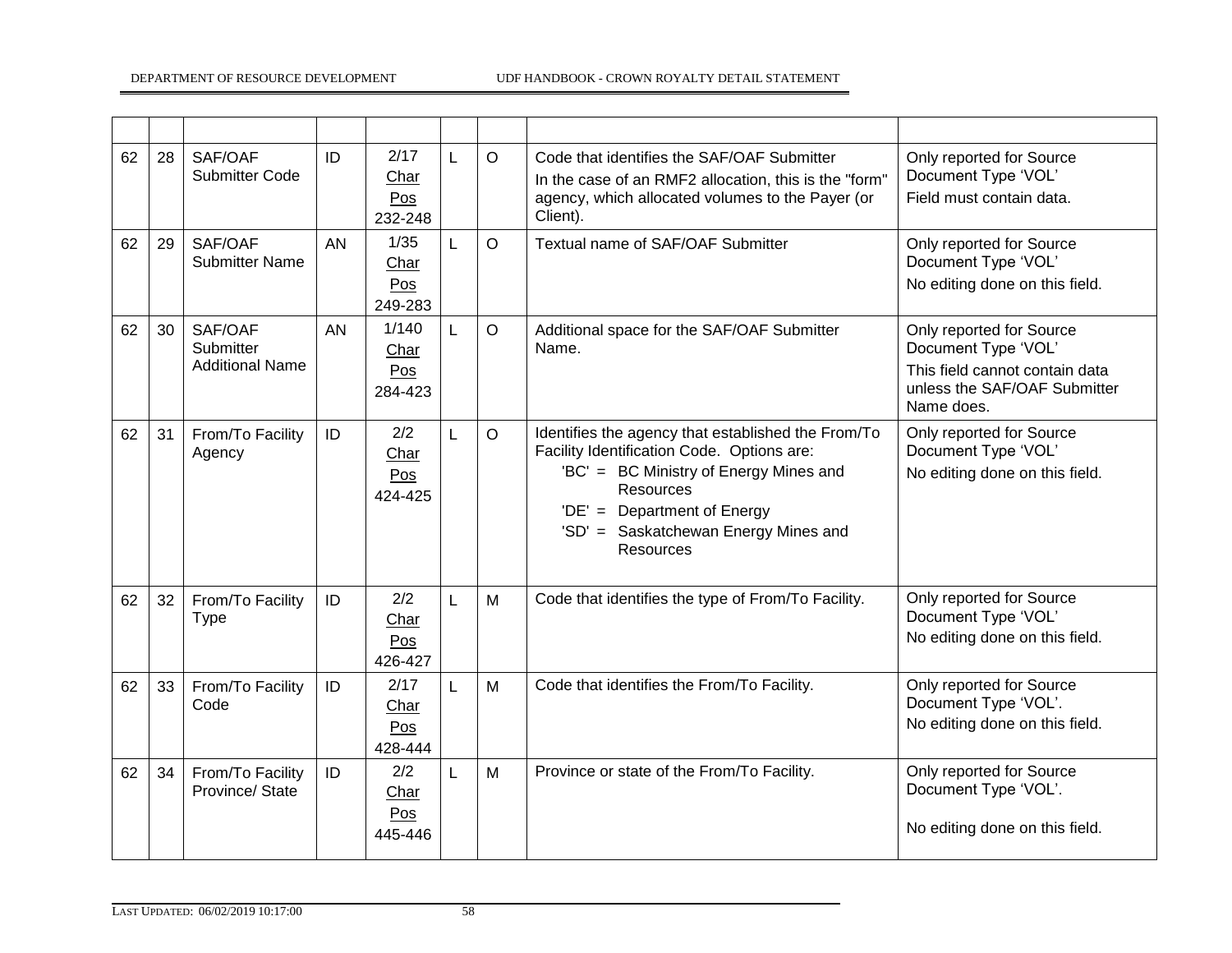| | | | | | | | | |
|---|---|---|---|---|---|---|---|---|
| 62 | 28 | SAF/OAF Submitter Code | ID | 2/17 Char Pos 232-248 | L | O | Code that identifies the SAF/OAF Submitter<br>In the case of an RMF2 allocation, this is the "form" agency, which allocated volumes to the Payer (or Client). | Only reported for Source Document Type 'VOL'<br>Field must contain data. |
| 62 | 29 | SAF/OAF Submitter Name | AN | 1/35 Char Pos 249-283 | L | O | Textual name of SAF/OAF Submitter | Only reported for Source Document Type 'VOL'<br>No editing done on this field. |
| 62 | 30 | SAF/OAF Submitter Additional Name | AN | 1/140 Char Pos 284-423 | L | O | Additional space for the SAF/OAF Submitter Name. | Only reported for Source Document Type 'VOL'<br>This field cannot contain data unless the SAF/OAF Submitter Name does. |
| 62 | 31 | From/To Facility Agency | ID | 2/2 Char Pos 424-425 | L | O | Identifies the agency that established the From/To Facility Identification Code. Options are:<br>'BC' = BC Ministry of Energy Mines and Resources<br>'DE' = Department of Energy<br>'SD' = Saskatchewan Energy Mines and Resources | Only reported for Source Document Type 'VOL'<br>No editing done on this field. |
| 62 | 32 | From/To Facility Type | ID | 2/2 Char Pos 426-427 | L | M | Code that identifies the type of From/To Facility. | Only reported for Source Document Type 'VOL'<br>No editing done on this field. |
| 62 | 33 | From/To Facility Code | ID | 2/17 Char Pos 428-444 | L | M | Code that identifies the From/To Facility. | Only reported for Source Document Type 'VOL'.<br>No editing done on this field. |
| 62 | 34 | From/To Facility Province/ State | ID | 2/2 Char Pos 445-446 | L | M | Province or state of the From/To Facility. | Only reported for Source Document Type 'VOL'.<br>No editing done on this field. |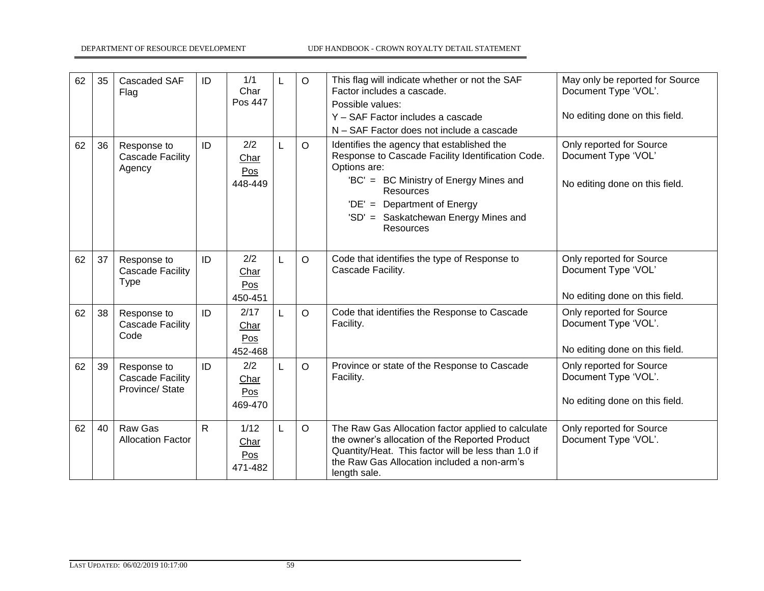| | | | | | | | | |
|---|---|---|---|---|---|---|---|---|
| 62 | 35 | Cascaded SAF Flag | ID | 1/1 Char Pos 447 | L | O | This flag will indicate whether or not the SAF Factor includes a cascade.<br>Possible values:<br>Y – SAF Factor includes a cascade<br>N – SAF Factor does not include a cascade | May only be reported for Source Document Type 'VOL'.<br><br>No editing done on this field. |
| 62 | 36 | Response to Cascade Facility Agency | ID | 2/2 Char Pos 448-449 | L | O | Identifies the agency that established the Response to Cascade Facility Identification Code. Options are:<br>'BC' = BC Ministry of Energy Mines and Resources<br>'DE' = Department of Energy<br>'SD' = Saskatchewan Energy Mines and Resources | Only reported for Source Document Type 'VOL'<br><br>No editing done on this field. |
| 62 | 37 | Response to Cascade Facility Type | ID | 2/2 Char Pos 450-451 | L | O | Code that identifies the type of Response to Cascade Facility. | Only reported for Source Document Type 'VOL'<br><br>No editing done on this field. |
| 62 | 38 | Response to Cascade Facility Code | ID | 2/17 Char Pos 452-468 | L | O | Code that identifies the Response to Cascade Facility. | Only reported for Source Document Type 'VOL'.<br><br>No editing done on this field. |
| 62 | 39 | Response to Cascade Facility Province/ State | ID | 2/2 Char Pos 469-470 | L | O | Province or state of the Response to Cascade Facility. | Only reported for Source Document Type 'VOL'.<br><br>No editing done on this field. |
| 62 | 40 | Raw Gas Allocation Factor | R | 1/12 Char Pos 471-482 | L | O | The Raw Gas Allocation factor applied to calculate the owner's allocation of the Reported Product Quantity/Heat. This factor will be less than 1.0 if the Raw Gas Allocation included a non-arm's length sale. | Only reported for Source Document Type 'VOL'. |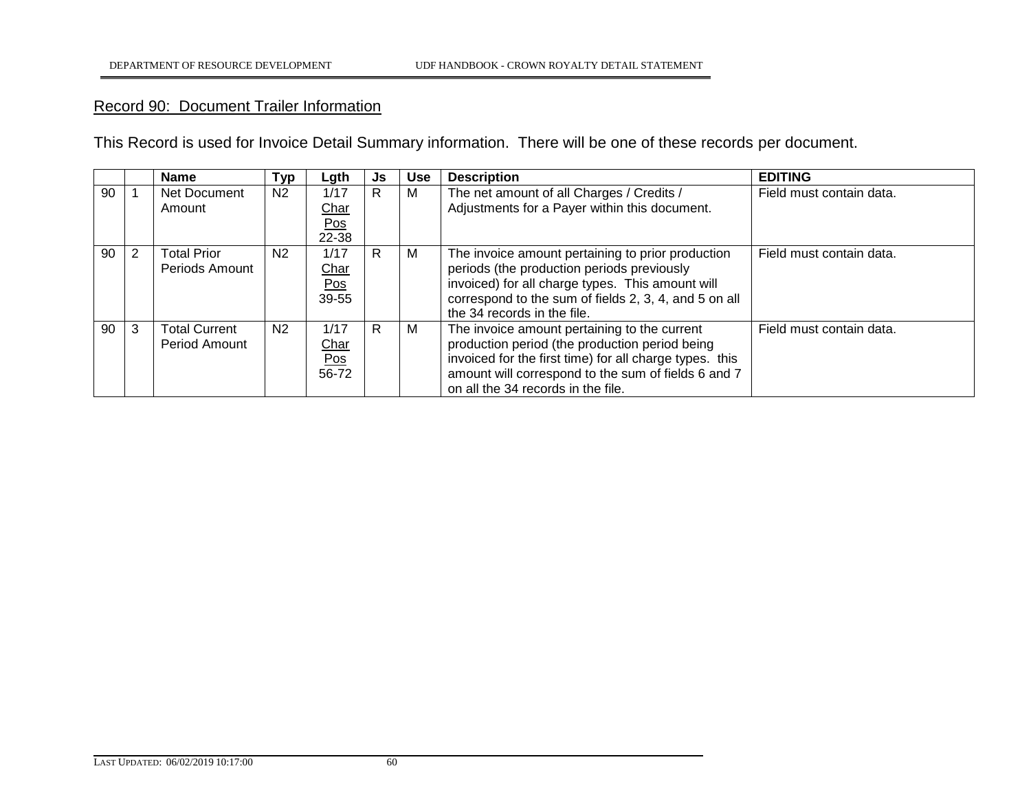## Record 90:  Document Trailer Information

This Record is used for Invoice Detail Summary information.  There will be one of these records per document.

| | | Name | Typ | Lgth | Js | Use | Description | EDITING |
|---|---|---|---|---|---|---|---|---|
| 90 | 1 | Net Document Amount | N2 | 1/17 Char Pos 22-38 | R | M | The net amount of all Charges / Credits / Adjustments for a Payer within this document. | Field must contain data. |
| 90 | 2 | Total Prior Periods Amount | N2 | 1/17 Char Pos 39-55 | R | M | The invoice amount pertaining to prior production periods (the production periods previously invoiced) for all charge types.  This amount will correspond to the sum of fields 2, 3, 4, and 5 on all the 34 records in the file. | Field must contain data. |
| 90 | 3 | Total Current Period Amount | N2 | 1/17 Char Pos 56-72 | R | M | The invoice amount pertaining to the current production period (the production period being invoiced for the first time) for all charge types.  this amount will correspond to the sum of fields 6 and 7 on all the 34 records in the file. | Field must contain data. |